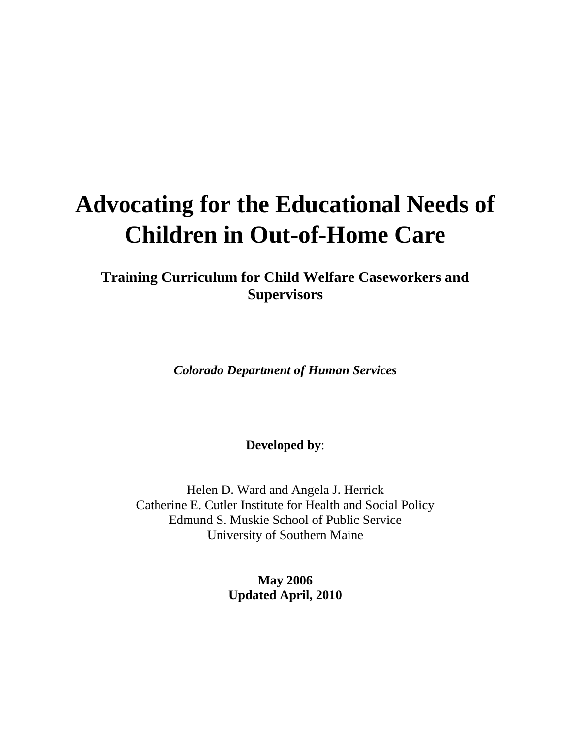# Advocating for the Educational Needs of Children in Out-of-Home Care

## Training Curriculum for Child Welfare Caseworkers and Supervisors

***Colorado Department of Human Services***

**Developed by**:

Helen D. Ward and Angela J. Herrick
Catherine E. Cutler Institute for Health and Social Policy
Edmund S. Muskie School of Public Service
University of Southern Maine

**May 2006**
**Updated April, 2010**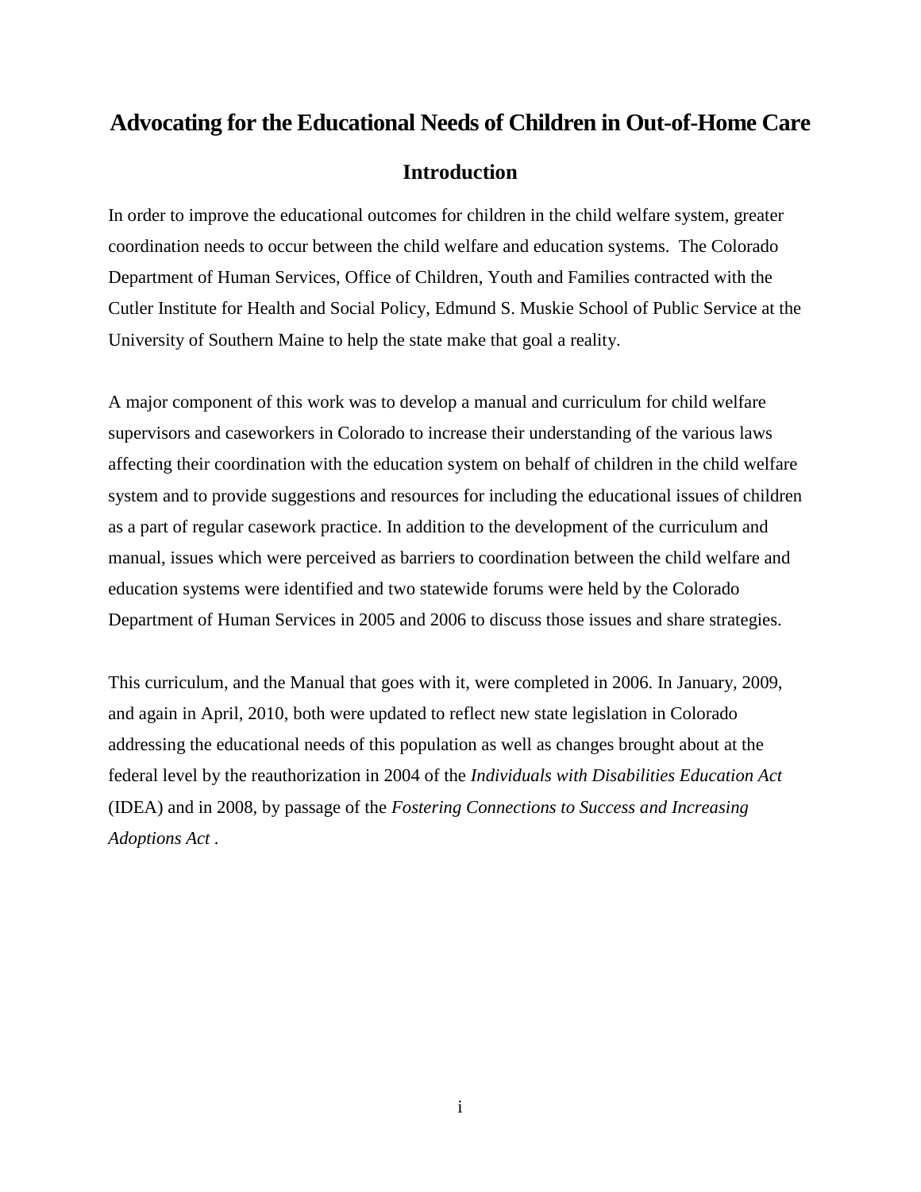# Advocating for the Educational Needs of Children in Out-of-Home Care

## Introduction

In order to improve the educational outcomes for children in the child welfare system, greater coordination needs to occur between the child welfare and education systems. The Colorado Department of Human Services, Office of Children, Youth and Families contracted with the Cutler Institute for Health and Social Policy, Edmund S. Muskie School of Public Service at the University of Southern Maine to help the state make that goal a reality.

A major component of this work was to develop a manual and curriculum for child welfare supervisors and caseworkers in Colorado to increase their understanding of the various laws affecting their coordination with the education system on behalf of children in the child welfare system and to provide suggestions and resources for including the educational issues of children as a part of regular casework practice. In addition to the development of the curriculum and manual, issues which were perceived as barriers to coordination between the child welfare and education systems were identified and two statewide forums were held by the Colorado Department of Human Services in 2005 and 2006 to discuss those issues and share strategies.

This curriculum, and the Manual that goes with it, were completed in 2006. In January, 2009, and again in April, 2010, both were updated to reflect new state legislation in Colorado addressing the educational needs of this population as well as changes brought about at the federal level by the reauthorization in 2004 of the *Individuals with Disabilities Education Act* (IDEA) and in 2008, by passage of the *Fostering Connections to Success and Increasing Adoptions Act* .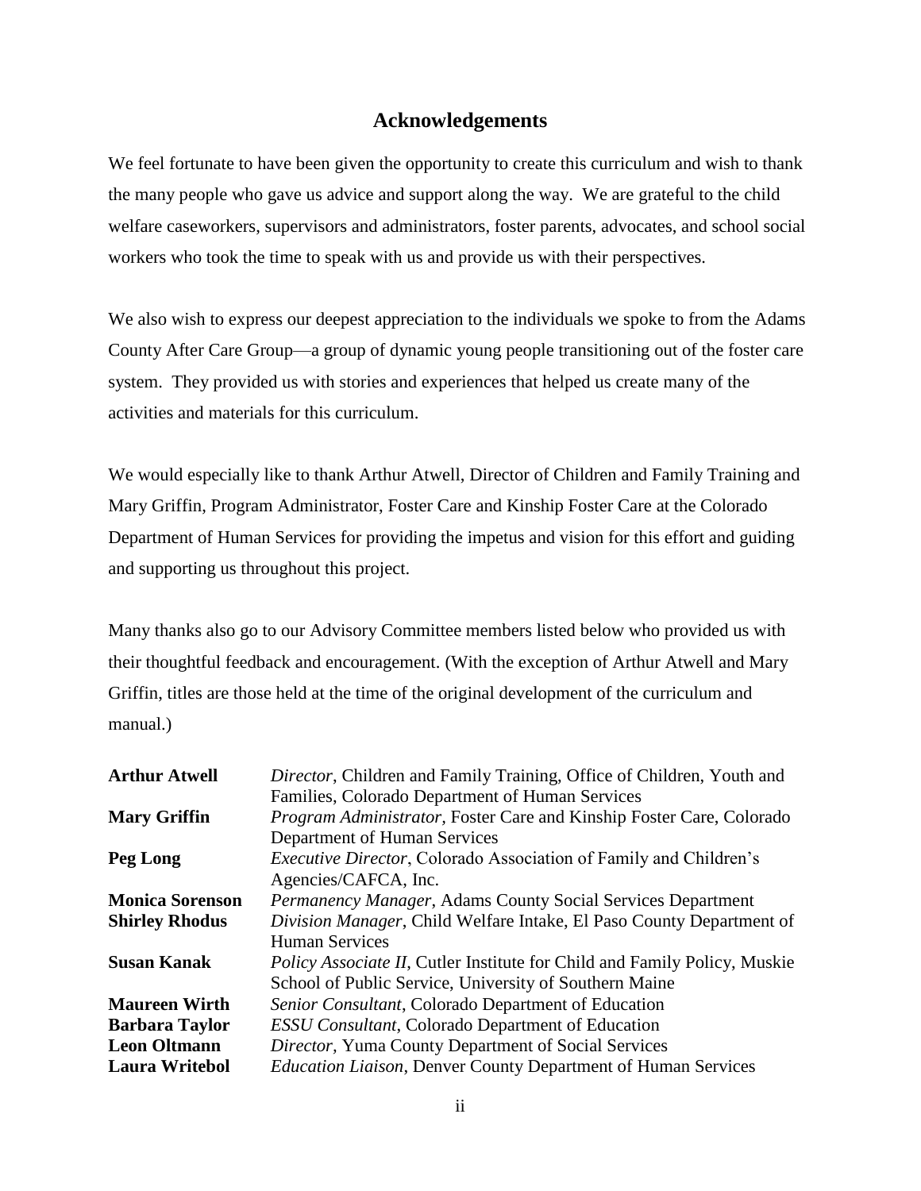## Acknowledgements

We feel fortunate to have been given the opportunity to create this curriculum and wish to thank the many people who gave us advice and support along the way. We are grateful to the child welfare caseworkers, supervisors and administrators, foster parents, advocates, and school social workers who took the time to speak with us and provide us with their perspectives.

We also wish to express our deepest appreciation to the individuals we spoke to from the Adams County After Care Group—a group of dynamic young people transitioning out of the foster care system. They provided us with stories and experiences that helped us create many of the activities and materials for this curriculum.

We would especially like to thank Arthur Atwell, Director of Children and Family Training and Mary Griffin, Program Administrator, Foster Care and Kinship Foster Care at the Colorado Department of Human Services for providing the impetus and vision for this effort and guiding and supporting us throughout this project.

Many thanks also go to our Advisory Committee members listed below who provided us with their thoughtful feedback and encouragement. (With the exception of Arthur Atwell and Mary Griffin, titles are those held at the time of the original development of the curriculum and manual.)

| | |
|---|---|
| **Arthur Atwell** | *Director*, Children and Family Training, Office of Children, Youth and Families, Colorado Department of Human Services |
| **Mary Griffin** | *Program Administrator*, Foster Care and Kinship Foster Care, Colorado Department of Human Services |
| **Peg Long** | *Executive Director*, Colorado Association of Family and Children's Agencies/CAFCA, Inc. |
| **Monica Sorenson** | *Permanency Manager*, Adams County Social Services Department |
| **Shirley Rhodus** | *Division Manager*, Child Welfare Intake, El Paso County Department of Human Services |
| **Susan Kanak** | *Policy Associate II*, Cutler Institute for Child and Family Policy, Muskie School of Public Service, University of Southern Maine |
| **Maureen Wirth** | *Senior Consultant*, Colorado Department of Education |
| **Barbara Taylor** | *ESSU Consultant*, Colorado Department of Education |
| **Leon Oltmann** | *Director*, Yuma County Department of Social Services |
| **Laura Writebol** | *Education Liaison*, Denver County Department of Human Services |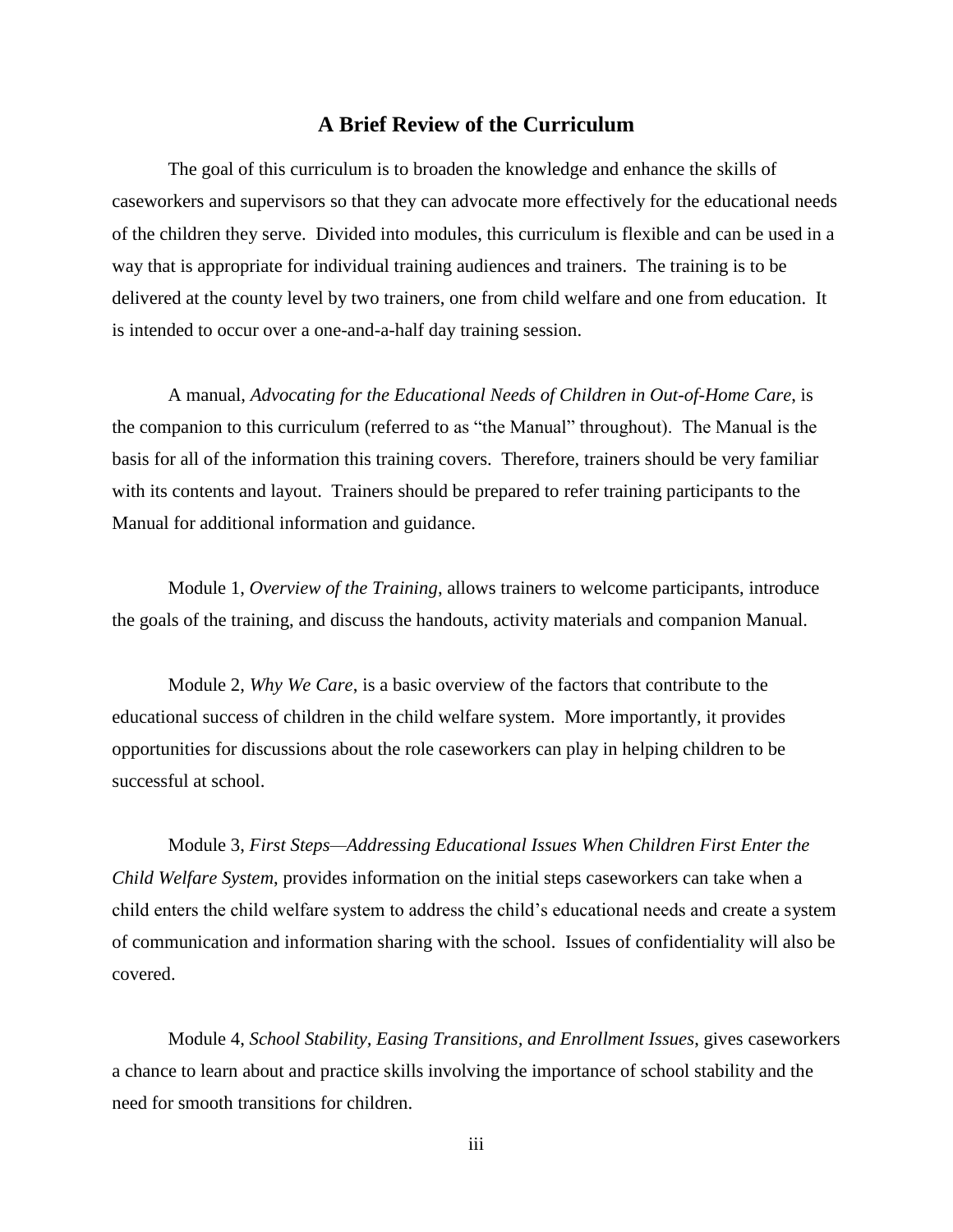## A Brief Review of the Curriculum

The goal of this curriculum is to broaden the knowledge and enhance the skills of caseworkers and supervisors so that they can advocate more effectively for the educational needs of the children they serve. Divided into modules, this curriculum is flexible and can be used in a way that is appropriate for individual training audiences and trainers. The training is to be delivered at the county level by two trainers, one from child welfare and one from education. It is intended to occur over a one-and-a-half day training session.

A manual, *Advocating for the Educational Needs of Children in Out-of-Home Care*, is the companion to this curriculum (referred to as "the Manual" throughout). The Manual is the basis for all of the information this training covers. Therefore, trainers should be very familiar with its contents and layout. Trainers should be prepared to refer training participants to the Manual for additional information and guidance.

Module 1, *Overview of the Training*, allows trainers to welcome participants, introduce the goals of the training, and discuss the handouts, activity materials and companion Manual.

Module 2, *Why We Care*, is a basic overview of the factors that contribute to the educational success of children in the child welfare system. More importantly, it provides opportunities for discussions about the role caseworkers can play in helping children to be successful at school.

Module 3, *First Steps—Addressing Educational Issues When Children First Enter the Child Welfare System*, provides information on the initial steps caseworkers can take when a child enters the child welfare system to address the child's educational needs and create a system of communication and information sharing with the school. Issues of confidentiality will also be covered.

Module 4, *School Stability, Easing Transitions, and Enrollment Issues*, gives caseworkers a chance to learn about and practice skills involving the importance of school stability and the need for smooth transitions for children.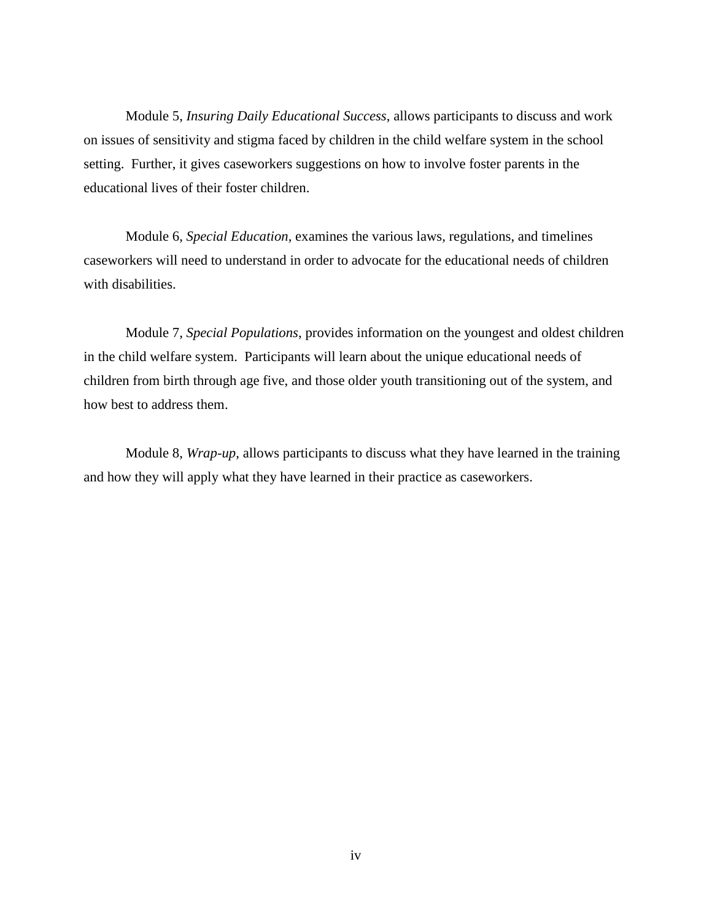Module 5, *Insuring Daily Educational Success*, allows participants to discuss and work on issues of sensitivity and stigma faced by children in the child welfare system in the school setting. Further, it gives caseworkers suggestions on how to involve foster parents in the educational lives of their foster children.

Module 6, *Special Education*, examines the various laws, regulations, and timelines caseworkers will need to understand in order to advocate for the educational needs of children with disabilities.

Module 7, *Special Populations*, provides information on the youngest and oldest children in the child welfare system. Participants will learn about the unique educational needs of children from birth through age five, and those older youth transitioning out of the system, and how best to address them.

Module 8, *Wrap-up*, allows participants to discuss what they have learned in the training and how they will apply what they have learned in their practice as caseworkers.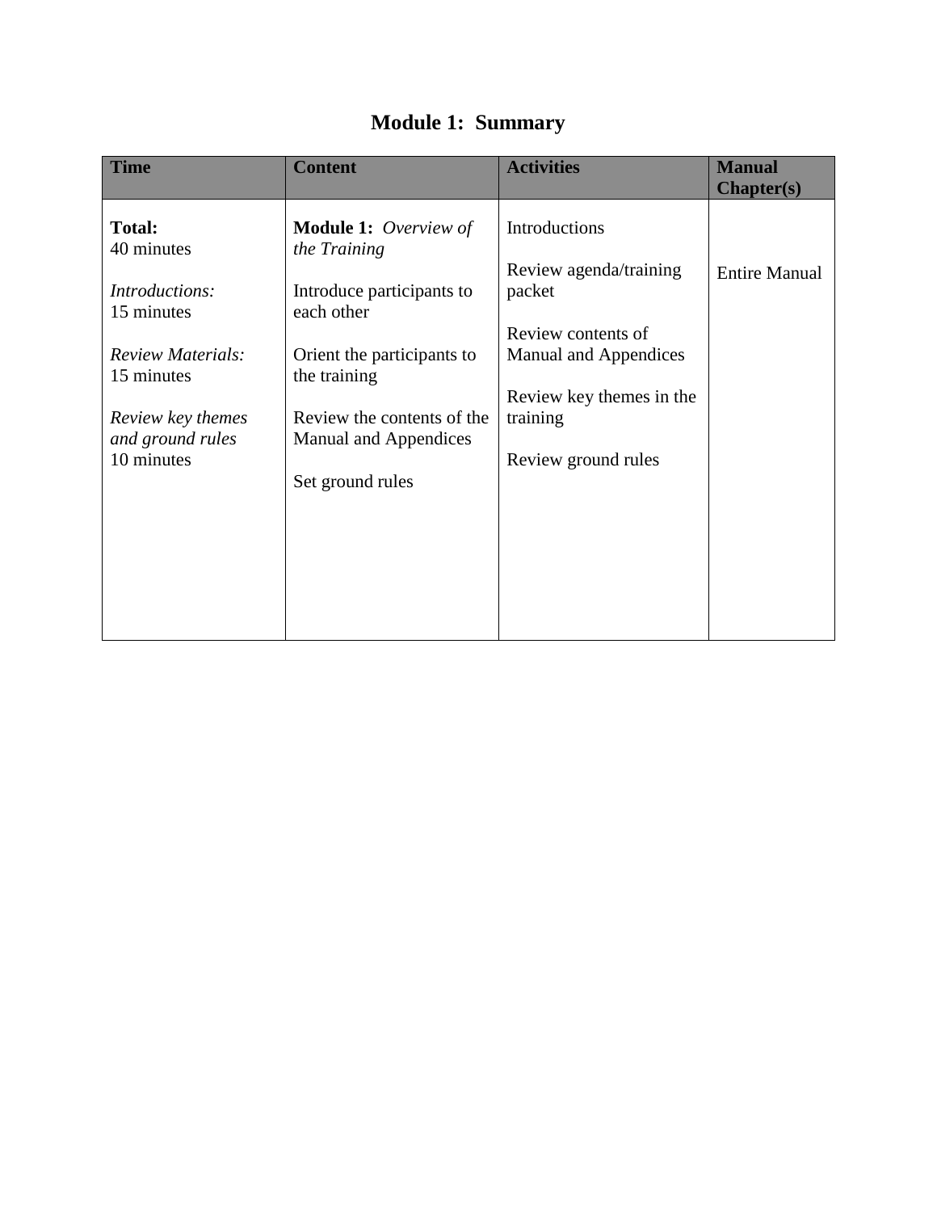# Module 1: Summary

| Time | Content | Activities | Manual Chapter(s) |
|---|---|---|---|
| **Total:**<br>40 minutes<br><br>*Introductions:*<br>15 minutes<br><br>*Review Materials:*<br>15 minutes<br><br>*Review key themes and ground rules*<br>10 minutes | **Module 1:** *Overview of the Training*<br><br>Introduce participants to each other<br><br>Orient the participants to the training<br><br>Review the contents of the Manual and Appendices<br><br>Set ground rules | Introductions<br><br>Review agenda/training packet<br><br>Review contents of Manual and Appendices<br><br>Review key themes in the training<br><br>Review ground rules | Entire Manual |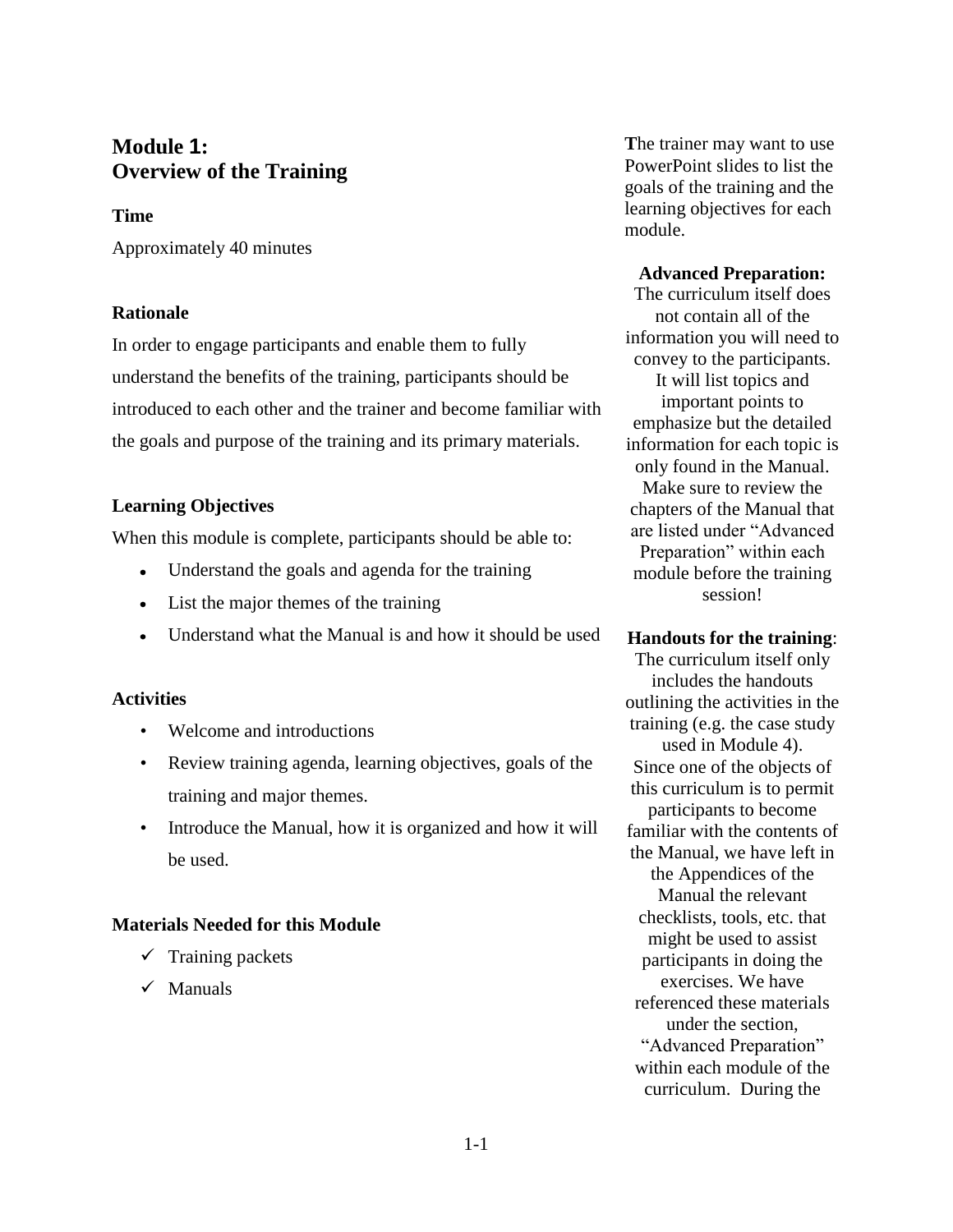# Module 1: Overview of the Training

### Time

Approximately 40 minutes

### Rationale

In order to engage participants and enable them to fully understand the benefits of the training, participants should be introduced to each other and the trainer and become familiar with the goals and purpose of the training and its primary materials.

### Learning Objectives

When this module is complete, participants should be able to:

- Understand the goals and agenda for the training
- List the major themes of the training
- Understand what the Manual is and how it should be used

### Activities

- Welcome and introductions
- Review training agenda, learning objectives, goals of the training and major themes.
- Introduce the Manual, how it is organized and how it will be used.

### Materials Needed for this Module

- ✓ Training packets
- ✓ Manuals

The trainer may want to use PowerPoint slides to list the goals of the training and the learning objectives for each module.

**Advanced Preparation:** The curriculum itself does not contain all of the information you will need to convey to the participants. It will list topics and important points to emphasize but the detailed information for each topic is only found in the Manual. Make sure to review the chapters of the Manual that are listed under "Advanced Preparation" within each module before the training session!

**Handouts for the training**: The curriculum itself only includes the handouts outlining the activities in the training (e.g. the case study used in Module 4). Since one of the objects of this curriculum is to permit participants to become familiar with the contents of the Manual, we have left in the Appendices of the Manual the relevant checklists, tools, etc. that might be used to assist participants in doing the exercises. We have referenced these materials under the section, "Advanced Preparation" within each module of the curriculum. During the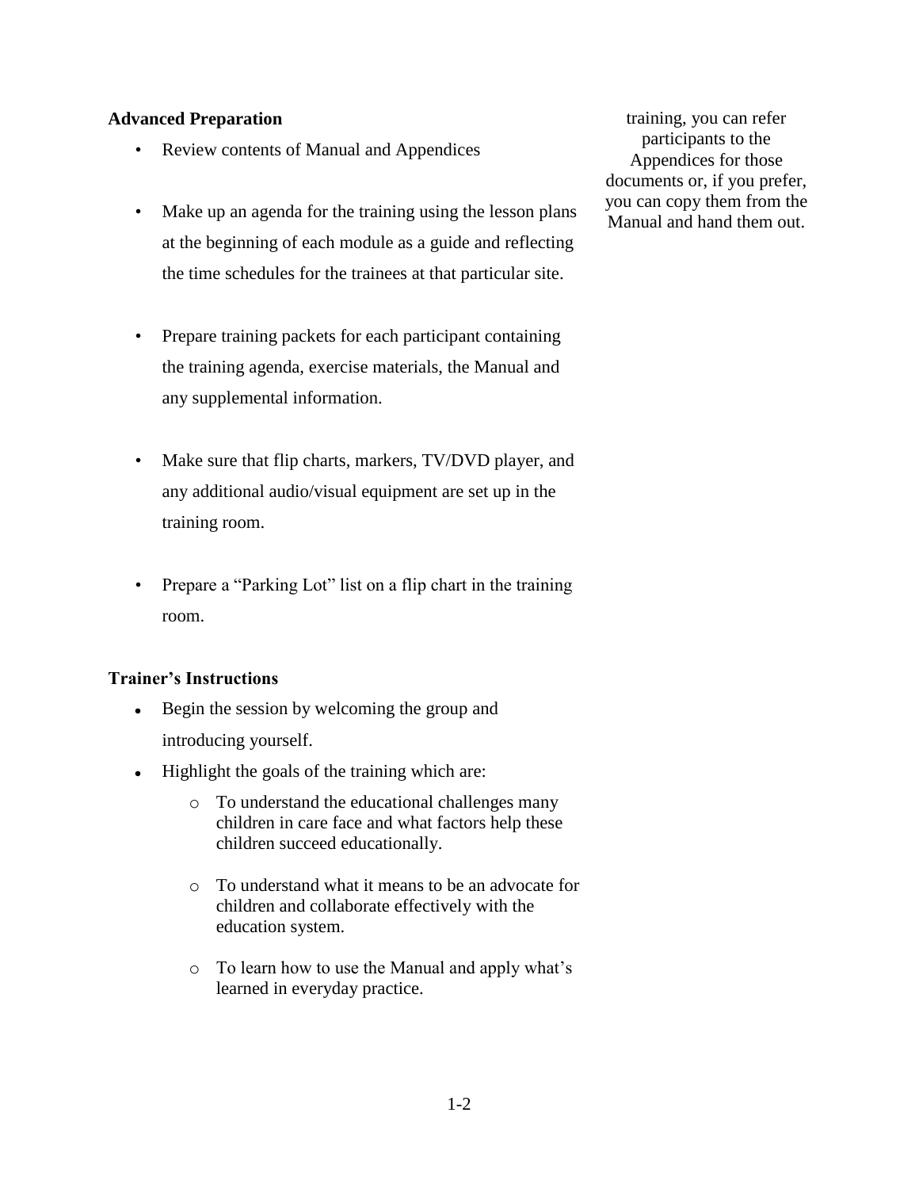**Advanced Preparation**

- Review contents of Manual and Appendices
- Make up an agenda for the training using the lesson plans at the beginning of each module as a guide and reflecting the time schedules for the trainees at that particular site.
- Prepare training packets for each participant containing the training agenda, exercise materials, the Manual and any supplemental information.
- Make sure that flip charts, markers, TV/DVD player, and any additional audio/visual equipment are set up in the training room.
- Prepare a "Parking Lot" list on a flip chart in the training room.

training, you can refer participants to the Appendices for those documents or, if you prefer, you can copy them from the Manual and hand them out.

**Trainer's Instructions**

- Begin the session by welcoming the group and introducing yourself.
- Highlight the goals of the training which are:
  - To understand the educational challenges many children in care face and what factors help these children succeed educationally.
  - To understand what it means to be an advocate for children and collaborate effectively with the education system.
  - To learn how to use the Manual and apply what's learned in everyday practice.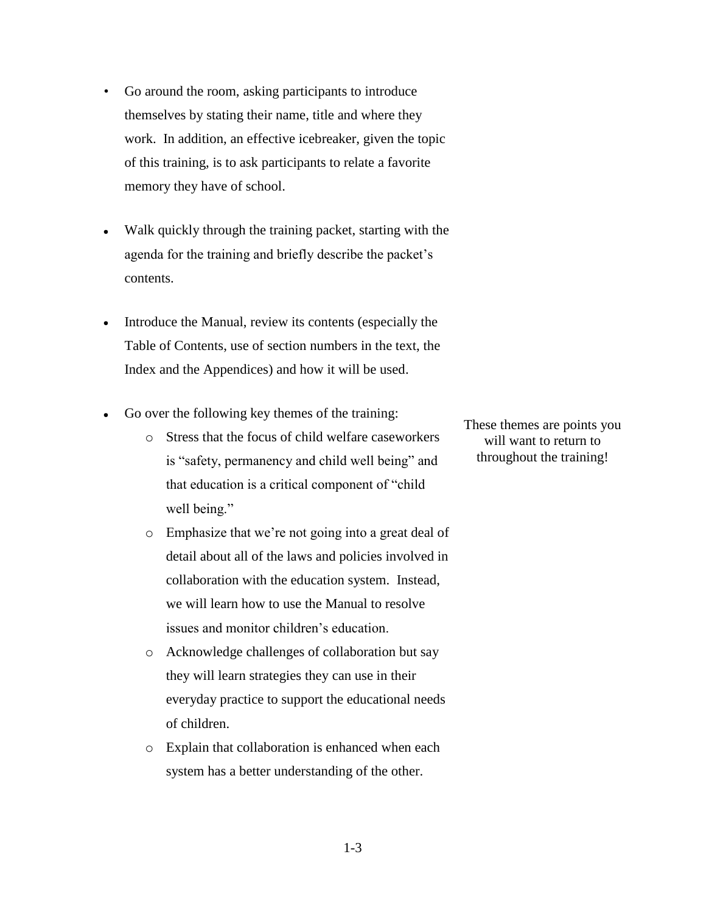- Go around the room, asking participants to introduce themselves by stating their name, title and where they work. In addition, an effective icebreaker, given the topic of this training, is to ask participants to relate a favorite memory they have of school.

- Walk quickly through the training packet, starting with the agenda for the training and briefly describe the packet's contents.

- Introduce the Manual, review its contents (especially the Table of Contents, use of section numbers in the text, the Index and the Appendices) and how it will be used.

- Go over the following key themes of the training:
  - Stress that the focus of child welfare caseworkers is "safety, permanency and child well being" and that education is a critical component of "child well being."
  - Emphasize that we're not going into a great deal of detail about all of the laws and policies involved in collaboration with the education system. Instead, we will learn how to use the Manual to resolve issues and monitor children's education.
  - Acknowledge challenges of collaboration but say they will learn strategies they can use in their everyday practice to support the educational needs of children.
  - Explain that collaboration is enhanced when each system has a better understanding of the other.

These themes are points you will want to return to throughout the training!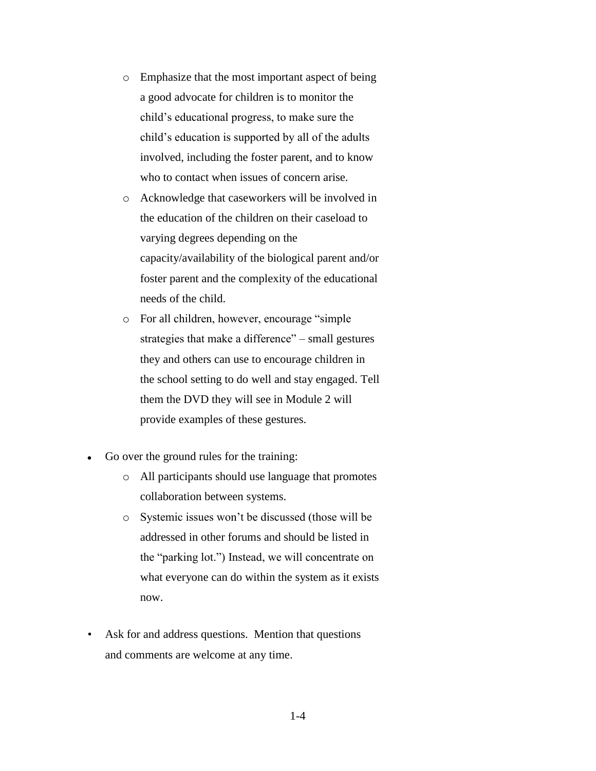- Emphasize that the most important aspect of being a good advocate for children is to monitor the child's educational progress, to make sure the child's education is supported by all of the adults involved, including the foster parent, and to know who to contact when issues of concern arise.
  - Acknowledge that caseworkers will be involved in the education of the children on their caseload to varying degrees depending on the capacity/availability of the biological parent and/or foster parent and the complexity of the educational needs of the child.
  - For all children, however, encourage "simple strategies that make a difference" – small gestures they and others can use to encourage children in the school setting to do well and stay engaged. Tell them the DVD they will see in Module 2 will provide examples of these gestures.

- Go over the ground rules for the training:
  - All participants should use language that promotes collaboration between systems.
  - Systemic issues won't be discussed (those will be addressed in other forums and should be listed in the "parking lot.") Instead, we will concentrate on what everyone can do within the system as it exists now.

- Ask for and address questions. Mention that questions and comments are welcome at any time.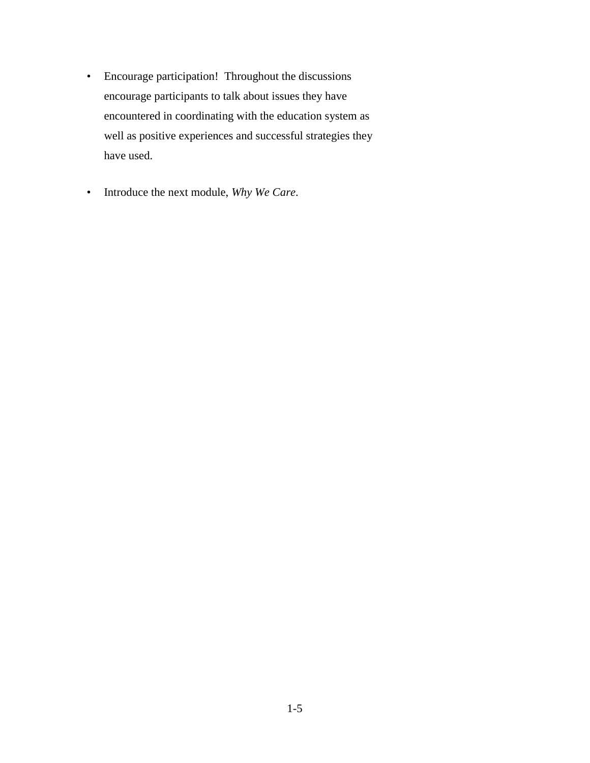- Encourage participation!  Throughout the discussions encourage participants to talk about issues they have encountered in coordinating with the education system as well as positive experiences and successful strategies they have used.

- Introduce the next module, *Why We Care*.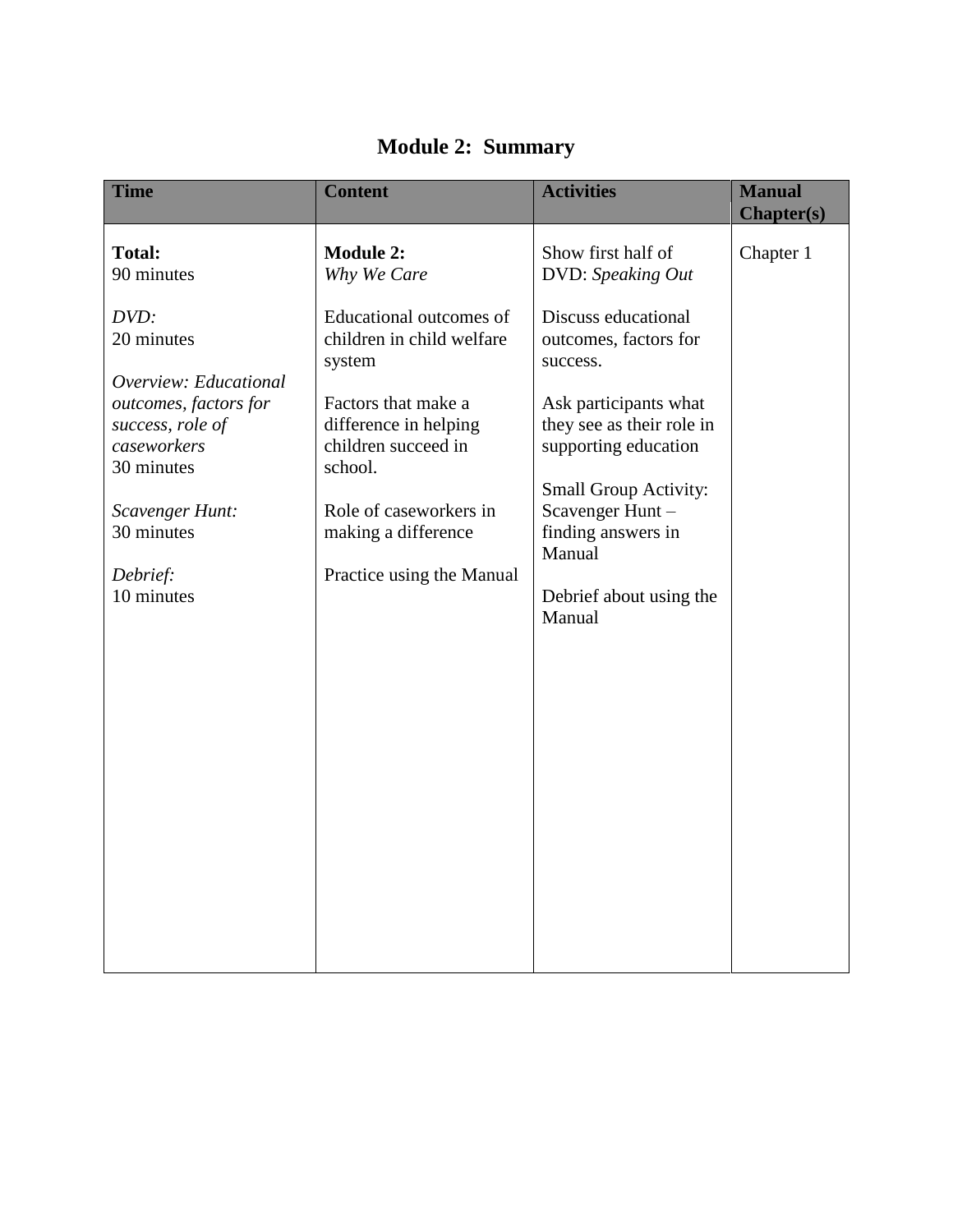# Module 2: Summary

| Time | Content | Activities | Manual Chapter(s) |
|---|---|---|---|
| **Total:**<br>90 minutes<br><br>*DVD:*<br>20 minutes<br><br>*Overview: Educational outcomes, factors for success, role of caseworkers*<br>30 minutes<br><br>*Scavenger Hunt:*<br>30 minutes<br><br>*Debrief:*<br>10 minutes | **Module 2:**<br>*Why We Care*<br><br>Educational outcomes of children in child welfare system<br><br>Factors that make a difference in helping children succeed in school.<br><br>Role of caseworkers in making a difference<br><br>Practice using the Manual | Show first half of DVD: *Speaking Out*<br><br>Discuss educational outcomes, factors for success.<br><br>Ask participants what they see as their role in supporting education<br><br>Small Group Activity: Scavenger Hunt – finding answers in Manual<br><br>Debrief about using the Manual | Chapter 1 |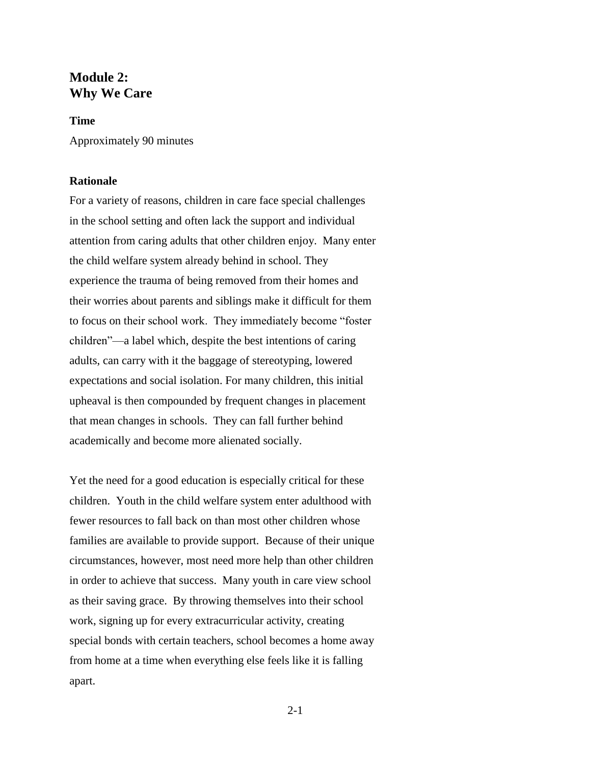# Module 2: Why We Care

### Time

Approximately 90 minutes

### Rationale

For a variety of reasons, children in care face special challenges in the school setting and often lack the support and individual attention from caring adults that other children enjoy. Many enter the child welfare system already behind in school. They experience the trauma of being removed from their homes and their worries about parents and siblings make it difficult for them to focus on their school work. They immediately become "foster children"—a label which, despite the best intentions of caring adults, can carry with it the baggage of stereotyping, lowered expectations and social isolation. For many children, this initial upheaval is then compounded by frequent changes in placement that mean changes in schools. They can fall further behind academically and become more alienated socially.

Yet the need for a good education is especially critical for these children. Youth in the child welfare system enter adulthood with fewer resources to fall back on than most other children whose families are available to provide support. Because of their unique circumstances, however, most need more help than other children in order to achieve that success. Many youth in care view school as their saving grace. By throwing themselves into their school work, signing up for every extracurricular activity, creating special bonds with certain teachers, school becomes a home away from home at a time when everything else feels like it is falling apart.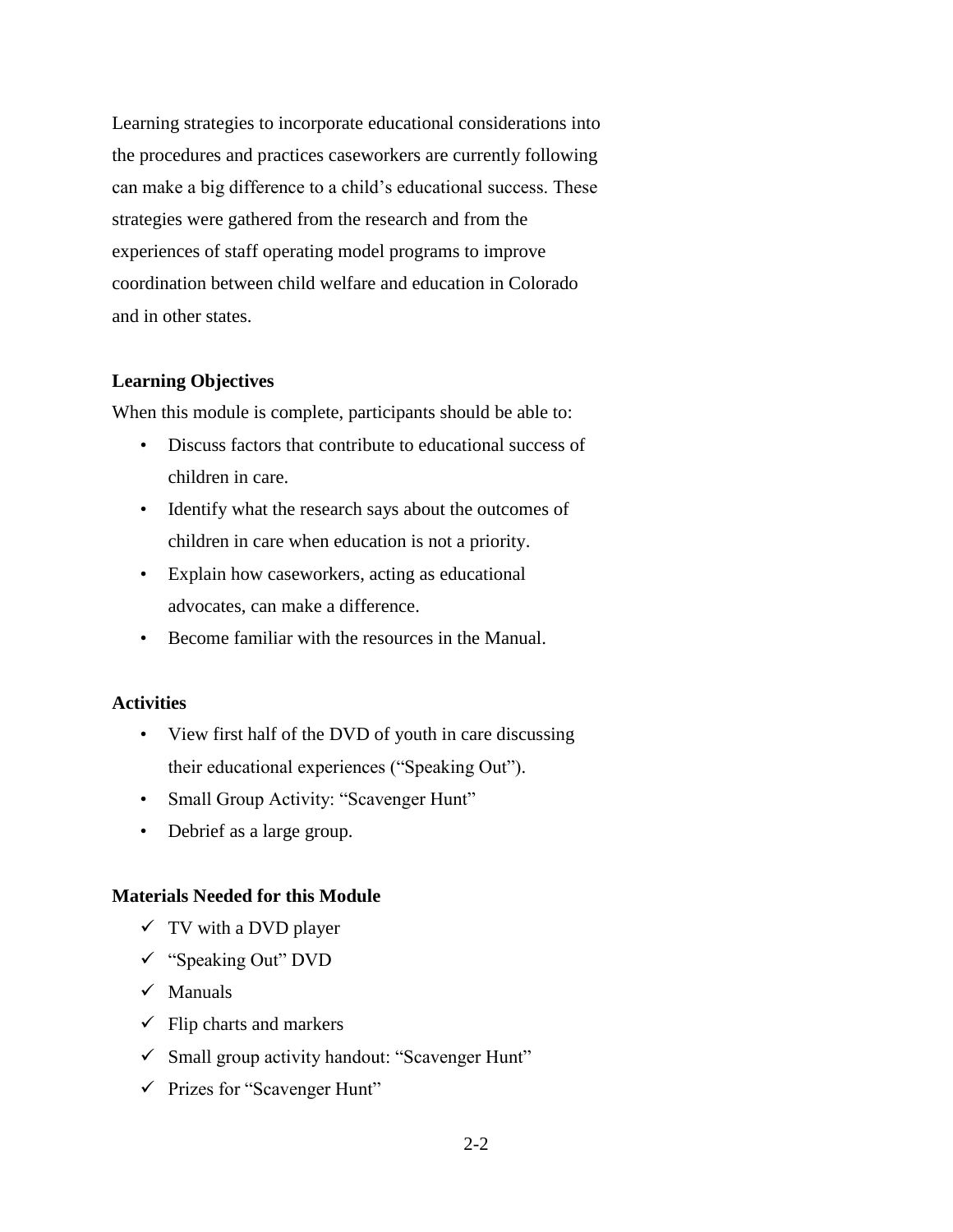Learning strategies to incorporate educational considerations into the procedures and practices caseworkers are currently following can make a big difference to a child's educational success. These strategies were gathered from the research and from the experiences of staff operating model programs to improve coordination between child welfare and education in Colorado and in other states.

**Learning Objectives**

When this module is complete, participants should be able to:

- Discuss factors that contribute to educational success of children in care.
- Identify what the research says about the outcomes of children in care when education is not a priority.
- Explain how caseworkers, acting as educational advocates, can make a difference.
- Become familiar with the resources in the Manual.

**Activities**

- View first half of the DVD of youth in care discussing their educational experiences ("Speaking Out").
- Small Group Activity: "Scavenger Hunt"
- Debrief as a large group.

**Materials Needed for this Module**

- ✓ TV with a DVD player
- ✓ "Speaking Out" DVD
- ✓ Manuals
- ✓ Flip charts and markers
- ✓ Small group activity handout: "Scavenger Hunt"
- ✓ Prizes for "Scavenger Hunt"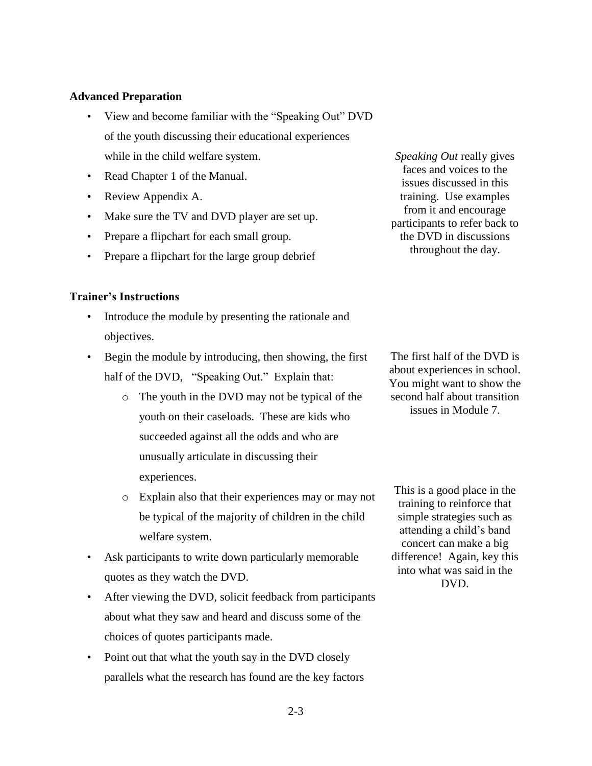**Advanced Preparation**

- View and become familiar with the "Speaking Out" DVD of the youth discussing their educational experiences while in the child welfare system.
- Read Chapter 1 of the Manual.
- Review Appendix A.
- Make sure the TV and DVD player are set up.
- Prepare a flipchart for each small group.
- Prepare a flipchart for the large group debrief

*Speaking Out* really gives faces and voices to the issues discussed in this training. Use examples from it and encourage participants to refer back to the DVD in discussions throughout the day.

**Trainer's Instructions**

- Introduce the module by presenting the rationale and objectives.
- Begin the module by introducing, then showing, the first half of the DVD, "Speaking Out." Explain that:
  - The youth in the DVD may not be typical of the youth on their caseloads. These are kids who succeeded against all the odds and who are unusually articulate in discussing their experiences.
  - Explain also that their experiences may or may not be typical of the majority of children in the child welfare system.
- Ask participants to write down particularly memorable quotes as they watch the DVD.
- After viewing the DVD, solicit feedback from participants about what they saw and heard and discuss some of the choices of quotes participants made.
- Point out that what the youth say in the DVD closely parallels what the research has found are the key factors

The first half of the DVD is about experiences in school. You might want to show the second half about transition issues in Module 7.

This is a good place in the training to reinforce that simple strategies such as attending a child's band concert can make a big difference! Again, key this into what was said in the DVD.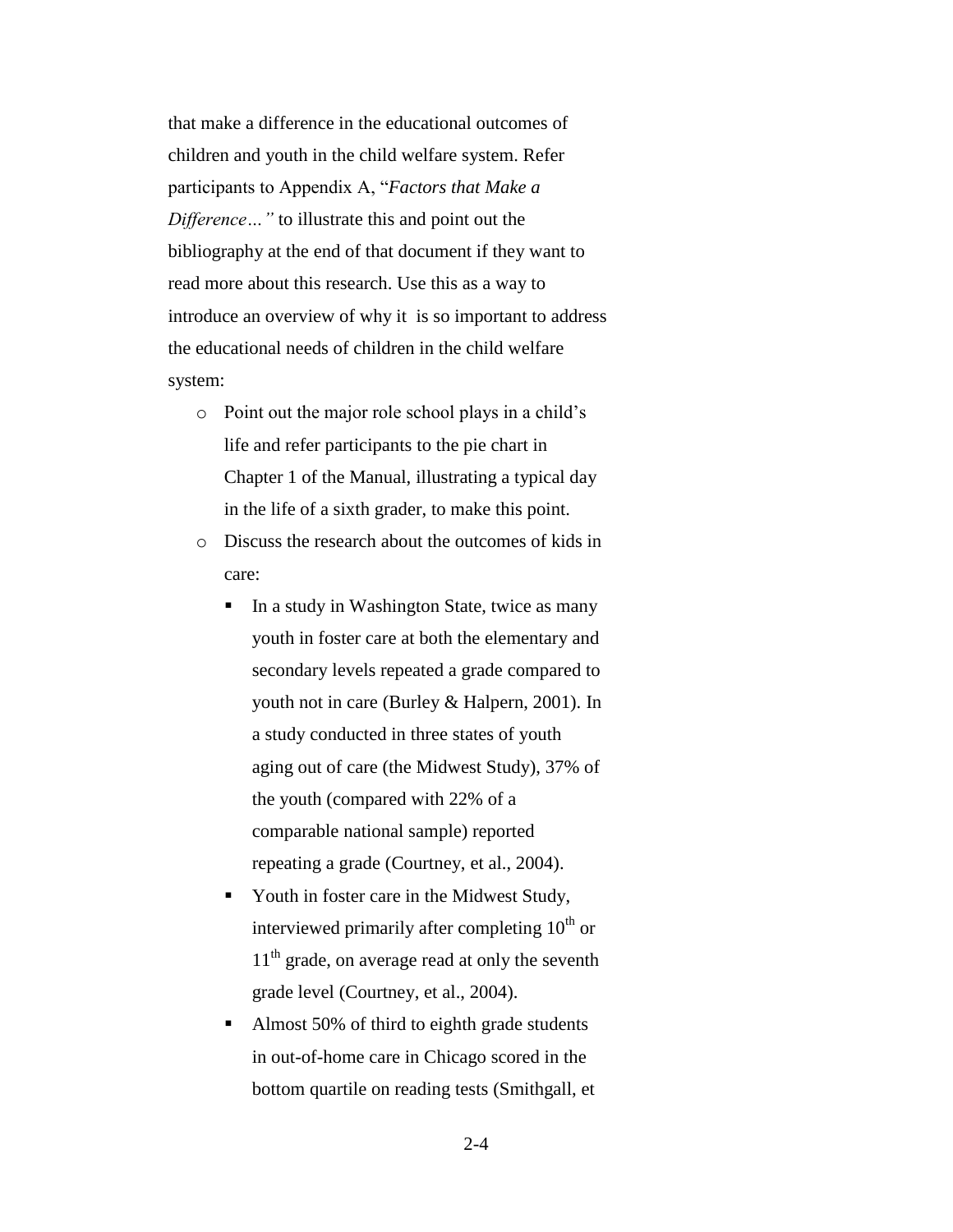that make a difference in the educational outcomes of children and youth in the child welfare system. Refer participants to Appendix A, "*Factors that Make a Difference…"* to illustrate this and point out the bibliography at the end of that document if they want to read more about this research. Use this as a way to introduce an overview of why it is so important to address the educational needs of children in the child welfare system:

- Point out the major role school plays in a child's life and refer participants to the pie chart in Chapter 1 of the Manual, illustrating a typical day in the life of a sixth grader, to make this point.
- Discuss the research about the outcomes of kids in care:
  - In a study in Washington State, twice as many youth in foster care at both the elementary and secondary levels repeated a grade compared to youth not in care (Burley & Halpern, 2001). In a study conducted in three states of youth aging out of care (the Midwest Study), 37% of the youth (compared with 22% of a comparable national sample) reported repeating a grade (Courtney, et al., 2004).
  - Youth in foster care in the Midwest Study, interviewed primarily after completing 10th or 11th grade, on average read at only the seventh grade level (Courtney, et al., 2004).
  - Almost 50% of third to eighth grade students in out-of-home care in Chicago scored in the bottom quartile on reading tests (Smithgall, et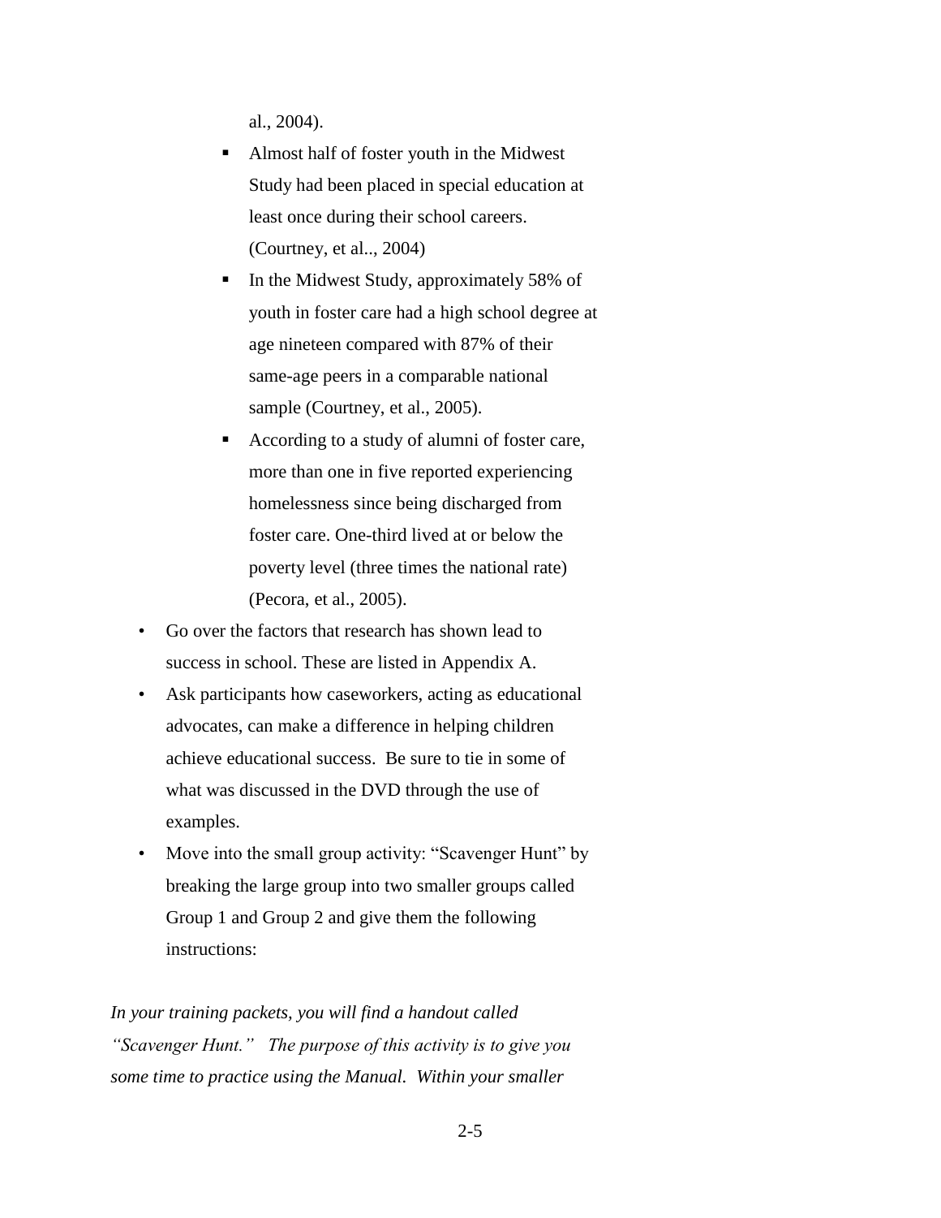al., 2004).

  - Almost half of foster youth in the Midwest Study had been placed in special education at least once during their school careers. (Courtney, et al.., 2004)
  - In the Midwest Study, approximately 58% of youth in foster care had a high school degree at age nineteen compared with 87% of their same-age peers in a comparable national sample (Courtney, et al., 2005).
  - According to a study of alumni of foster care, more than one in five reported experiencing homelessness since being discharged from foster care. One-third lived at or below the poverty level (three times the national rate) (Pecora, et al., 2005).

- Go over the factors that research has shown lead to success in school. These are listed in Appendix A.
- Ask participants how caseworkers, acting as educational advocates, can make a difference in helping children achieve educational success. Be sure to tie in some of what was discussed in the DVD through the use of examples.
- Move into the small group activity: "Scavenger Hunt" by breaking the large group into two smaller groups called Group 1 and Group 2 and give them the following instructions:

*In your training packets, you will find a handout called "Scavenger Hunt." The purpose of this activity is to give you some time to practice using the Manual. Within your smaller*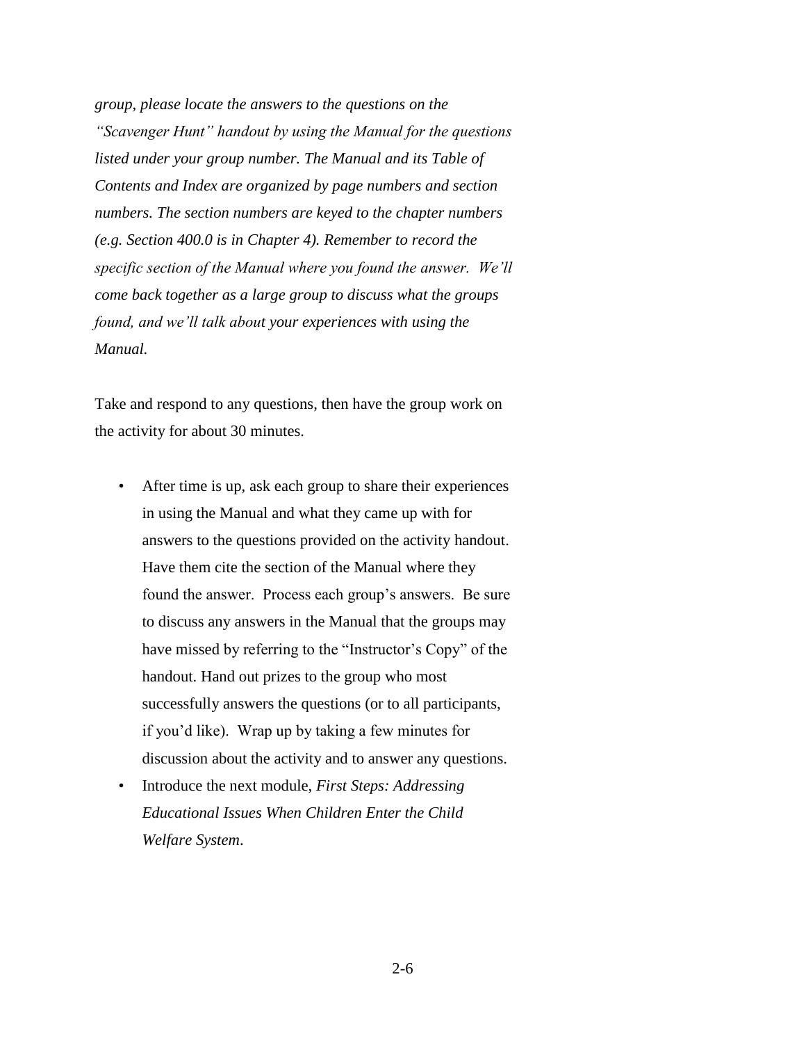*group, please locate the answers to the questions on the "Scavenger Hunt" handout by using the Manual for the questions listed under your group number. The Manual and its Table of Contents and Index are organized by page numbers and section numbers. The section numbers are keyed to the chapter numbers (e.g. Section 400.0 is in Chapter 4). Remember to record the specific section of the Manual where you found the answer. We'll come back together as a large group to discuss what the groups found, and we'll talk about your experiences with using the Manual.*

Take and respond to any questions, then have the group work on the activity for about 30 minutes.

- After time is up, ask each group to share their experiences in using the Manual and what they came up with for answers to the questions provided on the activity handout. Have them cite the section of the Manual where they found the answer. Process each group's answers. Be sure to discuss any answers in the Manual that the groups may have missed by referring to the "Instructor's Copy" of the handout. Hand out prizes to the group who most successfully answers the questions (or to all participants, if you'd like). Wrap up by taking a few minutes for discussion about the activity and to answer any questions.
- Introduce the next module, *First Steps: Addressing Educational Issues When Children Enter the Child Welfare System*.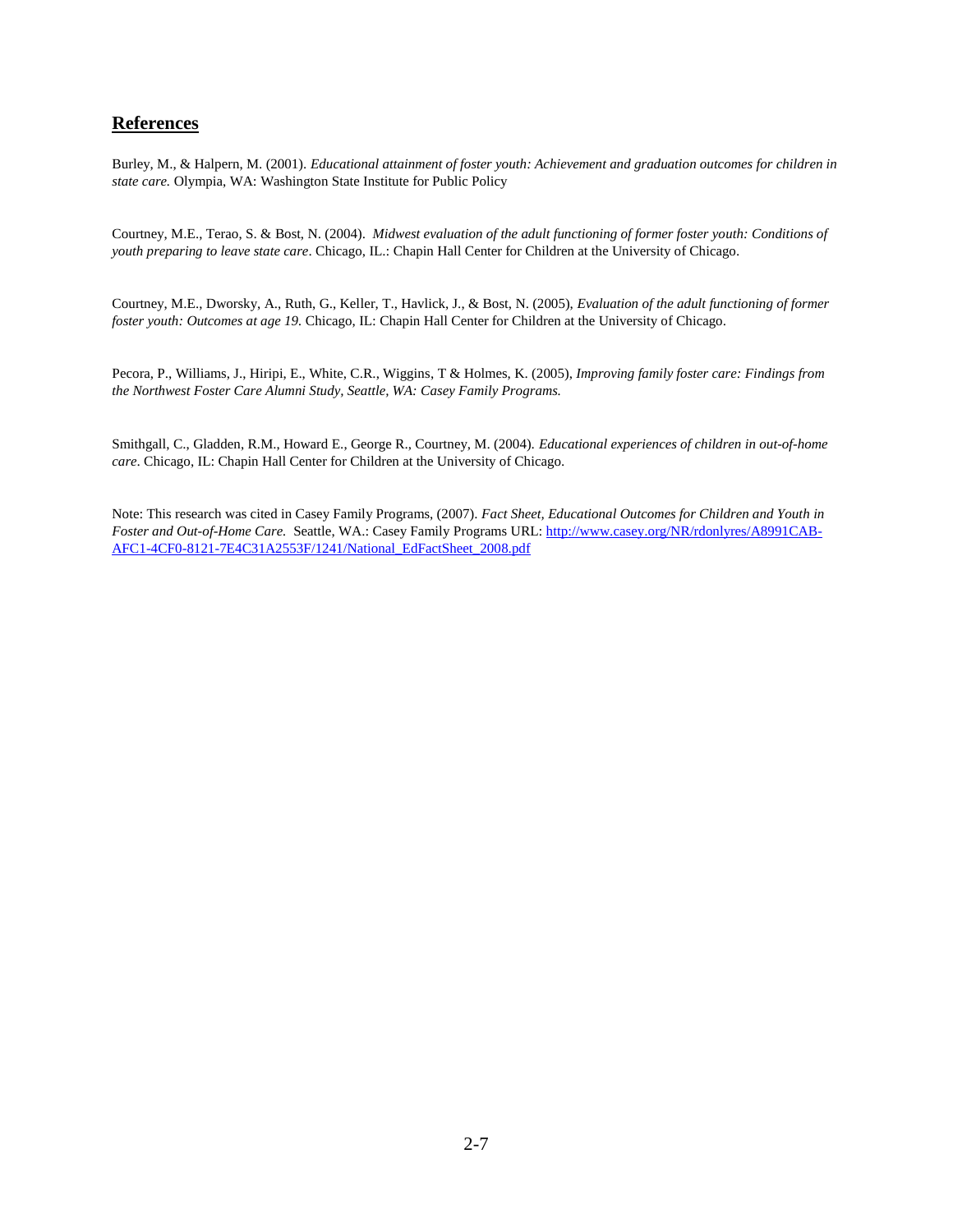## References

Burley, M., & Halpern, M. (2001). *Educational attainment of foster youth: Achievement and graduation outcomes for children in state care.* Olympia, WA: Washington State Institute for Public Policy

Courtney, M.E., Terao, S. & Bost, N. (2004). *Midwest evaluation of the adult functioning of former foster youth: Conditions of youth preparing to leave state care*. Chicago, IL.: Chapin Hall Center for Children at the University of Chicago.

Courtney, M.E., Dworsky, A., Ruth, G., Keller, T., Havlick, J., & Bost, N. (2005), *Evaluation of the adult functioning of former foster youth: Outcomes at age 19.* Chicago, IL: Chapin Hall Center for Children at the University of Chicago.

Pecora, P., Williams, J., Hiripi, E., White, C.R., Wiggins, T & Holmes, K. (2005), *Improving family foster care: Findings from the Northwest Foster Care Alumni Study, Seattle, WA: Casey Family Programs.*

Smithgall, C., Gladden, R.M., Howard E., George R., Courtney, M. (2004). *Educational experiences of children in out-of-home care*. Chicago, IL: Chapin Hall Center for Children at the University of Chicago.

Note: This research was cited in Casey Family Programs, (2007). *Fact Sheet, Educational Outcomes for Children and Youth in Foster and Out-of-Home Care.* Seattle, WA.: Casey Family Programs URL: [http://www.casey.org/NR/rdonlyres/A8991CAB-AFC1-4CF0-8121-7E4C31A2553F/1241/National_EdFactSheet_2008.pdf](http://www.casey.org/NR/rdonlyres/A8991CAB-AFC1-4CF0-8121-7E4C31A2553F/1241/National_EdFactSheet_2008.pdf)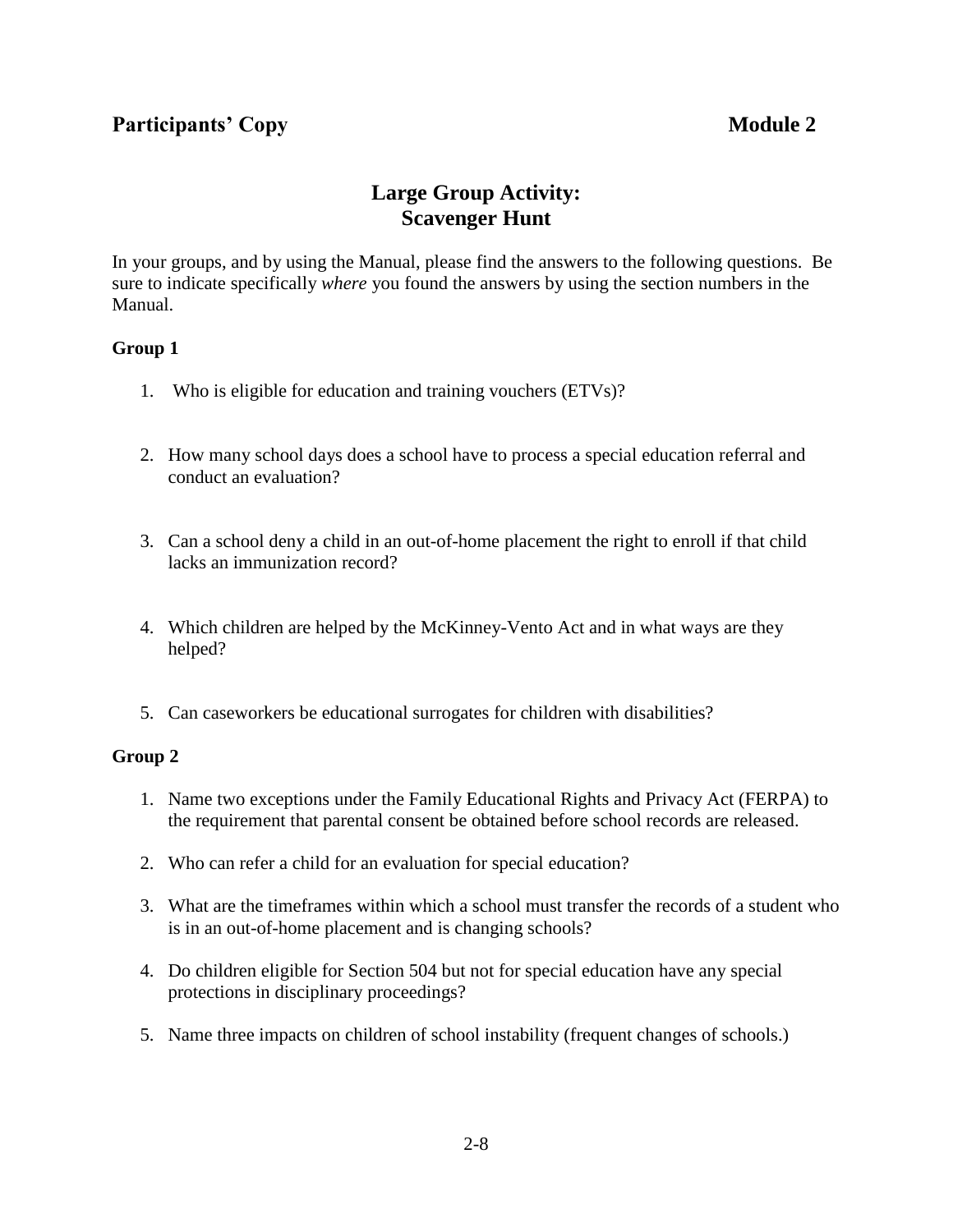**Participants' Copy** **Module 2**

## Large Group Activity: Scavenger Hunt

In your groups, and by using the Manual, please find the answers to the following questions. Be sure to indicate specifically *where* you found the answers by using the section numbers in the Manual.

### Group 1

1. Who is eligible for education and training vouchers (ETVs)?

2. How many school days does a school have to process a special education referral and conduct an evaluation?

3. Can a school deny a child in an out-of-home placement the right to enroll if that child lacks an immunization record?

4. Which children are helped by the McKinney-Vento Act and in what ways are they helped?

5. Can caseworkers be educational surrogates for children with disabilities?

### Group 2

1. Name two exceptions under the Family Educational Rights and Privacy Act (FERPA) to the requirement that parental consent be obtained before school records are released.

2. Who can refer a child for an evaluation for special education?

3. What are the timeframes within which a school must transfer the records of a student who is in an out-of-home placement and is changing schools?

4. Do children eligible for Section 504 but not for special education have any special protections in disciplinary proceedings?

5. Name three impacts on children of school instability (frequent changes of schools.)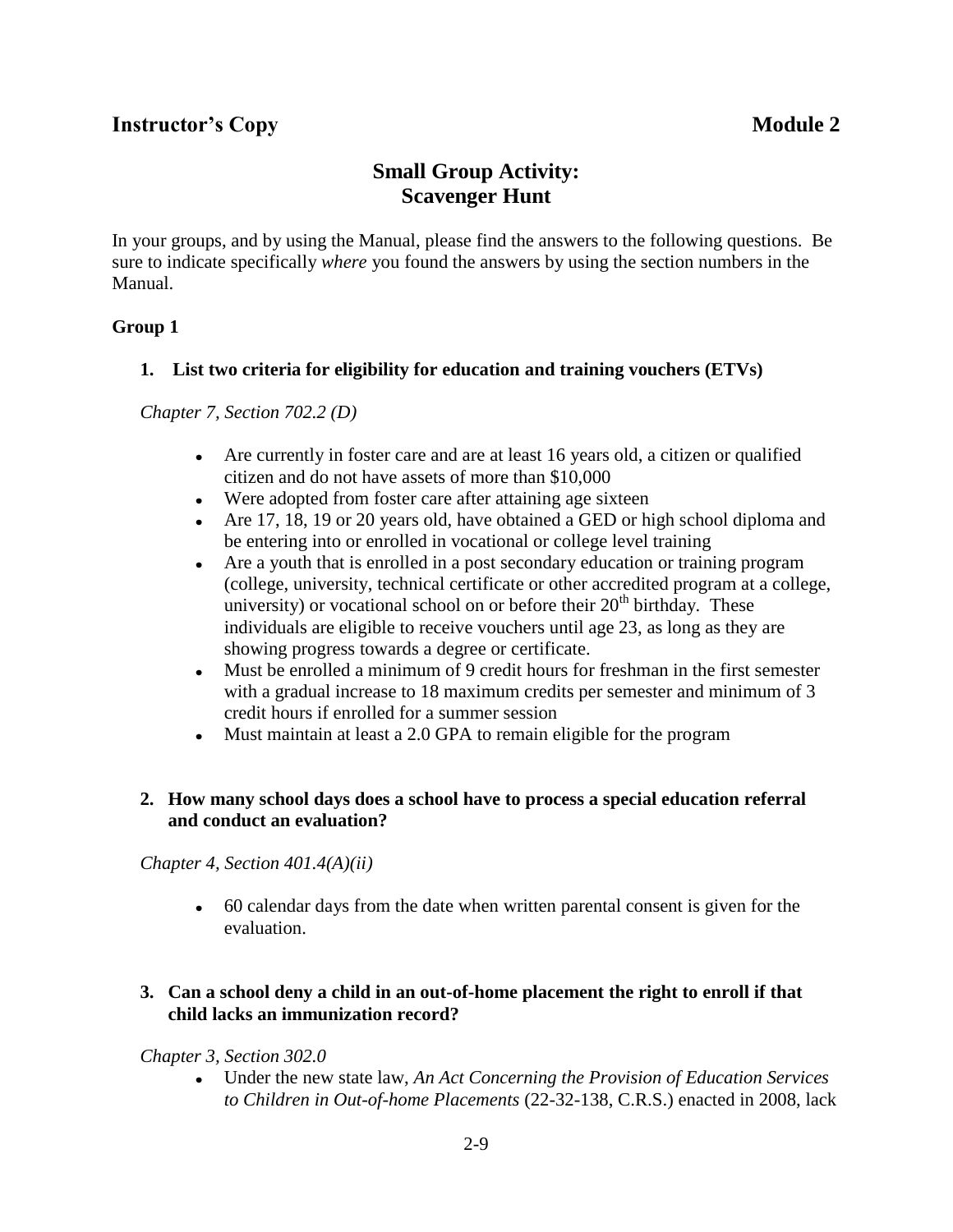**Instructor's Copy** **Module 2**

## Small Group Activity: Scavenger Hunt

In your groups, and by using the Manual, please find the answers to the following questions. Be sure to indicate specifically *where* you found the answers by using the section numbers in the Manual.

### Group 1

**1. List two criteria for eligibility for education and training vouchers (ETVs)**

*Chapter 7, Section 702.2 (D)*

- Are currently in foster care and are at least 16 years old, a citizen or qualified citizen and do not have assets of more than $10,000
- Were adopted from foster care after attaining age sixteen
- Are 17, 18, 19 or 20 years old, have obtained a GED or high school diploma and be entering into or enrolled in vocational or college level training
- Are a youth that is enrolled in a post secondary education or training program (college, university, technical certificate or other accredited program at a college, university) or vocational school on or before their 20th birthday. These individuals are eligible to receive vouchers until age 23, as long as they are showing progress towards a degree or certificate.
- Must be enrolled a minimum of 9 credit hours for freshman in the first semester with a gradual increase to 18 maximum credits per semester and minimum of 3 credit hours if enrolled for a summer session
- Must maintain at least a 2.0 GPA to remain eligible for the program

**2. How many school days does a school have to process a special education referral and conduct an evaluation?**

*Chapter 4, Section 401.4(A)(ii)*

- 60 calendar days from the date when written parental consent is given for the evaluation.

**3. Can a school deny a child in an out-of-home placement the right to enroll if that child lacks an immunization record?**

*Chapter 3, Section 302.0*

- Under the new state law, *An Act Concerning the Provision of Education Services to Children in Out-of-home Placements* (22-32-138, C.R.S.) enacted in 2008, lack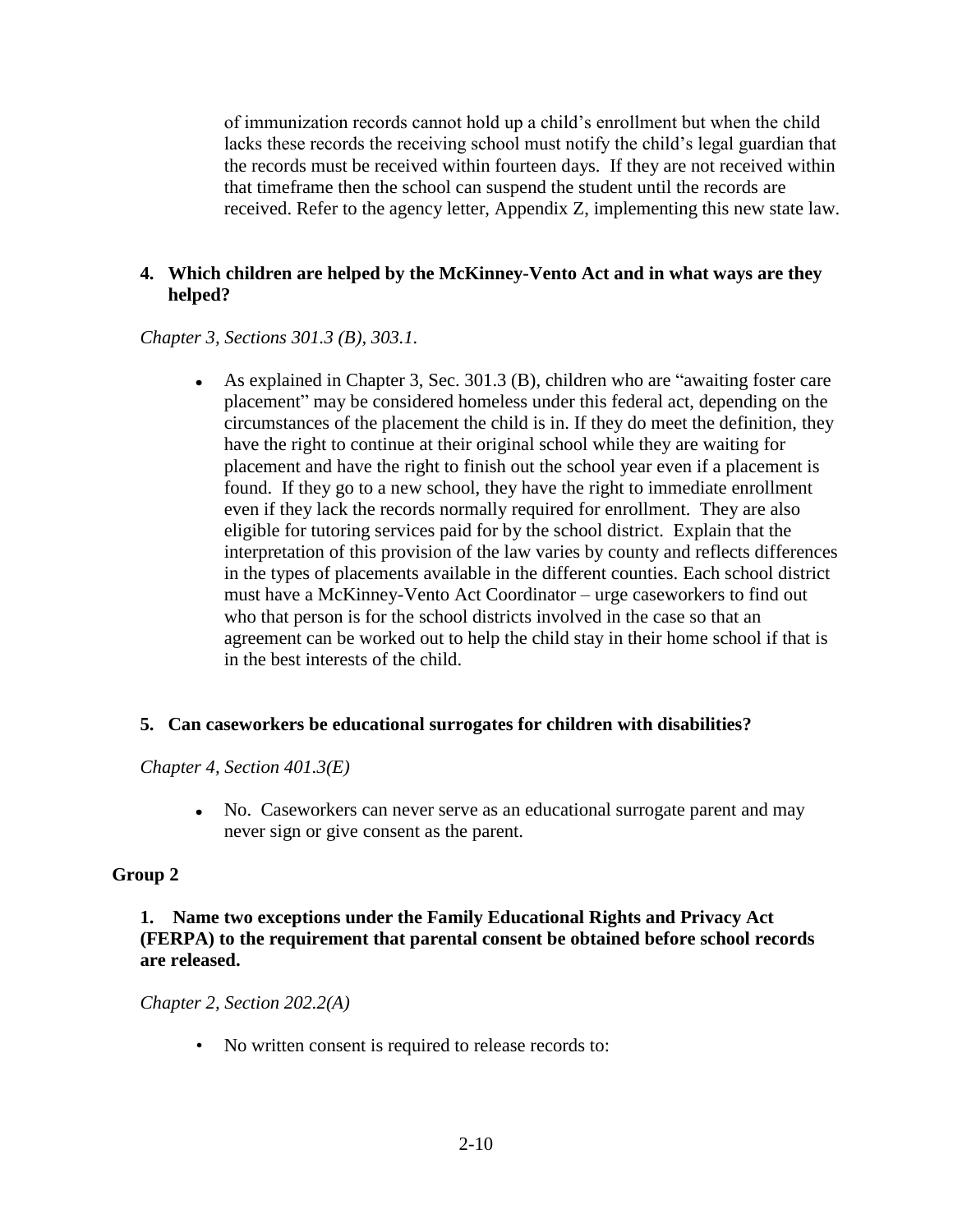of immunization records cannot hold up a child's enrollment but when the child lacks these records the receiving school must notify the child's legal guardian that the records must be received within fourteen days. If they are not received within that timeframe then the school can suspend the student until the records are received. Refer to the agency letter, Appendix Z, implementing this new state law.

**4. Which children are helped by the McKinney-Vento Act and in what ways are they helped?**

*Chapter 3, Sections 301.3 (B), 303.1.*

- As explained in Chapter 3, Sec. 301.3 (B), children who are "awaiting foster care placement" may be considered homeless under this federal act, depending on the circumstances of the placement the child is in. If they do meet the definition, they have the right to continue at their original school while they are waiting for placement and have the right to finish out the school year even if a placement is found. If they go to a new school, they have the right to immediate enrollment even if they lack the records normally required for enrollment. They are also eligible for tutoring services paid for by the school district. Explain that the interpretation of this provision of the law varies by county and reflects differences in the types of placements available in the different counties. Each school district must have a McKinney-Vento Act Coordinator – urge caseworkers to find out who that person is for the school districts involved in the case so that an agreement can be worked out to help the child stay in their home school if that is in the best interests of the child.

**5. Can caseworkers be educational surrogates for children with disabilities?**

*Chapter 4, Section 401.3(E)*

- No. Caseworkers can never serve as an educational surrogate parent and may never sign or give consent as the parent.

**Group 2**

**1. Name two exceptions under the Family Educational Rights and Privacy Act (FERPA) to the requirement that parental consent be obtained before school records are released.**

*Chapter 2, Section 202.2(A)*

- No written consent is required to release records to: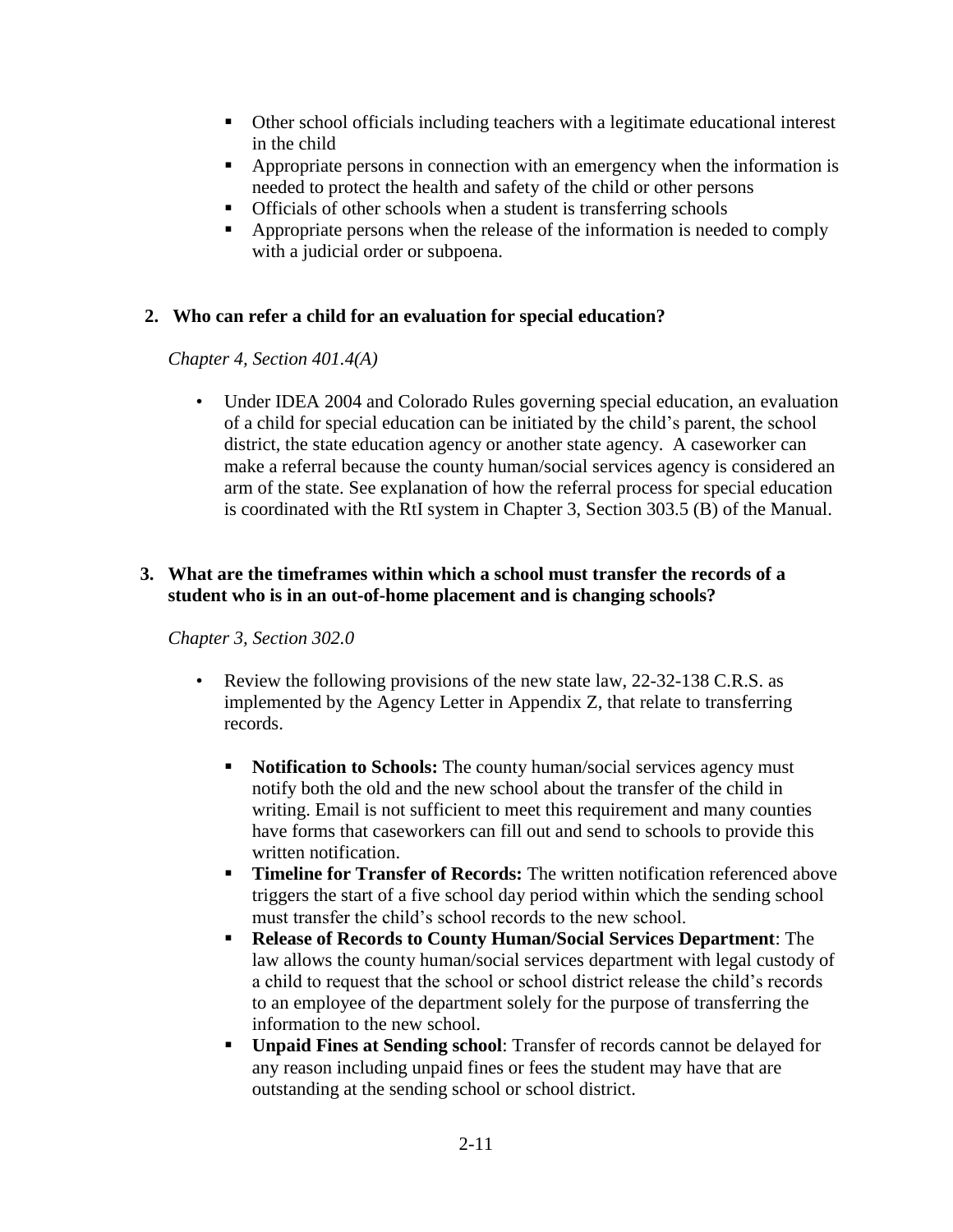- Other school officials including teachers with a legitimate educational interest in the child
- Appropriate persons in connection with an emergency when the information is needed to protect the health and safety of the child or other persons
- Officials of other schools when a student is transferring schools
- Appropriate persons when the release of the information is needed to comply with a judicial order or subpoena.

**2. Who can refer a child for an evaluation for special education?**

*Chapter 4, Section 401.4(A)*

- Under IDEA 2004 and Colorado Rules governing special education, an evaluation of a child for special education can be initiated by the child's parent, the school district, the state education agency or another state agency. A caseworker can make a referral because the county human/social services agency is considered an arm of the state. See explanation of how the referral process for special education is coordinated with the RtI system in Chapter 3, Section 303.5 (B) of the Manual.

**3. What are the timeframes within which a school must transfer the records of a student who is in an out-of-home placement and is changing schools?**

*Chapter 3, Section 302.0*

- Review the following provisions of the new state law, 22-32-138 C.R.S. as implemented by the Agency Letter in Appendix Z, that relate to transferring records.
  - **Notification to Schools:** The county human/social services agency must notify both the old and the new school about the transfer of the child in writing. Email is not sufficient to meet this requirement and many counties have forms that caseworkers can fill out and send to schools to provide this written notification.
  - **Timeline for Transfer of Records:** The written notification referenced above triggers the start of a five school day period within which the sending school must transfer the child's school records to the new school.
  - **Release of Records to County Human/Social Services Department**: The law allows the county human/social services department with legal custody of a child to request that the school or school district release the child's records to an employee of the department solely for the purpose of transferring the information to the new school.
  - **Unpaid Fines at Sending school**: Transfer of records cannot be delayed for any reason including unpaid fines or fees the student may have that are outstanding at the sending school or school district.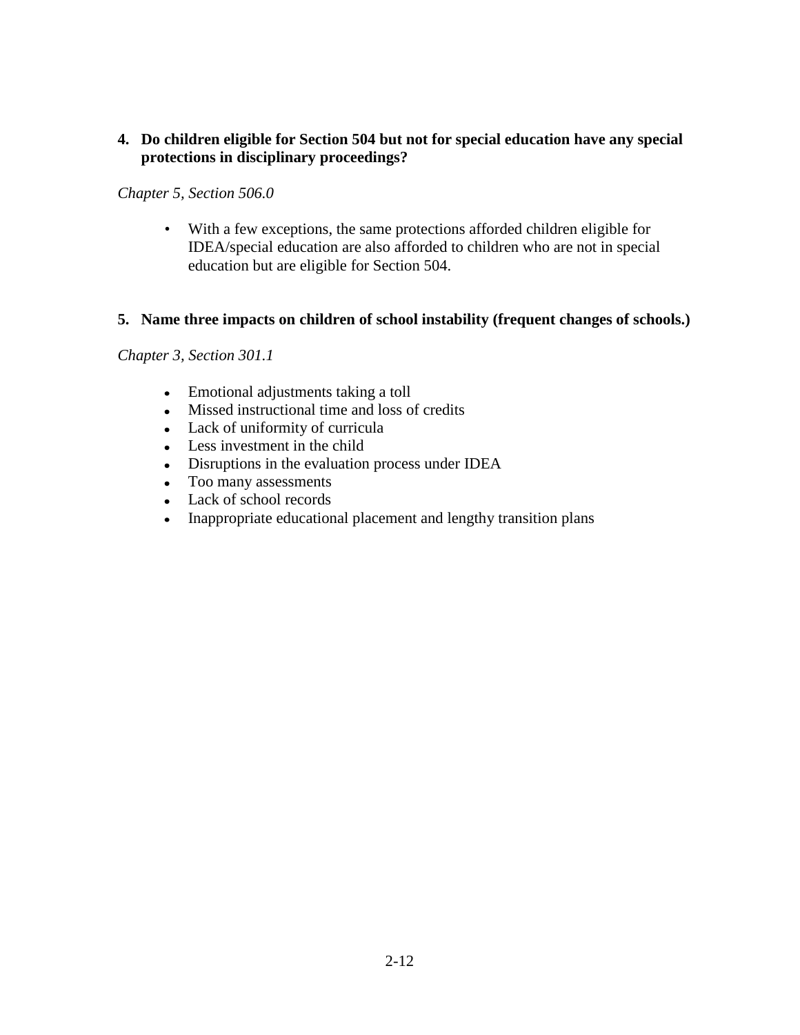**4. Do children eligible for Section 504 but not for special education have any special protections in disciplinary proceedings?**

*Chapter 5, Section 506.0*

- With a few exceptions, the same protections afforded children eligible for IDEA/special education are also afforded to children who are not in special education but are eligible for Section 504.

**5. Name three impacts on children of school instability (frequent changes of schools.)**

*Chapter 3, Section 301.1*

- Emotional adjustments taking a toll
- Missed instructional time and loss of credits
- Lack of uniformity of curricula
- Less investment in the child
- Disruptions in the evaluation process under IDEA
- Too many assessments
- Lack of school records
- Inappropriate educational placement and lengthy transition plans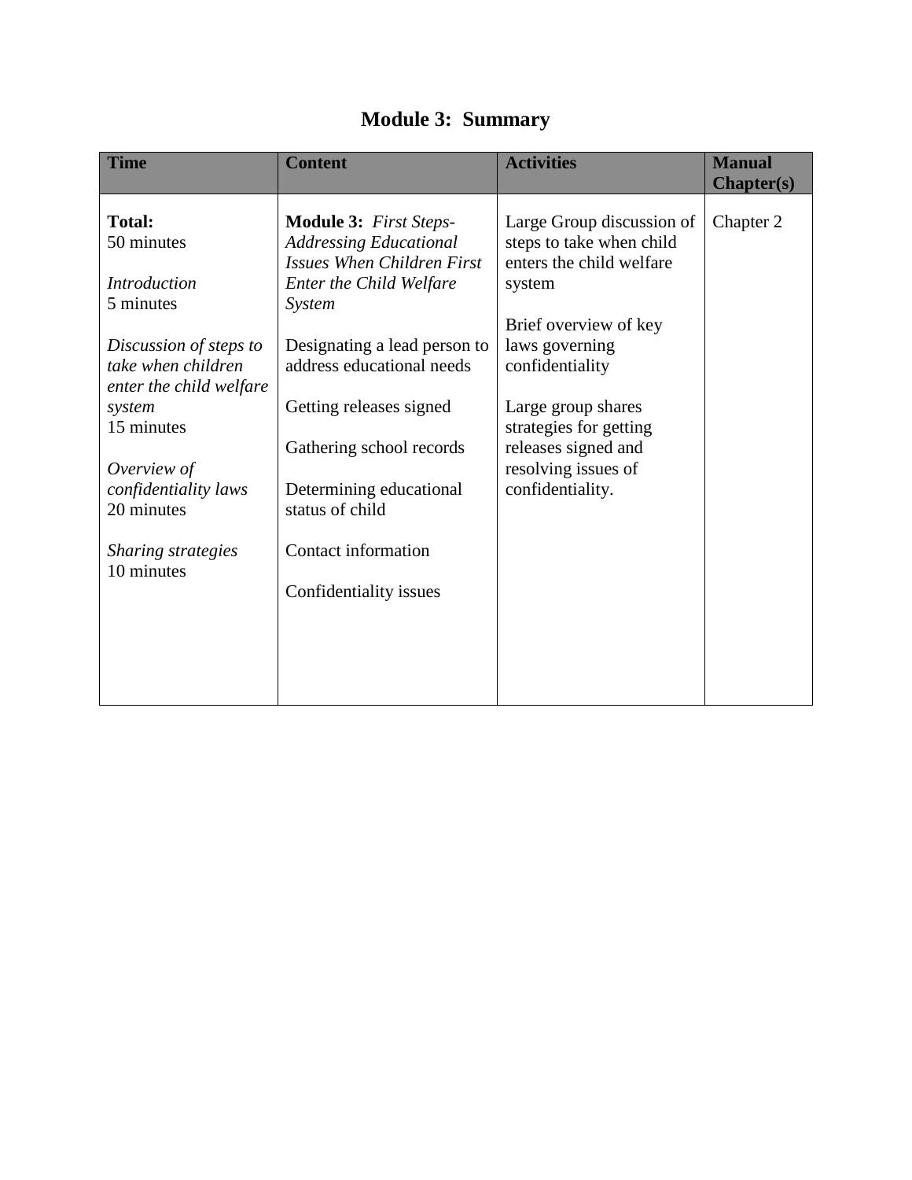# Module 3: Summary

| Time | Content | Activities | Manual Chapter(s) |
|---|---|---|---|
| **Total:**<br>50 minutes<br><br>*Introduction*<br>5 minutes<br><br>*Discussion of steps to take when children enter the child welfare system*<br>15 minutes<br><br>*Overview of confidentiality laws*<br>20 minutes<br><br>*Sharing strategies*<br>10 minutes | **Module 3:** *First Steps-Addressing Educational Issues When Children First Enter the Child Welfare System*<br><br>Designating a lead person to address educational needs<br><br>Getting releases signed<br><br>Gathering school records<br><br>Determining educational status of child<br><br>Contact information<br><br>Confidentiality issues | Large Group discussion of steps to take when child enters the child welfare system<br><br>Brief overview of key laws governing confidentiality<br><br>Large group shares strategies for getting releases signed and resolving issues of confidentiality. | Chapter 2 |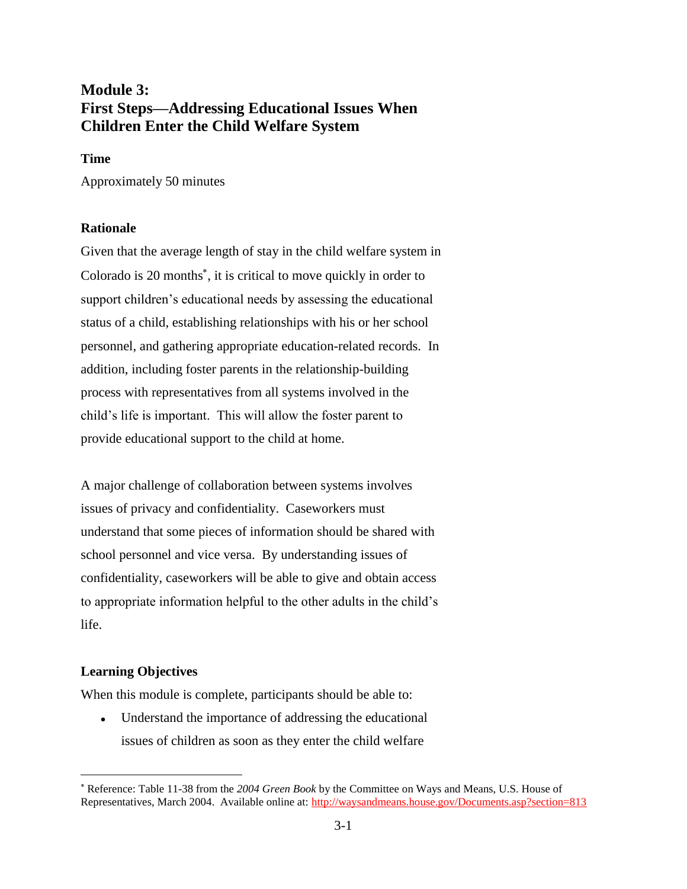# Module 3:
# First Steps—Addressing Educational Issues When Children Enter the Child Welfare System

### Time

Approximately 50 minutes

### Rationale

Given that the average length of stay in the child welfare system in Colorado is 20 months[*], it is critical to move quickly in order to support children's educational needs by assessing the educational status of a child, establishing relationships with his or her school personnel, and gathering appropriate education-related records. In addition, including foster parents in the relationship-building process with representatives from all systems involved in the child's life is important. This will allow the foster parent to provide educational support to the child at home.

A major challenge of collaboration between systems involves issues of privacy and confidentiality. Caseworkers must understand that some pieces of information should be shared with school personnel and vice versa. By understanding issues of confidentiality, caseworkers will be able to give and obtain access to appropriate information helpful to the other adults in the child's life.

### Learning Objectives

When this module is complete, participants should be able to:

- Understand the importance of addressing the educational issues of children as soon as they enter the child welfare

---

[*] Reference: Table 11-38 from the *2004 Green Book* by the Committee on Ways and Means, U.S. House of Representatives, March 2004. Available online at: http://waysandmeans.house.gov/Documents.asp?section=813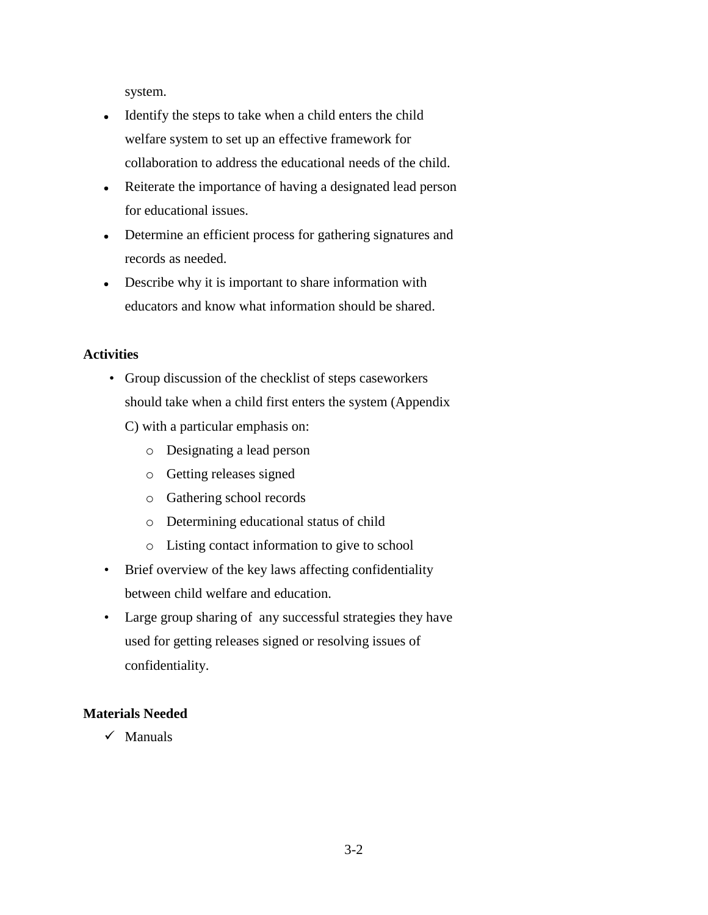system.

- Identify the steps to take when a child enters the child welfare system to set up an effective framework for collaboration to address the educational needs of the child.
- Reiterate the importance of having a designated lead person for educational issues.
- Determine an efficient process for gathering signatures and records as needed.
- Describe why it is important to share information with educators and know what information should be shared.

**Activities**

- Group discussion of the checklist of steps caseworkers should take when a child first enters the system (Appendix C) with a particular emphasis on:
  - Designating a lead person
  - Getting releases signed
  - Gathering school records
  - Determining educational status of child
  - Listing contact information to give to school
- Brief overview of the key laws affecting confidentiality between child welfare and education.
- Large group sharing of any successful strategies they have used for getting releases signed or resolving issues of confidentiality.

**Materials Needed**

- ✓ Manuals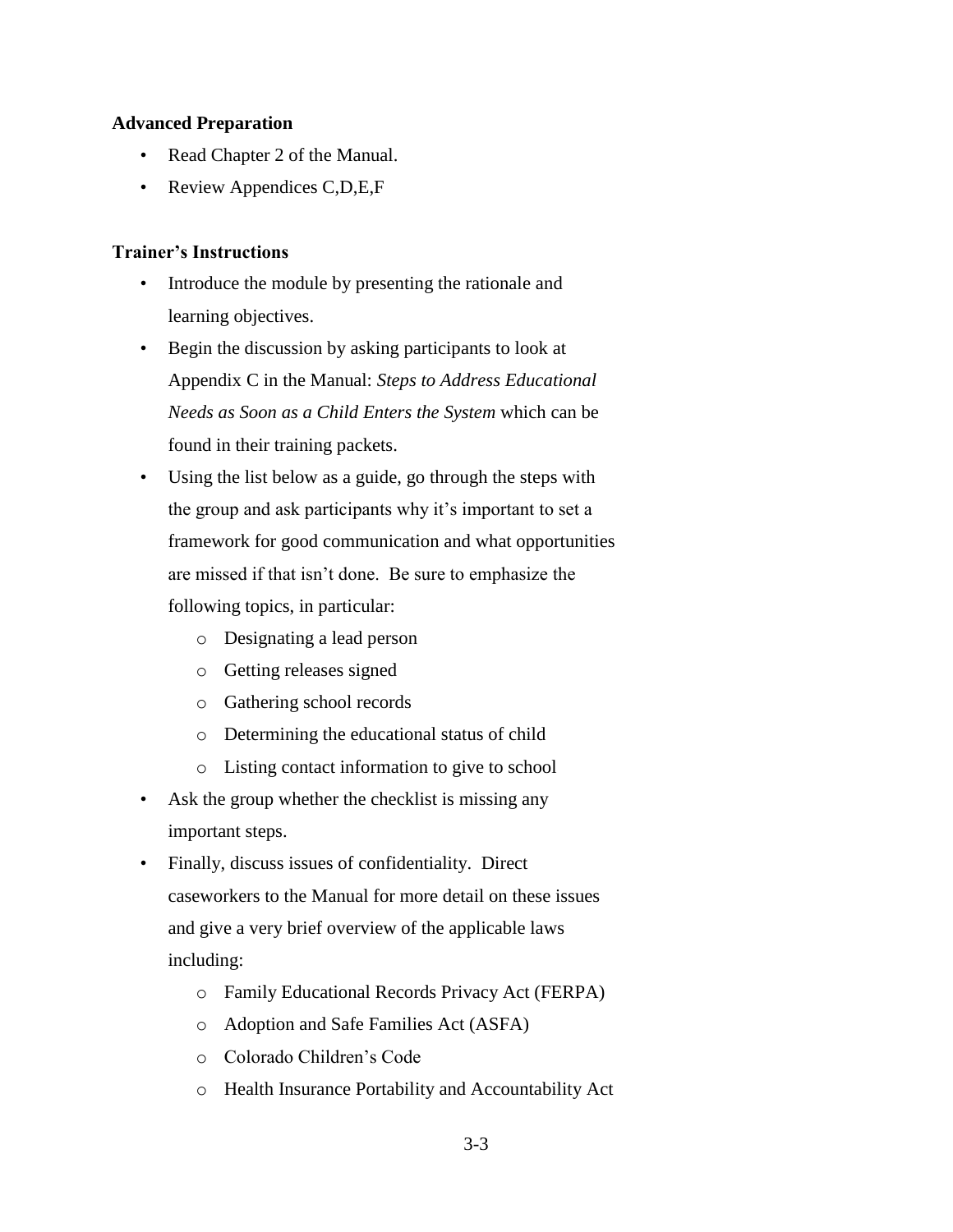**Advanced Preparation**

- Read Chapter 2 of the Manual.
- Review Appendices C,D,E,F

**Trainer's Instructions**

- Introduce the module by presenting the rationale and learning objectives.
- Begin the discussion by asking participants to look at Appendix C in the Manual: *Steps to Address Educational Needs as Soon as a Child Enters the System* which can be found in their training packets.
- Using the list below as a guide, go through the steps with the group and ask participants why it's important to set a framework for good communication and what opportunities are missed if that isn't done. Be sure to emphasize the following topics, in particular:
    - Designating a lead person
    - Getting releases signed
    - Gathering school records
    - Determining the educational status of child
    - Listing contact information to give to school
- Ask the group whether the checklist is missing any important steps.
- Finally, discuss issues of confidentiality. Direct caseworkers to the Manual for more detail on these issues and give a very brief overview of the applicable laws including:
    - Family Educational Records Privacy Act (FERPA)
    - Adoption and Safe Families Act (ASFA)
    - Colorado Children's Code
    - Health Insurance Portability and Accountability Act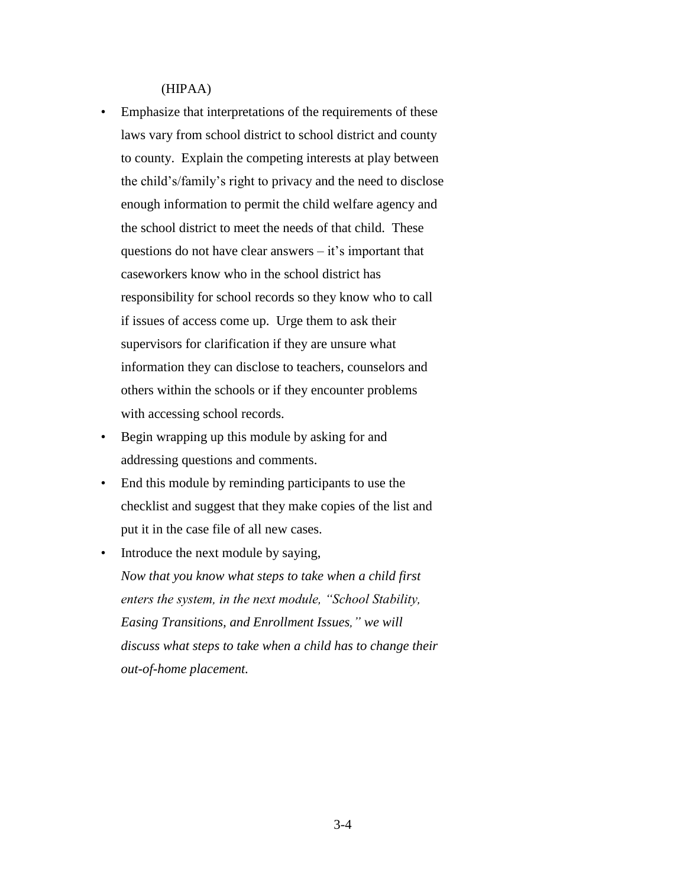(HIPAA)

- Emphasize that interpretations of the requirements of these laws vary from school district to school district and county to county. Explain the competing interests at play between the child's/family's right to privacy and the need to disclose enough information to permit the child welfare agency and the school district to meet the needs of that child. These questions do not have clear answers – it's important that caseworkers know who in the school district has responsibility for school records so they know who to call if issues of access come up. Urge them to ask their supervisors for clarification if they are unsure what information they can disclose to teachers, counselors and others within the schools or if they encounter problems with accessing school records.
- Begin wrapping up this module by asking for and addressing questions and comments.
- End this module by reminding participants to use the checklist and suggest that they make copies of the list and put it in the case file of all new cases.
- Introduce the next module by saying, *Now that you know what steps to take when a child first enters the system, in the next module, "School Stability, Easing Transitions, and Enrollment Issues," we will discuss what steps to take when a child has to change their out-of-home placement.*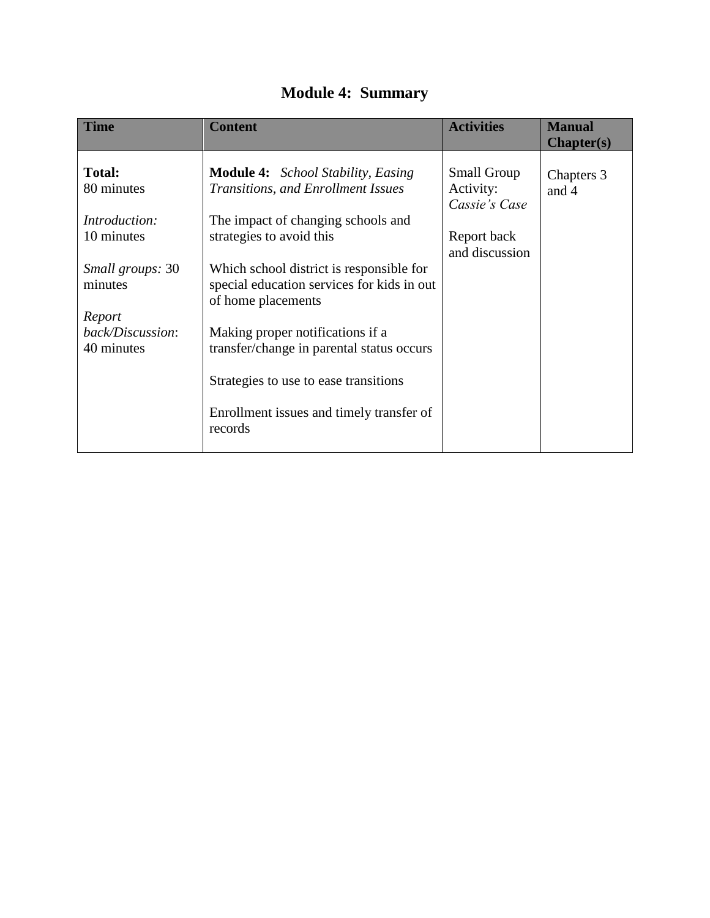# Module 4: Summary

| Time | Content | Activities | Manual Chapter(s) |
|---|---|---|---|
| **Total:** 80 minutes<br><br>*Introduction:* 10 minutes<br><br>*Small groups:* 30 minutes<br><br>*Report back/Discussion*: 40 minutes | **Module 4:** *School Stability, Easing Transitions, and Enrollment Issues*<br><br>The impact of changing schools and strategies to avoid this<br><br>Which school district is responsible for special education services for kids in out of home placements<br><br>Making proper notifications if a transfer/change in parental status occurs<br><br>Strategies to use to ease transitions<br><br>Enrollment issues and timely transfer of records | Small Group Activity: *Cassie's Case*<br><br>Report back and discussion | Chapters 3 and 4 |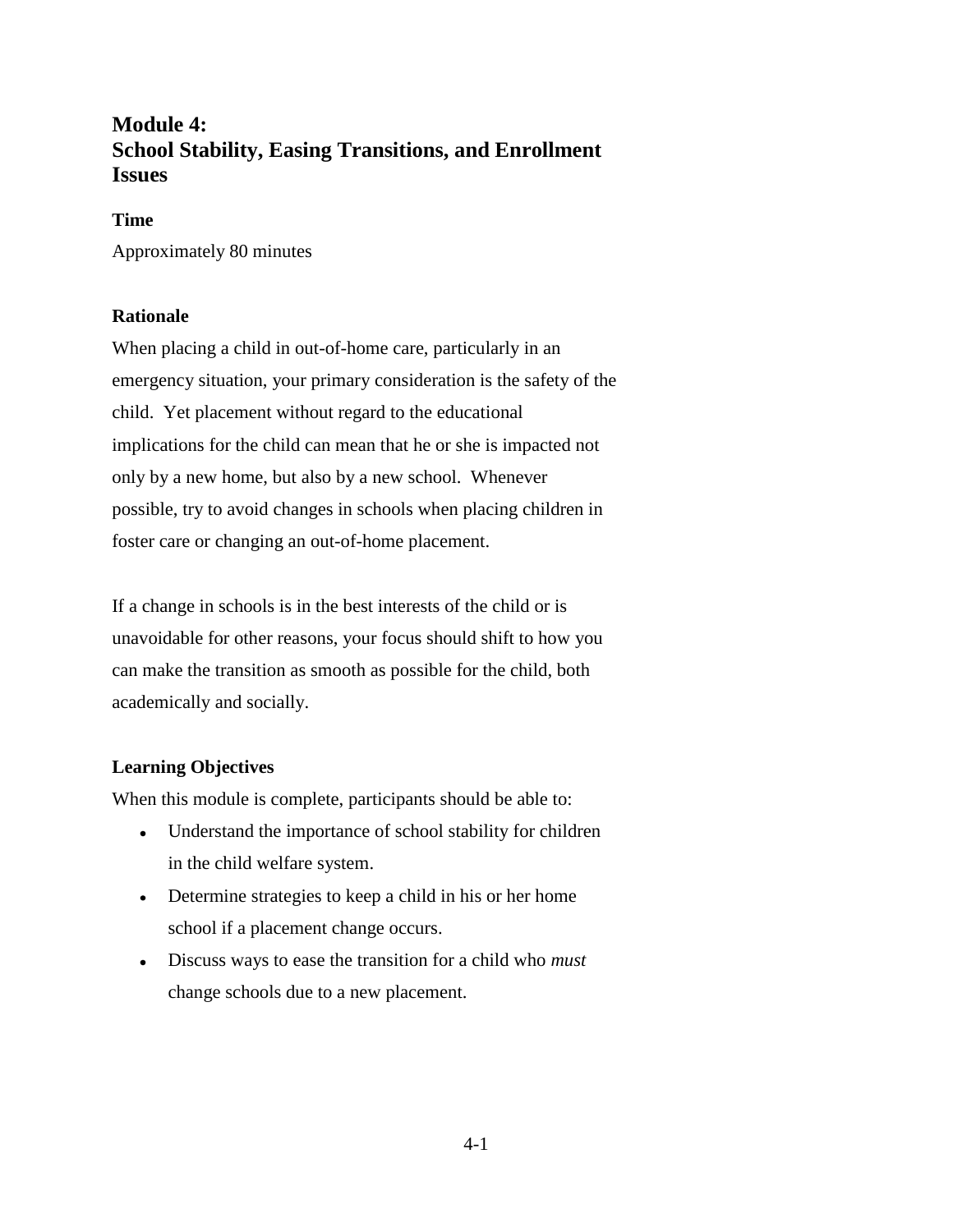# Module 4: School Stability, Easing Transitions, and Enrollment Issues

### Time

Approximately 80 minutes

### Rationale

When placing a child in out-of-home care, particularly in an emergency situation, your primary consideration is the safety of the child. Yet placement without regard to the educational implications for the child can mean that he or she is impacted not only by a new home, but also by a new school. Whenever possible, try to avoid changes in schools when placing children in foster care or changing an out-of-home placement.

If a change in schools is in the best interests of the child or is unavoidable for other reasons, your focus should shift to how you can make the transition as smooth as possible for the child, both academically and socially.

### Learning Objectives

When this module is complete, participants should be able to:

- Understand the importance of school stability for children in the child welfare system.
- Determine strategies to keep a child in his or her home school if a placement change occurs.
- Discuss ways to ease the transition for a child who *must* change schools due to a new placement.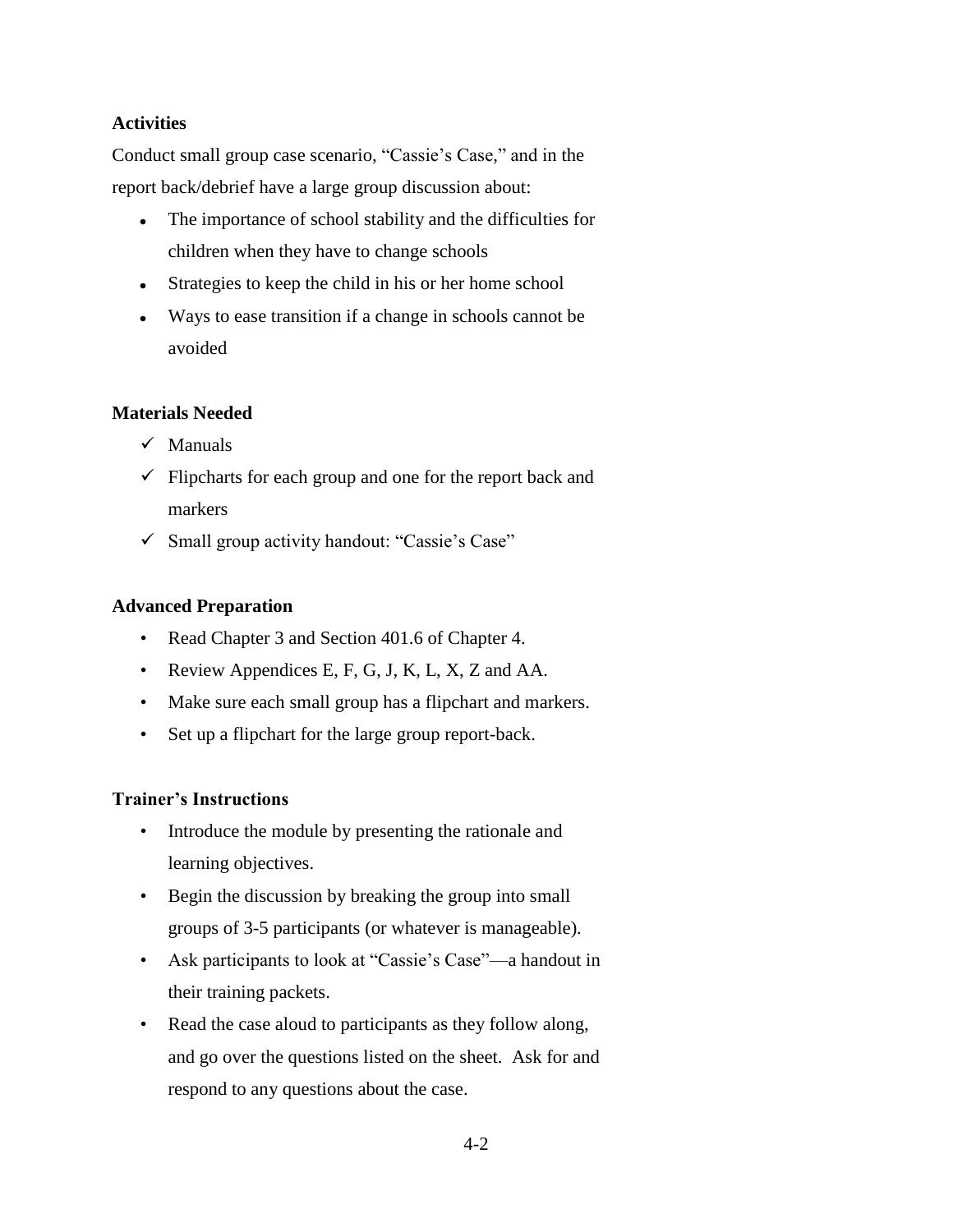### Activities

Conduct small group case scenario, "Cassie's Case," and in the report back/debrief have a large group discussion about:

- The importance of school stability and the difficulties for children when they have to change schools
- Strategies to keep the child in his or her home school
- Ways to ease transition if a change in schools cannot be avoided

### Materials Needed

- ✓ Manuals
- ✓ Flipcharts for each group and one for the report back and markers
- ✓ Small group activity handout: "Cassie's Case"

### Advanced Preparation

- Read Chapter 3 and Section 401.6 of Chapter 4.
- Review Appendices E, F, G, J, K, L, X, Z and AA.
- Make sure each small group has a flipchart and markers.
- Set up a flipchart for the large group report-back.

### Trainer's Instructions

- Introduce the module by presenting the rationale and learning objectives.
- Begin the discussion by breaking the group into small groups of 3-5 participants (or whatever is manageable).
- Ask participants to look at "Cassie's Case"—a handout in their training packets.
- Read the case aloud to participants as they follow along, and go over the questions listed on the sheet. Ask for and respond to any questions about the case.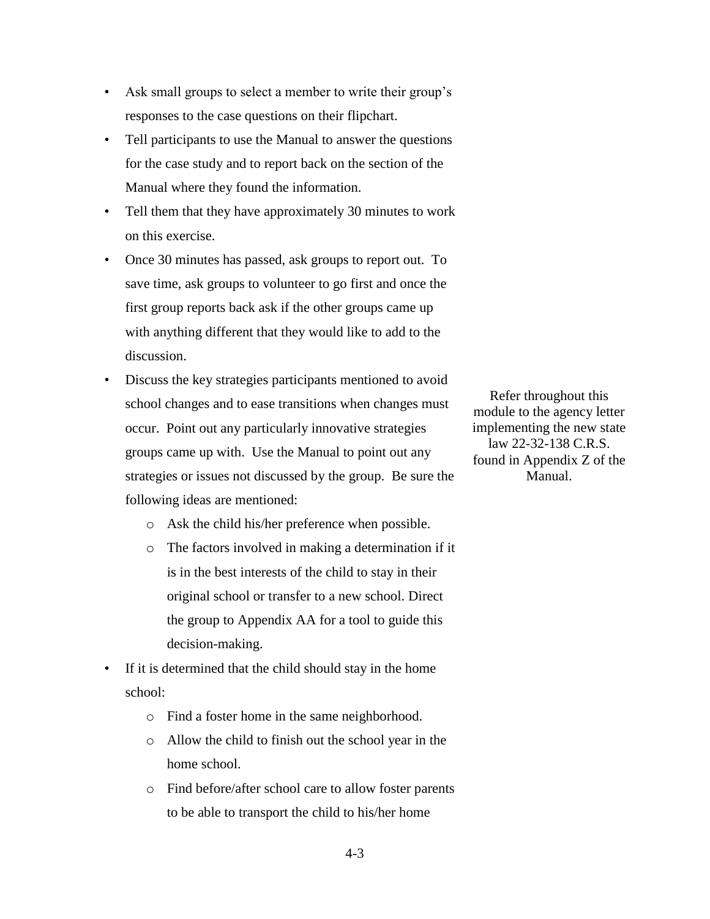- Ask small groups to select a member to write their group's responses to the case questions on their flipchart.
- Tell participants to use the Manual to answer the questions for the case study and to report back on the section of the Manual where they found the information.
- Tell them that they have approximately 30 minutes to work on this exercise.
- Once 30 minutes has passed, ask groups to report out. To save time, ask groups to volunteer to go first and once the first group reports back ask if the other groups came up with anything different that they would like to add to the discussion.
- Discuss the key strategies participants mentioned to avoid school changes and to ease transitions when changes must occur. Point out any particularly innovative strategies groups came up with. Use the Manual to point out any strategies or issues not discussed by the group. Be sure the following ideas are mentioned:
    - Ask the child his/her preference when possible.
    - The factors involved in making a determination if it is in the best interests of the child to stay in their original school or transfer to a new school. Direct the group to Appendix AA for a tool to guide this decision-making.
- If it is determined that the child should stay in the home school:
    - Find a foster home in the same neighborhood.
    - Allow the child to finish out the school year in the home school.
    - Find before/after school care to allow foster parents to be able to transport the child to his/her home

Refer throughout this module to the agency letter implementing the new state law 22-32-138 C.R.S. found in Appendix Z of the Manual.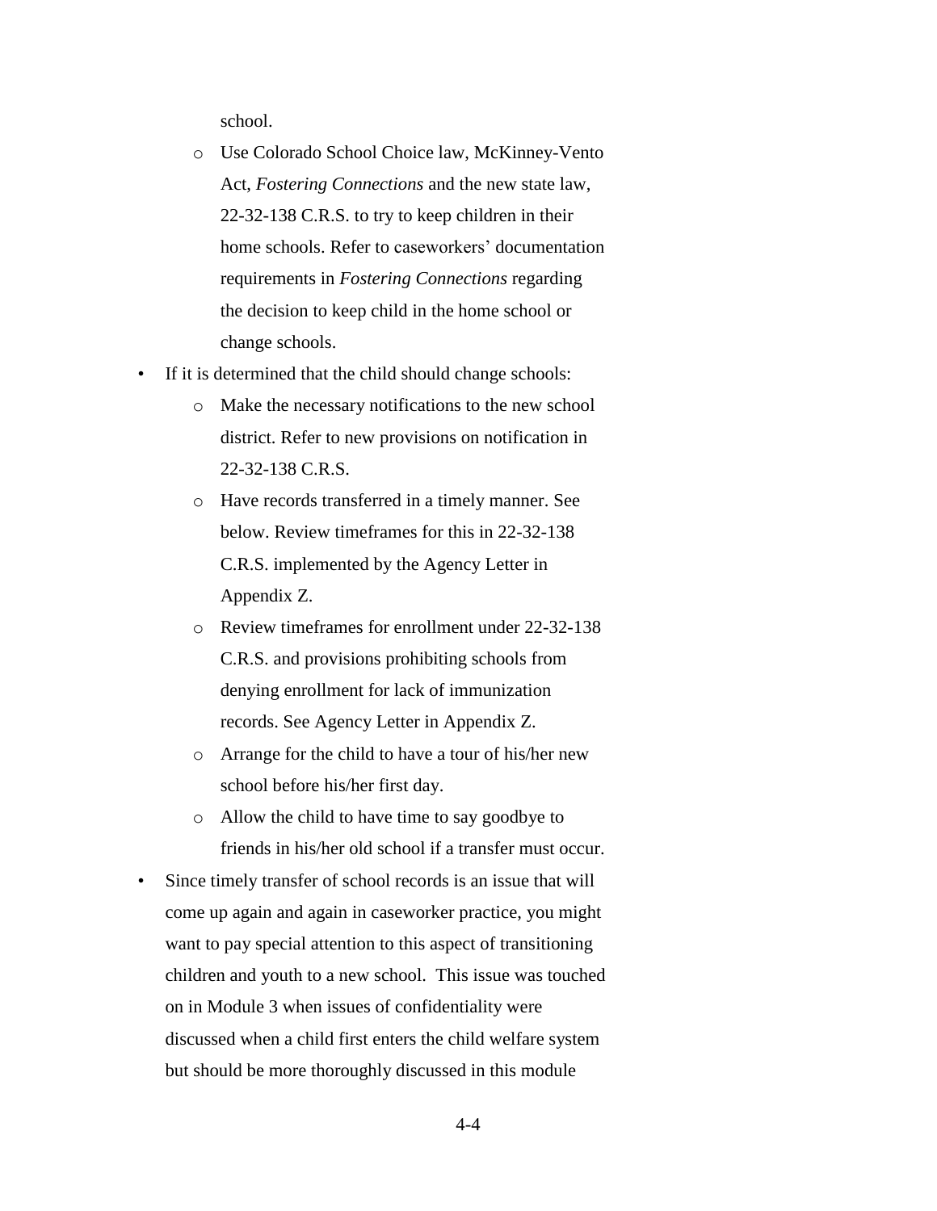school.

  - Use Colorado School Choice law, McKinney-Vento Act, *Fostering Connections* and the new state law, 22-32-138 C.R.S. to try to keep children in their home schools. Refer to caseworkers' documentation requirements in *Fostering Connections* regarding the decision to keep child in the home school or change schools.

- If it is determined that the child should change schools:
  - Make the necessary notifications to the new school district. Refer to new provisions on notification in 22-32-138 C.R.S.
  - Have records transferred in a timely manner. See below. Review timeframes for this in 22-32-138 C.R.S. implemented by the Agency Letter in Appendix Z.
  - Review timeframes for enrollment under 22-32-138 C.R.S. and provisions prohibiting schools from denying enrollment for lack of immunization records. See Agency Letter in Appendix Z.
  - Arrange for the child to have a tour of his/her new school before his/her first day.
  - Allow the child to have time to say goodbye to friends in his/her old school if a transfer must occur.

- Since timely transfer of school records is an issue that will come up again and again in caseworker practice, you might want to pay special attention to this aspect of transitioning children and youth to a new school. This issue was touched on in Module 3 when issues of confidentiality were discussed when a child first enters the child welfare system but should be more thoroughly discussed in this module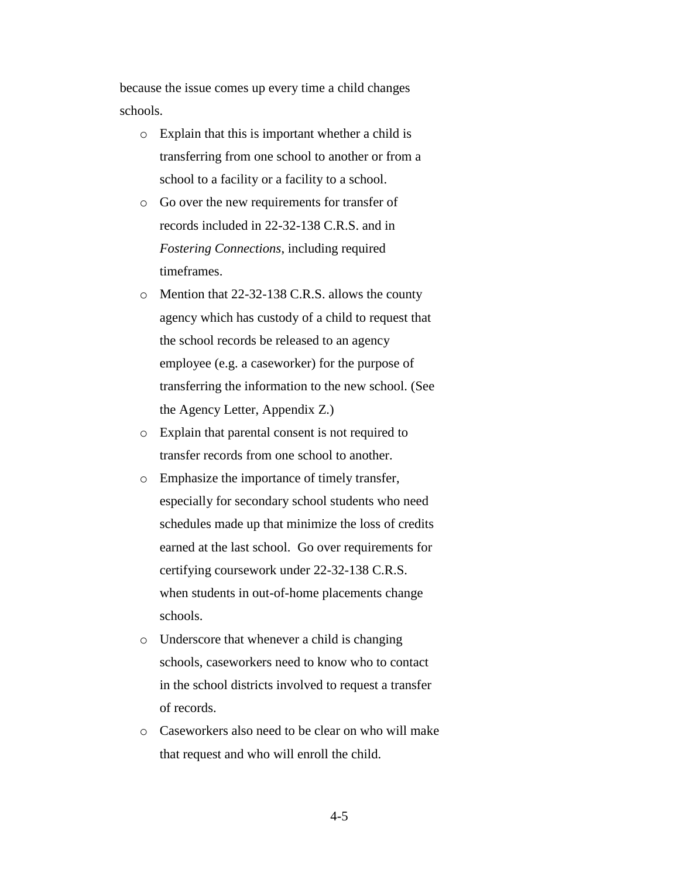because the issue comes up every time a child changes schools.

- Explain that this is important whether a child is transferring from one school to another or from a school to a facility or a facility to a school.
- Go over the new requirements for transfer of records included in 22-32-138 C.R.S. and in *Fostering Connections*, including required timeframes.
- Mention that 22-32-138 C.R.S. allows the county agency which has custody of a child to request that the school records be released to an agency employee (e.g. a caseworker) for the purpose of transferring the information to the new school. (See the Agency Letter, Appendix Z.)
- Explain that parental consent is not required to transfer records from one school to another.
- Emphasize the importance of timely transfer, especially for secondary school students who need schedules made up that minimize the loss of credits earned at the last school. Go over requirements for certifying coursework under 22-32-138 C.R.S. when students in out-of-home placements change schools.
- Underscore that whenever a child is changing schools, caseworkers need to know who to contact in the school districts involved to request a transfer of records.
- Caseworkers also need to be clear on who will make that request and who will enroll the child.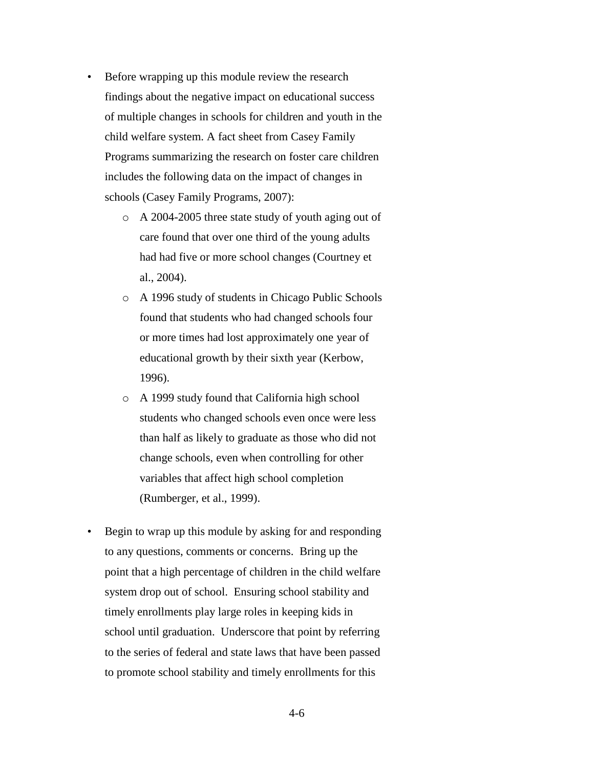- Before wrapping up this module review the research findings about the negative impact on educational success of multiple changes in schools for children and youth in the child welfare system. A fact sheet from Casey Family Programs summarizing the research on foster care children includes the following data on the impact of changes in schools (Casey Family Programs, 2007):
    - A 2004-2005 three state study of youth aging out of care found that over one third of the young adults had had five or more school changes (Courtney et al., 2004).
    - A 1996 study of students in Chicago Public Schools found that students who had changed schools four or more times had lost approximately one year of educational growth by their sixth year (Kerbow, 1996).
    - A 1999 study found that California high school students who changed schools even once were less than half as likely to graduate as those who did not change schools, even when controlling for other variables that affect high school completion (Rumberger, et al., 1999).

- Begin to wrap up this module by asking for and responding to any questions, comments or concerns. Bring up the point that a high percentage of children in the child welfare system drop out of school. Ensuring school stability and timely enrollments play large roles in keeping kids in school until graduation. Underscore that point by referring to the series of federal and state laws that have been passed to promote school stability and timely enrollments for this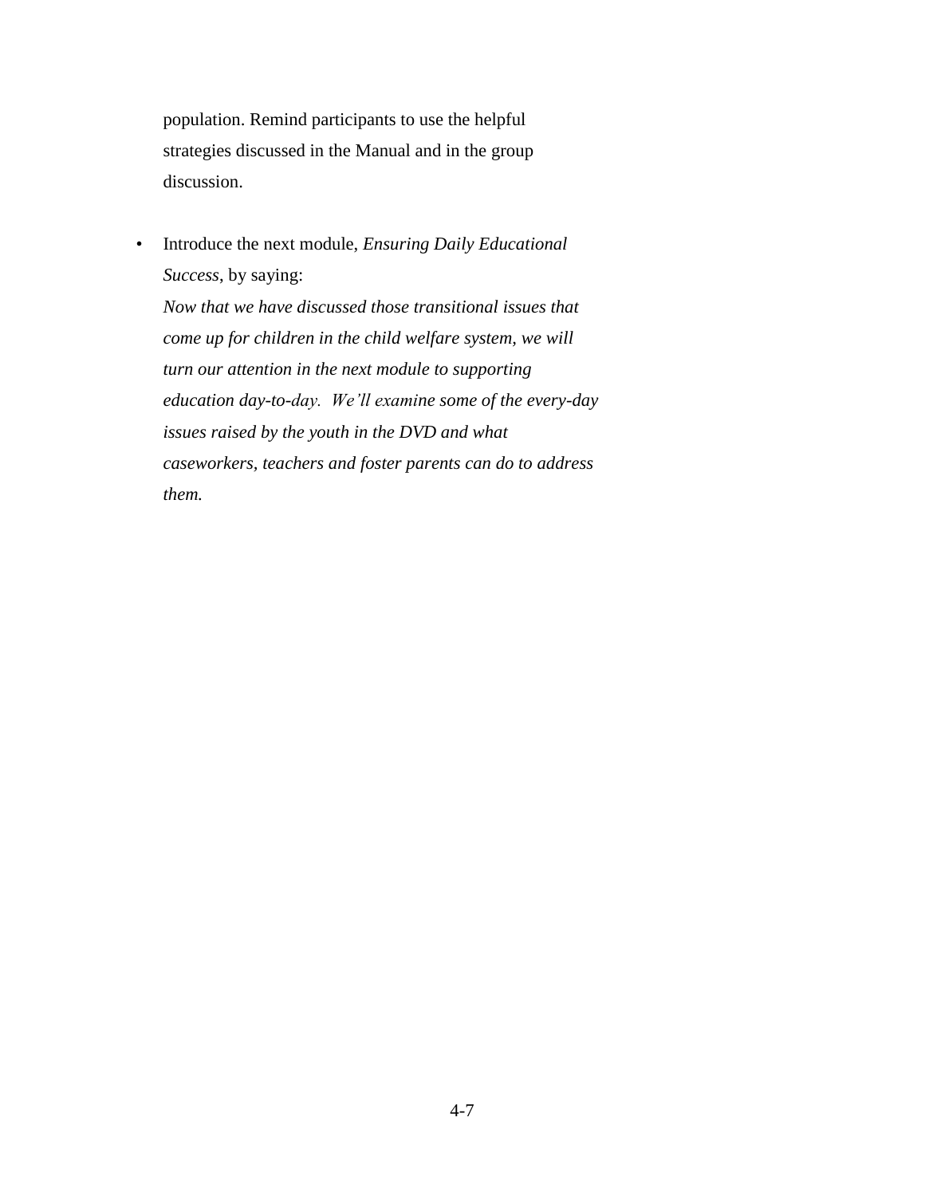population. Remind participants to use the helpful strategies discussed in the Manual and in the group discussion.

- Introduce the next module, *Ensuring Daily Educational Success*, by saying:
  *Now that we have discussed those transitional issues that come up for children in the child welfare system, we will turn our attention in the next module to supporting education day-to-day. We'll examine some of the every-day issues raised by the youth in the DVD and what caseworkers, teachers and foster parents can do to address them.*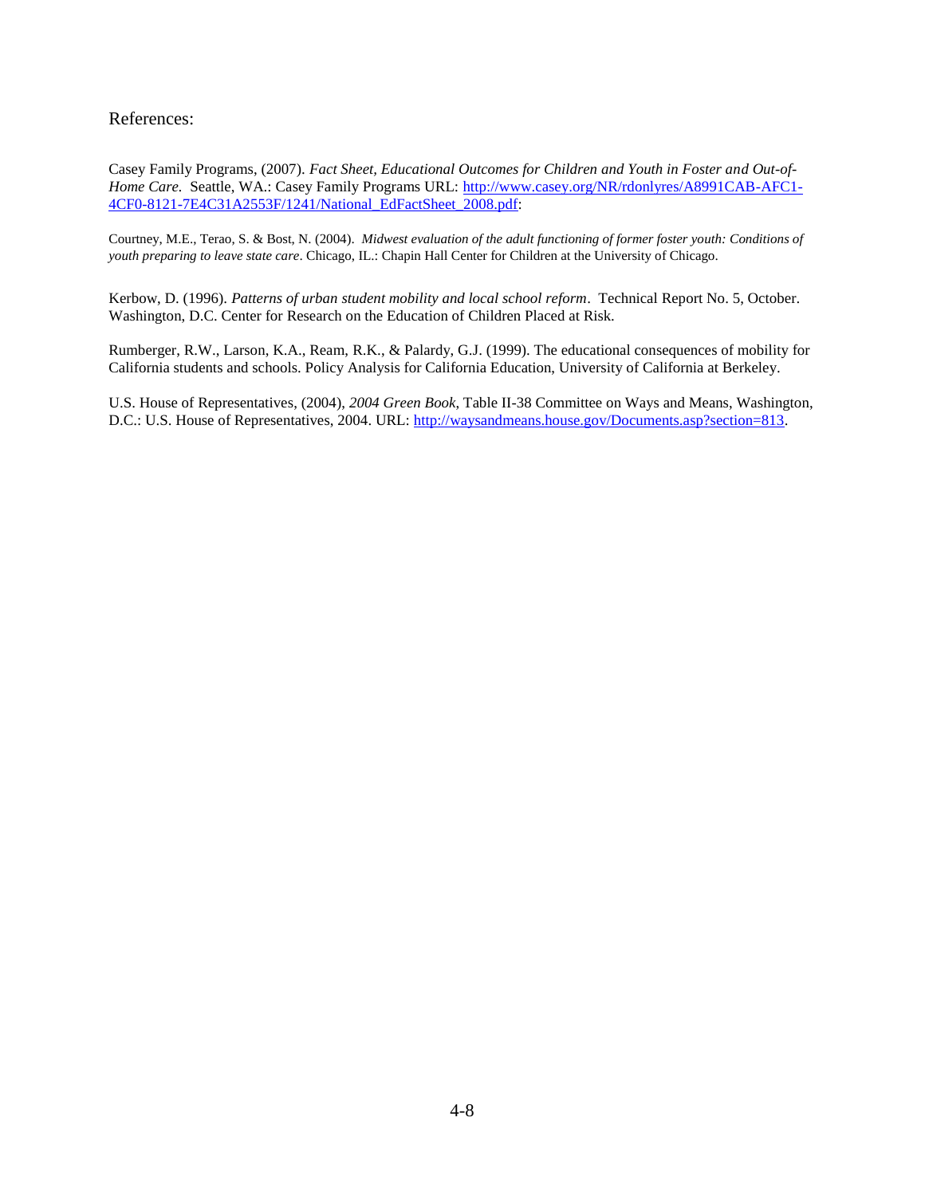References:

Casey Family Programs, (2007). *Fact Sheet, Educational Outcomes for Children and Youth in Foster and Out-of-Home Care*. Seattle, WA.: Casey Family Programs URL: [http://www.casey.org/NR/rdonlyres/A8991CAB-AFC1-4CF0-8121-7E4C31A2553F/1241/National_EdFactSheet_2008.pdf](http://www.casey.org/NR/rdonlyres/A8991CAB-AFC1-4CF0-8121-7E4C31A2553F/1241/National_EdFactSheet_2008.pdf):

Courtney, M.E., Terao, S. & Bost, N. (2004). *Midwest evaluation of the adult functioning of former foster youth: Conditions of youth preparing to leave state care*. Chicago, IL.: Chapin Hall Center for Children at the University of Chicago.

Kerbow, D. (1996). *Patterns of urban student mobility and local school reform*. Technical Report No. 5, October. Washington, D.C. Center for Research on the Education of Children Placed at Risk.

Rumberger, R.W., Larson, K.A., Ream, R.K., & Palardy, G.J. (1999). The educational consequences of mobility for California students and schools. Policy Analysis for California Education, University of California at Berkeley.

U.S. House of Representatives, (2004), *2004 Green Book*, Table II-38 Committee on Ways and Means, Washington, D.C.: U.S. House of Representatives, 2004. URL: [http://waysandmeans.house.gov/Documents.asp?section=813](http://waysandmeans.house.gov/Documents.asp?section=813).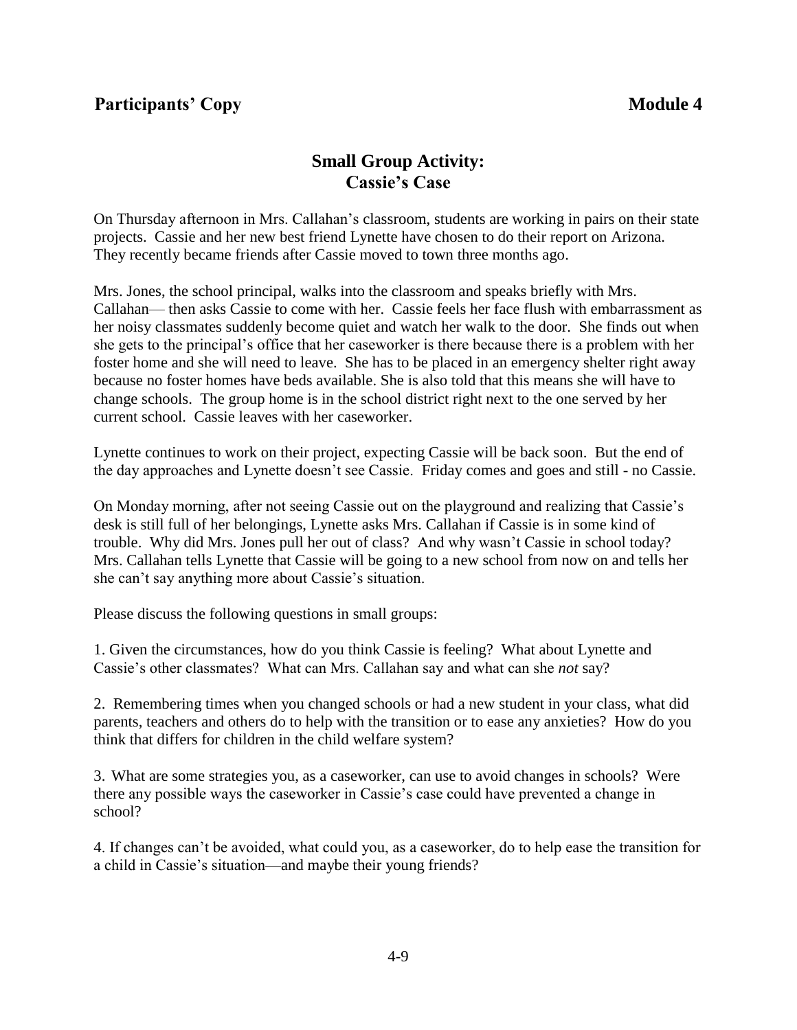**Participants' Copy** **Module 4**

## Small Group Activity: Cassie's Case

On Thursday afternoon in Mrs. Callahan's classroom, students are working in pairs on their state projects. Cassie and her new best friend Lynette have chosen to do their report on Arizona. They recently became friends after Cassie moved to town three months ago.

Mrs. Jones, the school principal, walks into the classroom and speaks briefly with Mrs. Callahan— then asks Cassie to come with her. Cassie feels her face flush with embarrassment as her noisy classmates suddenly become quiet and watch her walk to the door. She finds out when she gets to the principal's office that her caseworker is there because there is a problem with her foster home and she will need to leave. She has to be placed in an emergency shelter right away because no foster homes have beds available. She is also told that this means she will have to change schools. The group home is in the school district right next to the one served by her current school. Cassie leaves with her caseworker.

Lynette continues to work on their project, expecting Cassie will be back soon. But the end of the day approaches and Lynette doesn't see Cassie. Friday comes and goes and still - no Cassie.

On Monday morning, after not seeing Cassie out on the playground and realizing that Cassie's desk is still full of her belongings, Lynette asks Mrs. Callahan if Cassie is in some kind of trouble. Why did Mrs. Jones pull her out of class? And why wasn't Cassie in school today? Mrs. Callahan tells Lynette that Cassie will be going to a new school from now on and tells her she can't say anything more about Cassie's situation.

Please discuss the following questions in small groups:

1. Given the circumstances, how do you think Cassie is feeling? What about Lynette and Cassie's other classmates? What can Mrs. Callahan say and what can she *not* say?

2. Remembering times when you changed schools or had a new student in your class, what did parents, teachers and others do to help with the transition or to ease any anxieties? How do you think that differs for children in the child welfare system?

3. What are some strategies you, as a caseworker, can use to avoid changes in schools? Were there any possible ways the caseworker in Cassie's case could have prevented a change in school?

4. If changes can't be avoided, what could you, as a caseworker, do to help ease the transition for a child in Cassie's situation—and maybe their young friends?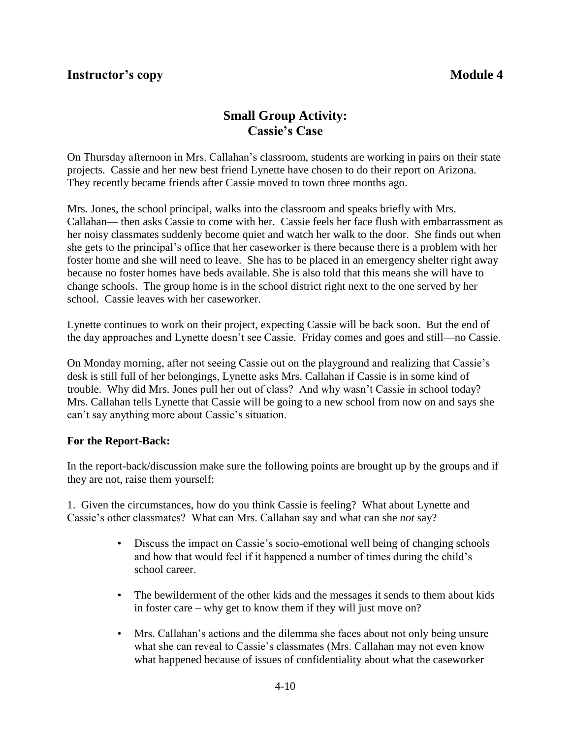**Instructor's copy** **Module 4**

## Small Group Activity: Cassie's Case

On Thursday afternoon in Mrs. Callahan's classroom, students are working in pairs on their state projects. Cassie and her new best friend Lynette have chosen to do their report on Arizona. They recently became friends after Cassie moved to town three months ago.

Mrs. Jones, the school principal, walks into the classroom and speaks briefly with Mrs. Callahan— then asks Cassie to come with her. Cassie feels her face flush with embarrassment as her noisy classmates suddenly become quiet and watch her walk to the door. She finds out when she gets to the principal's office that her caseworker is there because there is a problem with her foster home and she will need to leave. She has to be placed in an emergency shelter right away because no foster homes have beds available. She is also told that this means she will have to change schools. The group home is in the school district right next to the one served by her school. Cassie leaves with her caseworker.

Lynette continues to work on their project, expecting Cassie will be back soon. But the end of the day approaches and Lynette doesn't see Cassie. Friday comes and goes and still—no Cassie.

On Monday morning, after not seeing Cassie out on the playground and realizing that Cassie's desk is still full of her belongings, Lynette asks Mrs. Callahan if Cassie is in some kind of trouble. Why did Mrs. Jones pull her out of class? And why wasn't Cassie in school today? Mrs. Callahan tells Lynette that Cassie will be going to a new school from now on and says she can't say anything more about Cassie's situation.

**For the Report-Back:**

In the report-back/discussion make sure the following points are brought up by the groups and if they are not, raise them yourself:

1. Given the circumstances, how do you think Cassie is feeling? What about Lynette and Cassie's other classmates? What can Mrs. Callahan say and what can she *not* say?

- Discuss the impact on Cassie's socio-emotional well being of changing schools and how that would feel if it happened a number of times during the child's school career.
- The bewilderment of the other kids and the messages it sends to them about kids in foster care – why get to know them if they will just move on?
- Mrs. Callahan's actions and the dilemma she faces about not only being unsure what she can reveal to Cassie's classmates (Mrs. Callahan may not even know what happened because of issues of confidentiality about what the caseworker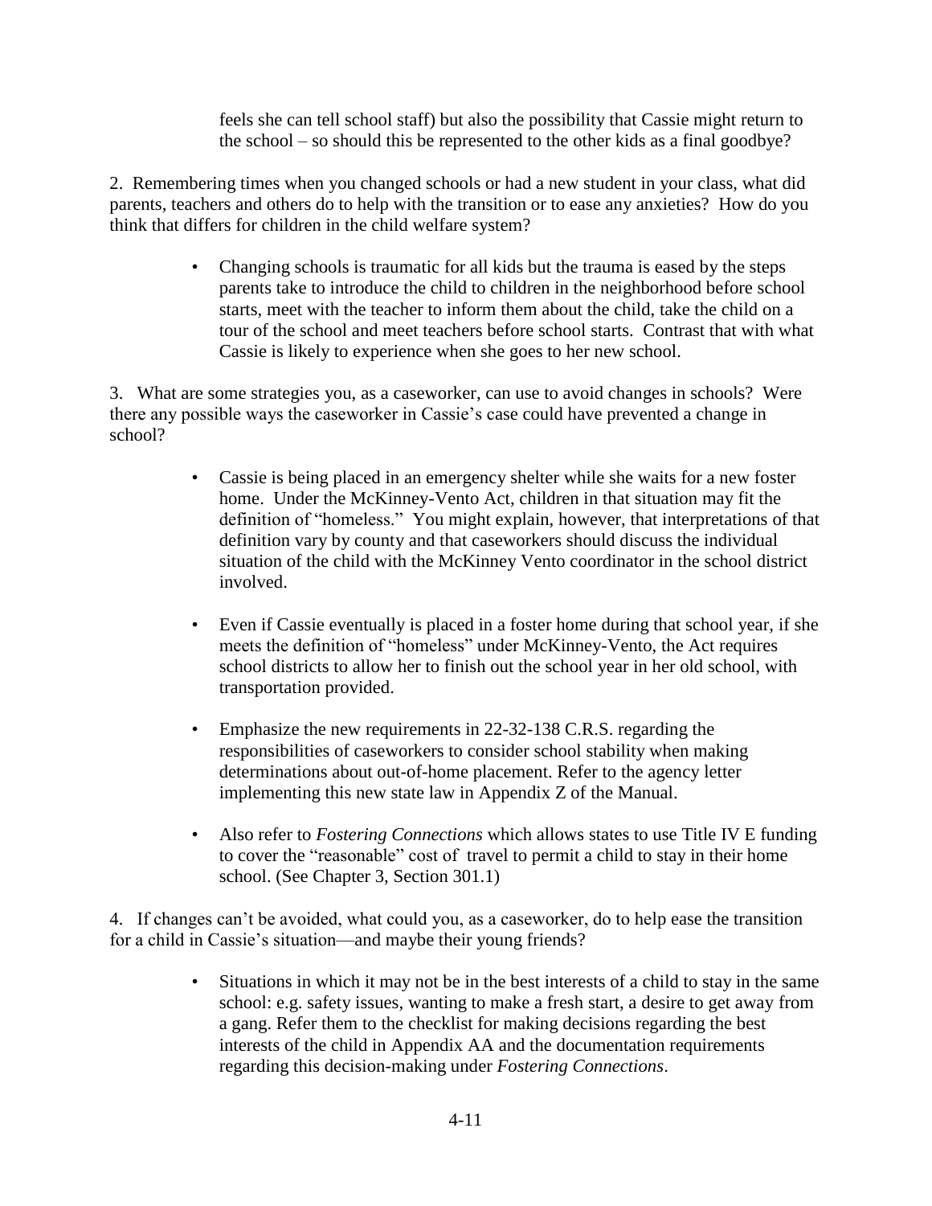feels she can tell school staff) but also the possibility that Cassie might return to the school – so should this be represented to the other kids as a final goodbye?

2. Remembering times when you changed schools or had a new student in your class, what did parents, teachers and others do to help with the transition or to ease any anxieties? How do you think that differs for children in the child welfare system?

- Changing schools is traumatic for all kids but the trauma is eased by the steps parents take to introduce the child to children in the neighborhood before school starts, meet with the teacher to inform them about the child, take the child on a tour of the school and meet teachers before school starts. Contrast that with what Cassie is likely to experience when she goes to her new school.

3. What are some strategies you, as a caseworker, can use to avoid changes in schools? Were there any possible ways the caseworker in Cassie's case could have prevented a change in school?

- Cassie is being placed in an emergency shelter while she waits for a new foster home. Under the McKinney-Vento Act, children in that situation may fit the definition of "homeless." You might explain, however, that interpretations of that definition vary by county and that caseworkers should discuss the individual situation of the child with the McKinney Vento coordinator in the school district involved.

- Even if Cassie eventually is placed in a foster home during that school year, if she meets the definition of "homeless" under McKinney-Vento, the Act requires school districts to allow her to finish out the school year in her old school, with transportation provided.

- Emphasize the new requirements in 22-32-138 C.R.S. regarding the responsibilities of caseworkers to consider school stability when making determinations about out-of-home placement. Refer to the agency letter implementing this new state law in Appendix Z of the Manual.

- Also refer to *Fostering Connections* which allows states to use Title IV E funding to cover the "reasonable" cost of travel to permit a child to stay in their home school. (See Chapter 3, Section 301.1)

4. If changes can't be avoided, what could you, as a caseworker, do to help ease the transition for a child in Cassie's situation—and maybe their young friends?

- Situations in which it may not be in the best interests of a child to stay in the same school: e.g. safety issues, wanting to make a fresh start, a desire to get away from a gang. Refer them to the checklist for making decisions regarding the best interests of the child in Appendix AA and the documentation requirements regarding this decision-making under *Fostering Connections*.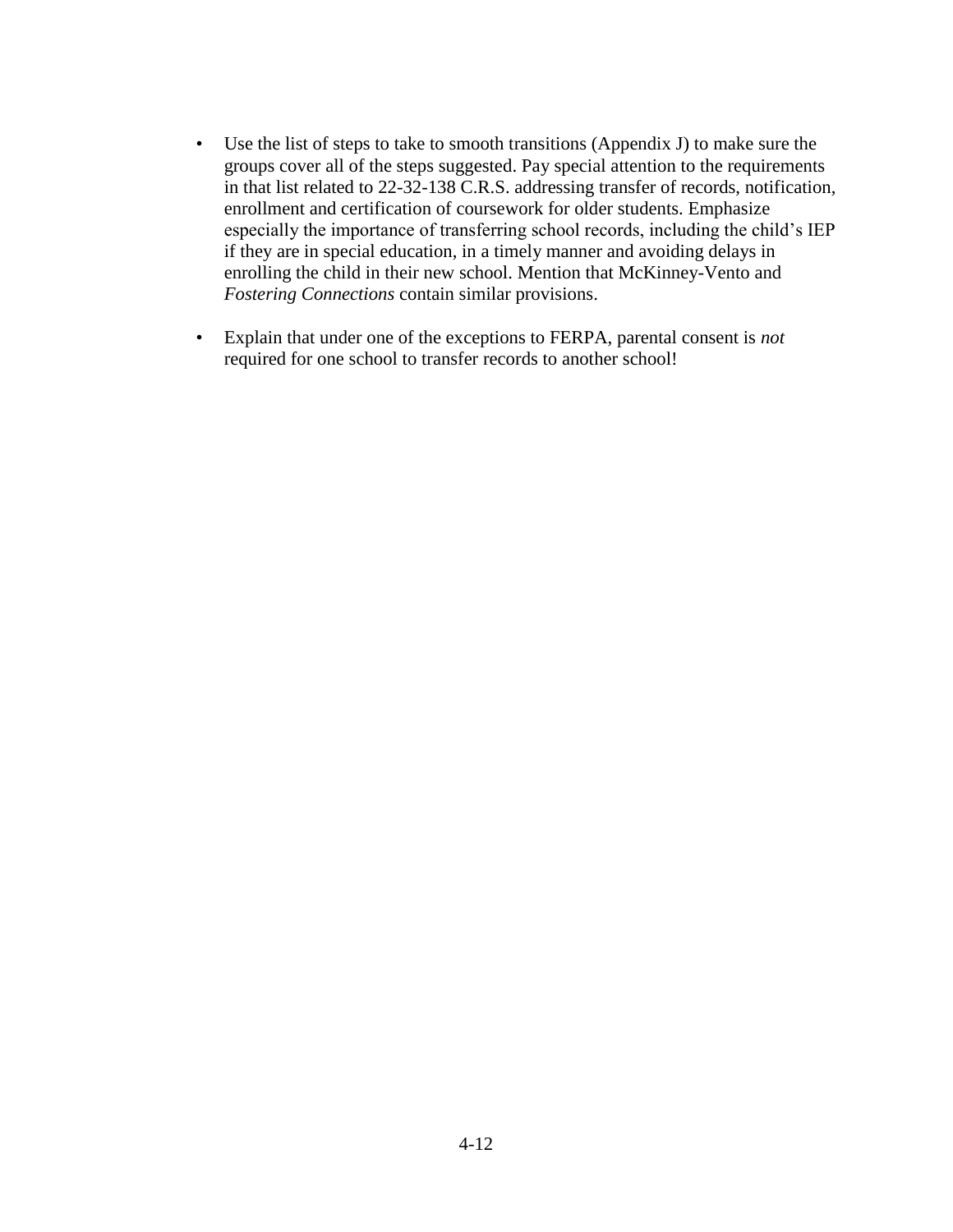- Use the list of steps to take to smooth transitions (Appendix J) to make sure the groups cover all of the steps suggested. Pay special attention to the requirements in that list related to 22-32-138 C.R.S. addressing transfer of records, notification, enrollment and certification of coursework for older students. Emphasize especially the importance of transferring school records, including the child's IEP if they are in special education, in a timely manner and avoiding delays in enrolling the child in their new school. Mention that McKinney-Vento and *Fostering Connections* contain similar provisions.

- Explain that under one of the exceptions to FERPA, parental consent is *not* required for one school to transfer records to another school!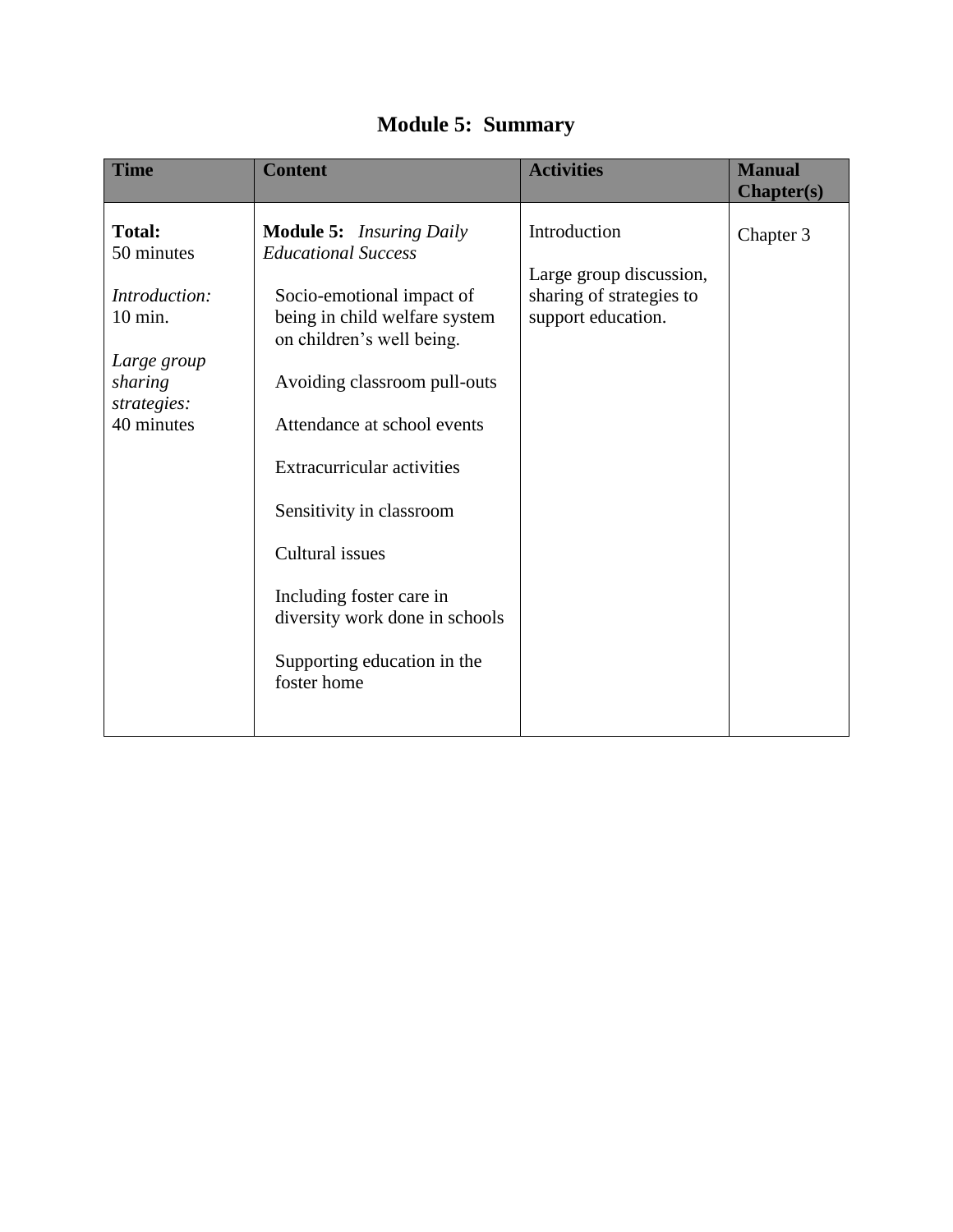# Module 5: Summary

| Time | Content | Activities | Manual Chapter(s) |
|---|---|---|---|
| **Total:** 50 minutes<br><br>*Introduction:* 10 min.<br><br>*Large group sharing strategies:* 40 minutes | **Module 5:** *Insuring Daily Educational Success*<br><br>Socio-emotional impact of being in child welfare system on children's well being.<br><br>Avoiding classroom pull-outs<br><br>Attendance at school events<br><br>Extracurricular activities<br><br>Sensitivity in classroom<br><br>Cultural issues<br><br>Including foster care in diversity work done in schools<br><br>Supporting education in the foster home | Introduction<br><br>Large group discussion, sharing of strategies to support education. | Chapter 3 |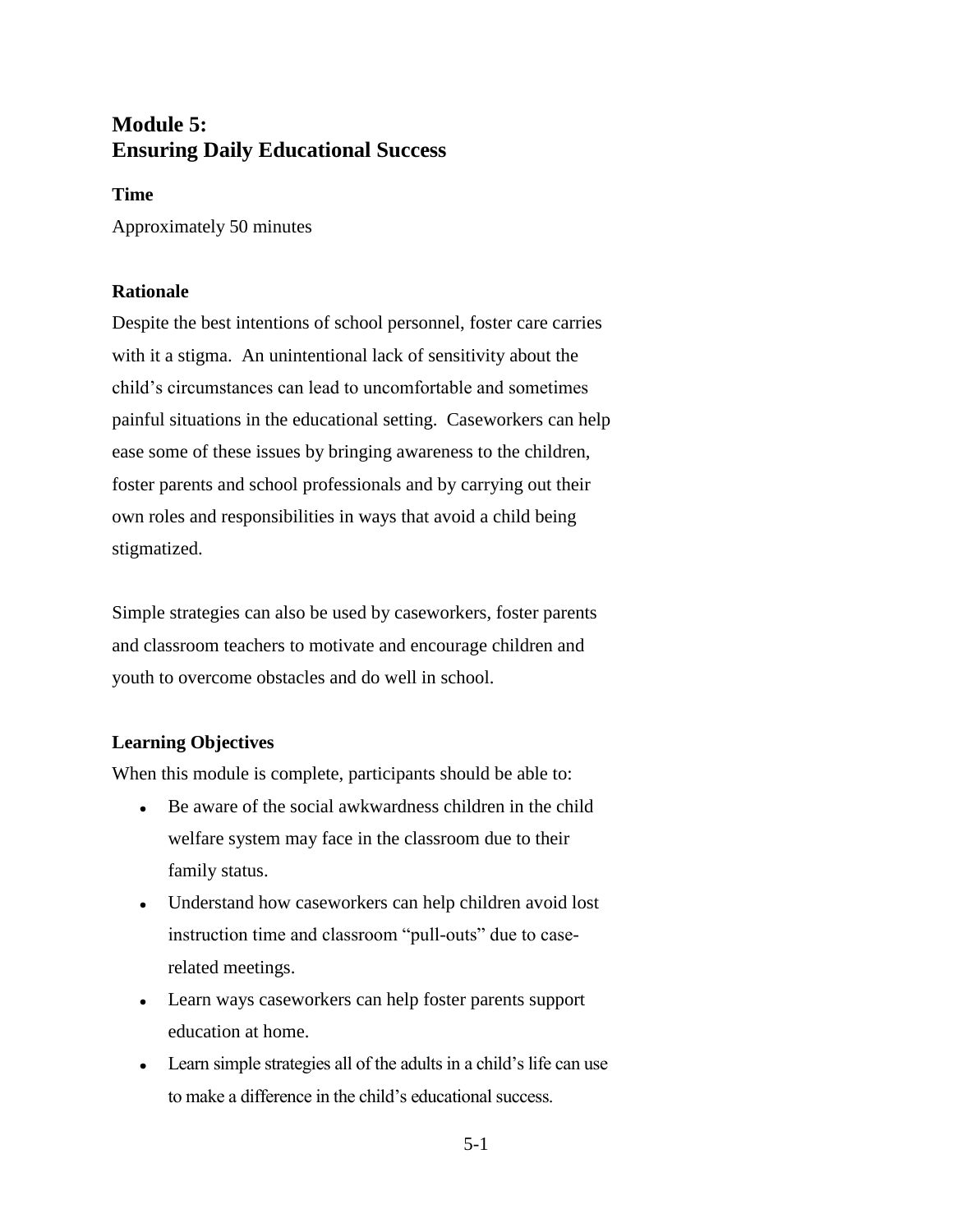# Module 5:
# Ensuring Daily Educational Success

### Time

Approximately 50 minutes

### Rationale

Despite the best intentions of school personnel, foster care carries with it a stigma. An unintentional lack of sensitivity about the child's circumstances can lead to uncomfortable and sometimes painful situations in the educational setting. Caseworkers can help ease some of these issues by bringing awareness to the children, foster parents and school professionals and by carrying out their own roles and responsibilities in ways that avoid a child being stigmatized.

Simple strategies can also be used by caseworkers, foster parents and classroom teachers to motivate and encourage children and youth to overcome obstacles and do well in school.

### Learning Objectives

When this module is complete, participants should be able to:

- Be aware of the social awkwardness children in the child welfare system may face in the classroom due to their family status.
- Understand how caseworkers can help children avoid lost instruction time and classroom "pull-outs" due to case-related meetings.
- Learn ways caseworkers can help foster parents support education at home.
- Learn simple strategies all of the adults in a child's life can use to make a difference in the child's educational success.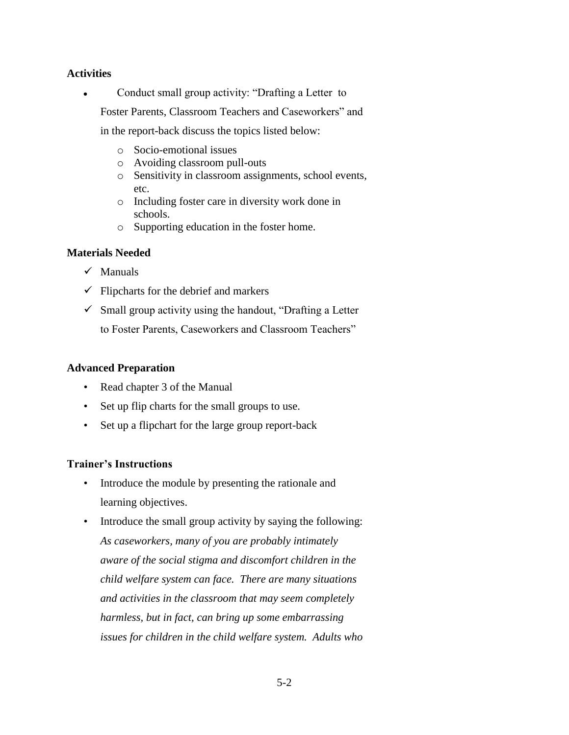**Activities**

- Conduct small group activity: "Drafting a Letter to Foster Parents, Classroom Teachers and Caseworkers" and in the report-back discuss the topics listed below:
  - Socio-emotional issues
  - Avoiding classroom pull-outs
  - Sensitivity in classroom assignments, school events, etc.
  - Including foster care in diversity work done in schools.
  - Supporting education in the foster home.

**Materials Needed**

- ✓ Manuals
- ✓ Flipcharts for the debrief and markers
- ✓ Small group activity using the handout, "Drafting a Letter to Foster Parents, Caseworkers and Classroom Teachers"

**Advanced Preparation**

- Read chapter 3 of the Manual
- Set up flip charts for the small groups to use.
- Set up a flipchart for the large group report-back

**Trainer's Instructions**

- Introduce the module by presenting the rationale and learning objectives.
- Introduce the small group activity by saying the following: *As caseworkers, many of you are probably intimately aware of the social stigma and discomfort children in the child welfare system can face. There are many situations and activities in the classroom that may seem completely harmless, but in fact, can bring up some embarrassing issues for children in the child welfare system. Adults who*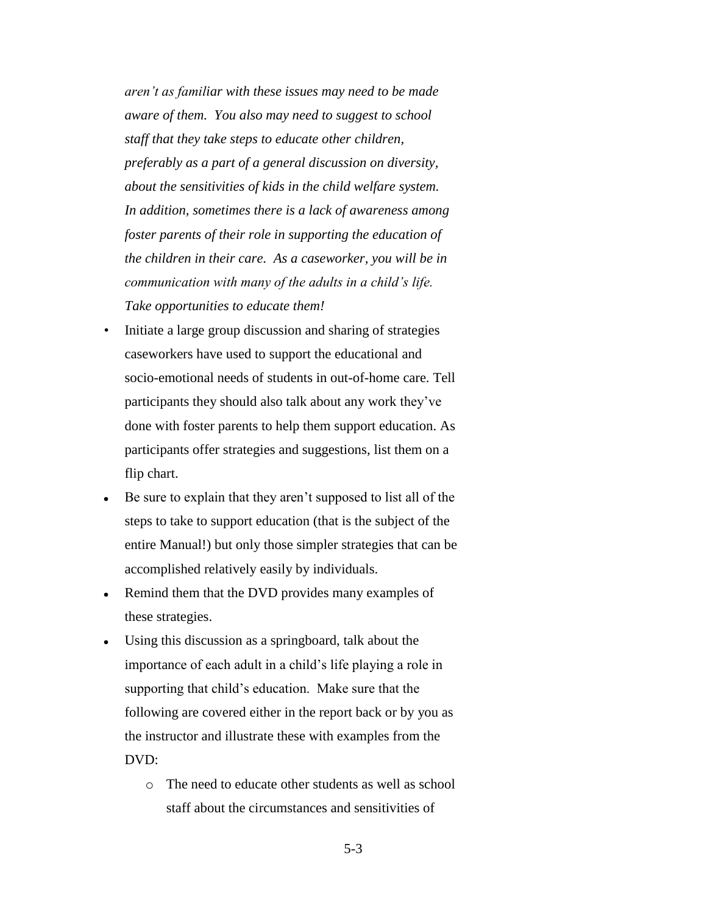*aren't as familiar with these issues may need to be made aware of them. You also may need to suggest to school staff that they take steps to educate other children, preferably as a part of a general discussion on diversity, about the sensitivities of kids in the child welfare system. In addition, sometimes there is a lack of awareness among foster parents of their role in supporting the education of the children in their care. As a caseworker, you will be in communication with many of the adults in a child's life. Take opportunities to educate them!*

- Initiate a large group discussion and sharing of strategies caseworkers have used to support the educational and socio-emotional needs of students in out-of-home care. Tell participants they should also talk about any work they've done with foster parents to help them support education. As participants offer strategies and suggestions, list them on a flip chart.
- Be sure to explain that they aren't supposed to list all of the steps to take to support education (that is the subject of the entire Manual!) but only those simpler strategies that can be accomplished relatively easily by individuals.
- Remind them that the DVD provides many examples of these strategies.
- Using this discussion as a springboard, talk about the importance of each adult in a child's life playing a role in supporting that child's education. Make sure that the following are covered either in the report back or by you as the instructor and illustrate these with examples from the DVD:
    - The need to educate other students as well as school staff about the circumstances and sensitivities of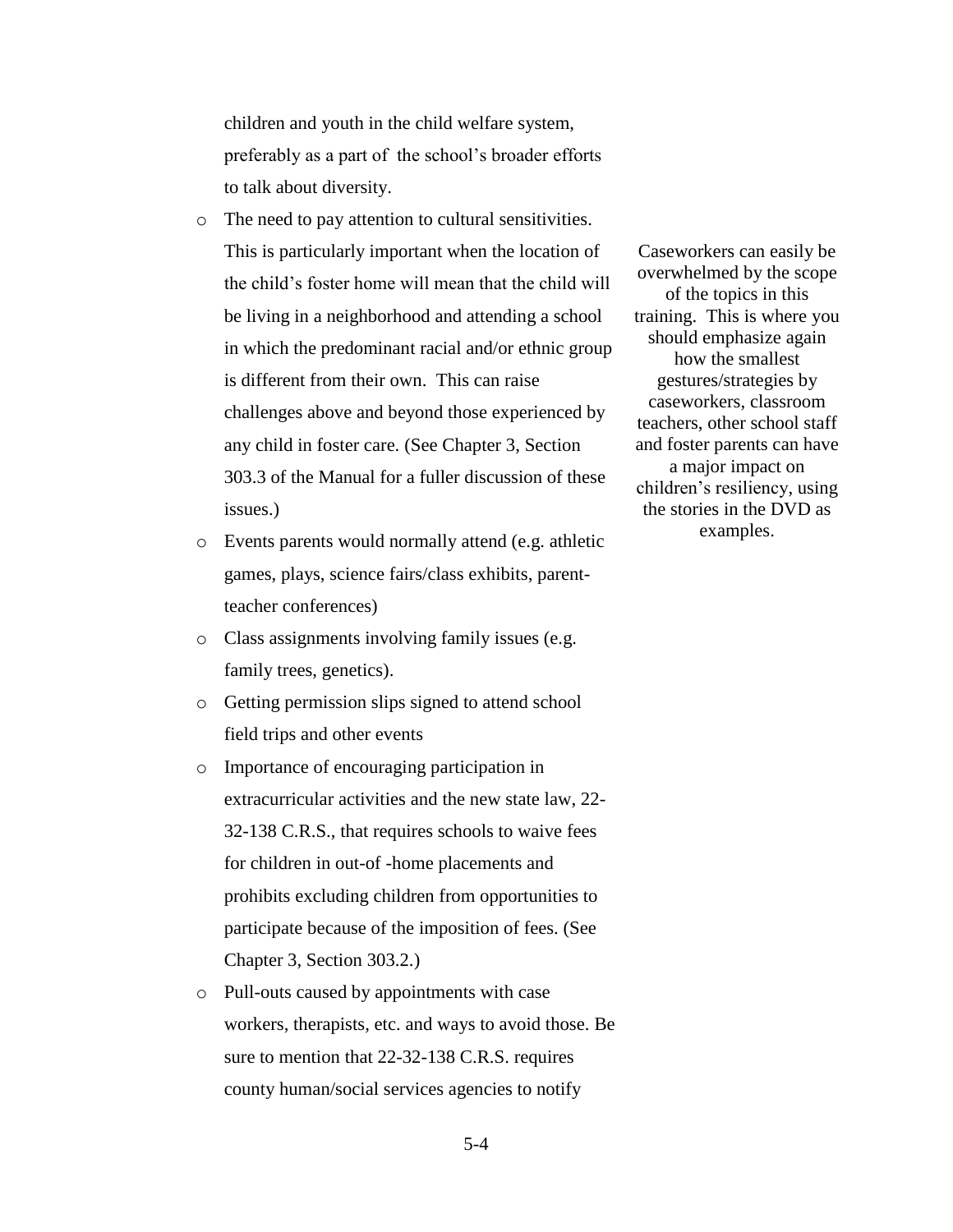children and youth in the child welfare system, preferably as a part of the school's broader efforts to talk about diversity.

- The need to pay attention to cultural sensitivities. This is particularly important when the location of the child's foster home will mean that the child will be living in a neighborhood and attending a school in which the predominant racial and/or ethnic group is different from their own. This can raise challenges above and beyond those experienced by any child in foster care. (See Chapter 3, Section 303.3 of the Manual for a fuller discussion of these issues.)
- Events parents would normally attend (e.g. athletic games, plays, science fairs/class exhibits, parent-teacher conferences)
- Class assignments involving family issues (e.g. family trees, genetics).
- Getting permission slips signed to attend school field trips and other events
- Importance of encouraging participation in extracurricular activities and the new state law, 22-32-138 C.R.S., that requires schools to waive fees for children in out-of -home placements and prohibits excluding children from opportunities to participate because of the imposition of fees. (See Chapter 3, Section 303.2.)
- Pull-outs caused by appointments with case workers, therapists, etc. and ways to avoid those. Be sure to mention that 22-32-138 C.R.S. requires county human/social services agencies to notify

Caseworkers can easily be overwhelmed by the scope of the topics in this training. This is where you should emphasize again how the smallest gestures/strategies by caseworkers, classroom teachers, other school staff and foster parents can have a major impact on children's resiliency, using the stories in the DVD as examples.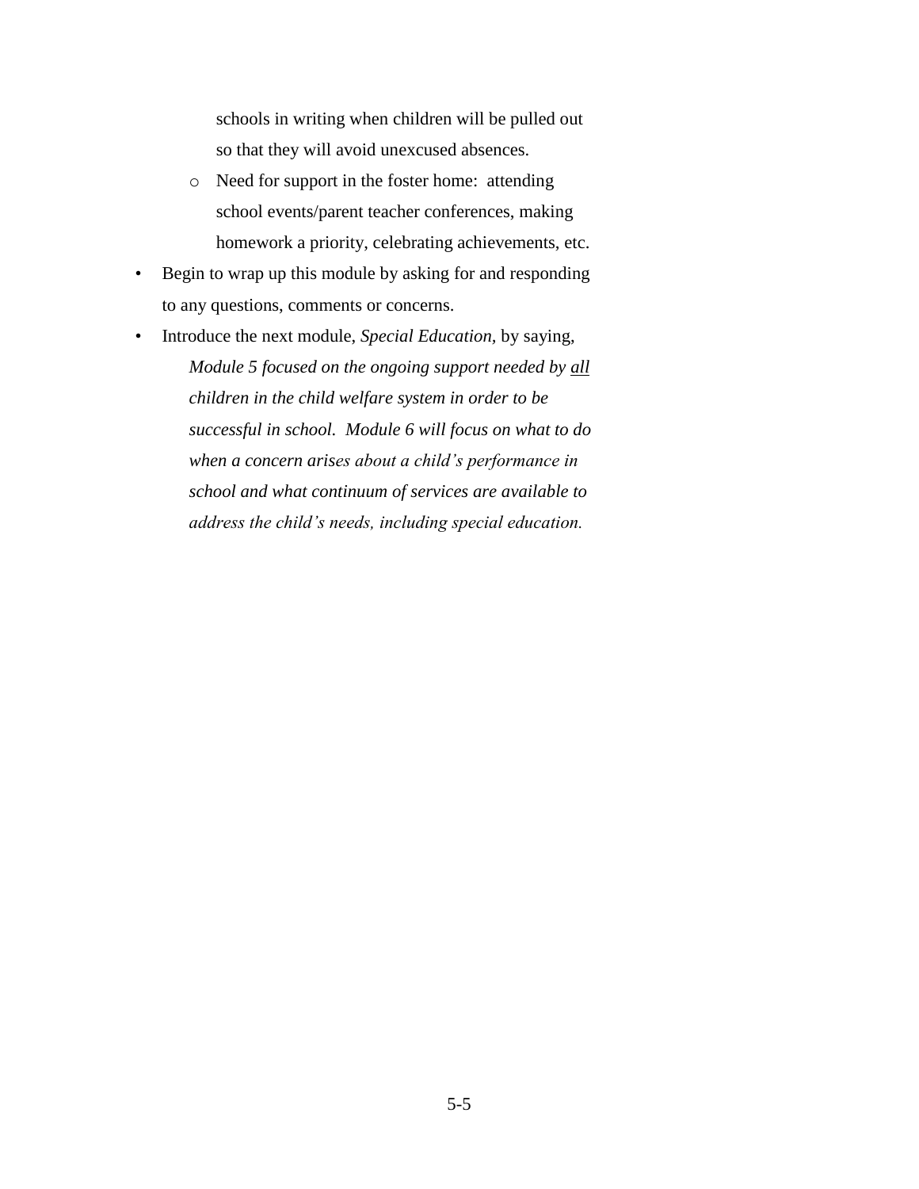schools in writing when children will be pulled out so that they will avoid unexcused absences.

    - Need for support in the foster home: attending school events/parent teacher conferences, making homework a priority, celebrating achievements, etc.

- Begin to wrap up this module by asking for and responding to any questions, comments or concerns.
- Introduce the next module, *Special Education,* by saying,

  *Module 5 focused on the ongoing support needed by <u>all</u> children in the child welfare system in order to be successful in school. Module 6 will focus on what to do when a concern arises about a child's performance in school and what continuum of services are available to address the child's needs, including special education.*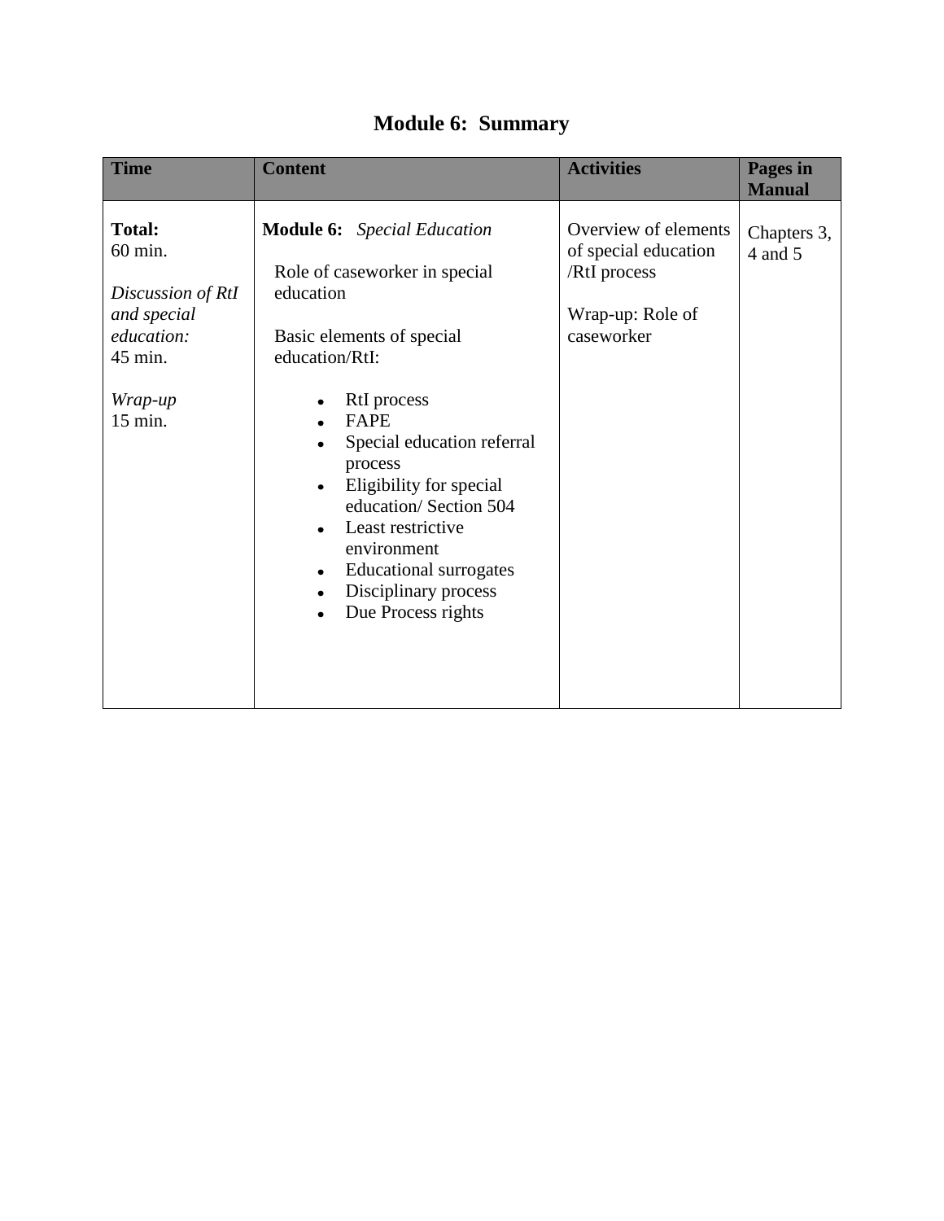# Module 6: Summary

| Time | Content | Activities | Pages in Manual |
|---|---|---|---|
| **Total:** 60 min.<br><br>*Discussion of RtI and special education:* 45 min.<br><br>*Wrap-up* 15 min. | **Module 6:** *Special Education*<br><br>Role of caseworker in special education<br><br>Basic elements of special education/RtI:<br><br>• RtI process<br>• FAPE<br>• Special education referral process<br>• Eligibility for special education/ Section 504<br>• Least restrictive environment<br>• Educational surrogates<br>• Disciplinary process<br>• Due Process rights | Overview of elements of special education /RtI process<br><br>Wrap-up: Role of caseworker | Chapters 3, 4 and 5 |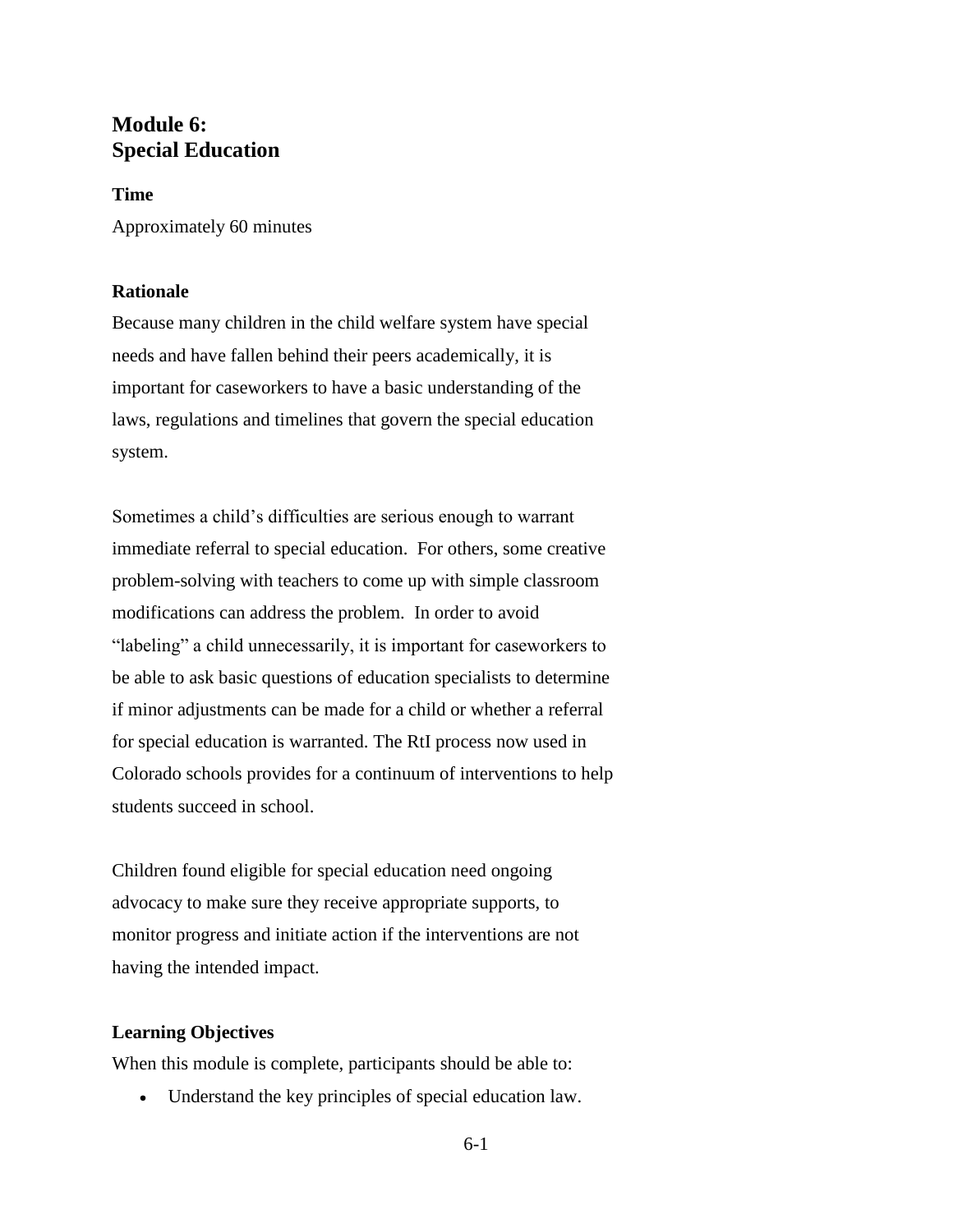# Module 6: Special Education

### Time

Approximately 60 minutes

### Rationale

Because many children in the child welfare system have special needs and have fallen behind their peers academically, it is important for caseworkers to have a basic understanding of the laws, regulations and timelines that govern the special education system.

Sometimes a child's difficulties are serious enough to warrant immediate referral to special education. For others, some creative problem-solving with teachers to come up with simple classroom modifications can address the problem. In order to avoid "labeling" a child unnecessarily, it is important for caseworkers to be able to ask basic questions of education specialists to determine if minor adjustments can be made for a child or whether a referral for special education is warranted. The RtI process now used in Colorado schools provides for a continuum of interventions to help students succeed in school.

Children found eligible for special education need ongoing advocacy to make sure they receive appropriate supports, to monitor progress and initiate action if the interventions are not having the intended impact.

### Learning Objectives

When this module is complete, participants should be able to:

- Understand the key principles of special education law.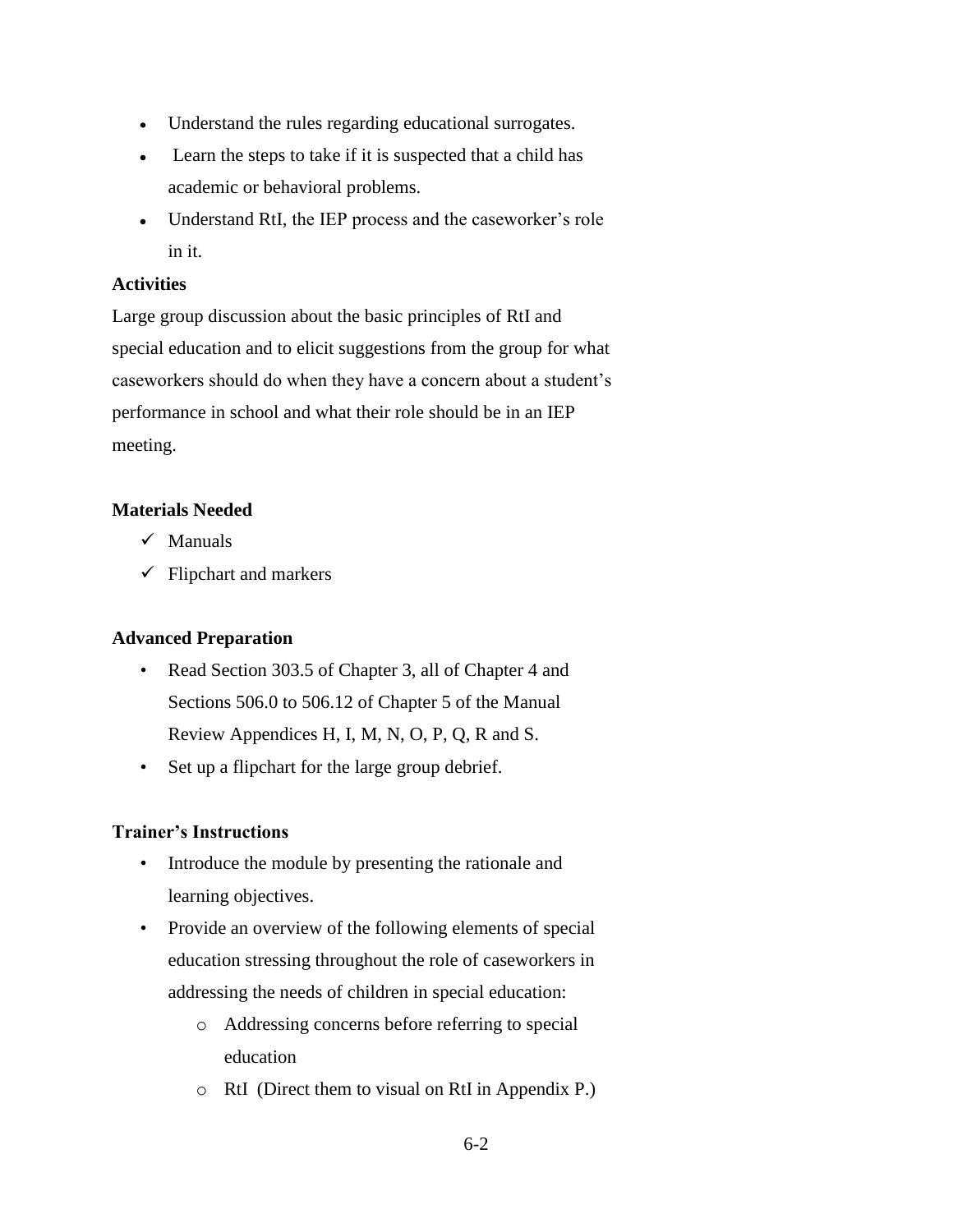- Understand the rules regarding educational surrogates.
- Learn the steps to take if it is suspected that a child has academic or behavioral problems.
- Understand RtI, the IEP process and the caseworker's role in it.

**Activities**

Large group discussion about the basic principles of RtI and special education and to elicit suggestions from the group for what caseworkers should do when they have a concern about a student's performance in school and what their role should be in an IEP meeting.

**Materials Needed**

- ✓ Manuals
- ✓ Flipchart and markers

**Advanced Preparation**

- Read Section 303.5 of Chapter 3, all of Chapter 4 and Sections 506.0 to 506.12 of Chapter 5 of the Manual Review Appendices H, I, M, N, O, P, Q, R and S.
- Set up a flipchart for the large group debrief.

**Trainer's Instructions**

- Introduce the module by presenting the rationale and learning objectives.
- Provide an overview of the following elements of special education stressing throughout the role of caseworkers in addressing the needs of children in special education:
  - Addressing concerns before referring to special education
  - RtI (Direct them to visual on RtI in Appendix P.)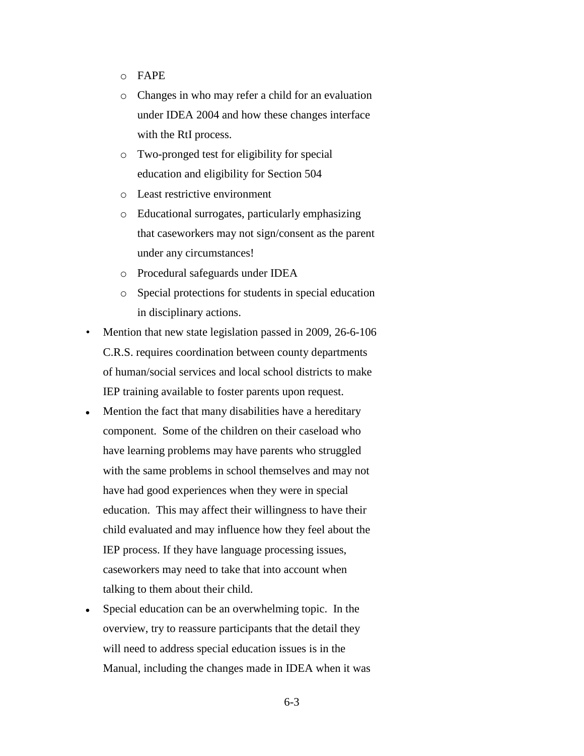- FAPE
  - Changes in who may refer a child for an evaluation under IDEA 2004 and how these changes interface with the RtI process.
  - Two-pronged test for eligibility for special education and eligibility for Section 504
  - Least restrictive environment
  - Educational surrogates, particularly emphasizing that caseworkers may not sign/consent as the parent under any circumstances!
  - Procedural safeguards under IDEA
  - Special protections for students in special education in disciplinary actions.
- Mention that new state legislation passed in 2009, 26-6-106 C.R.S. requires coordination between county departments of human/social services and local school districts to make IEP training available to foster parents upon request.
- Mention the fact that many disabilities have a hereditary component. Some of the children on their caseload who have learning problems may have parents who struggled with the same problems in school themselves and may not have had good experiences when they were in special education. This may affect their willingness to have their child evaluated and may influence how they feel about the IEP process. If they have language processing issues, caseworkers may need to take that into account when talking to them about their child.
- Special education can be an overwhelming topic. In the overview, try to reassure participants that the detail they will need to address special education issues is in the Manual, including the changes made in IDEA when it was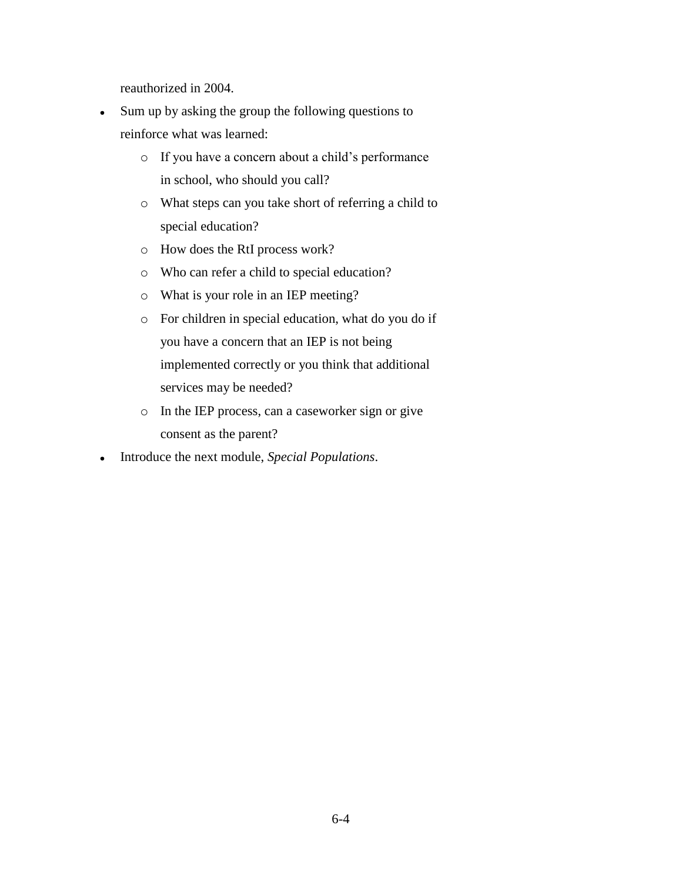reauthorized in 2004.

- Sum up by asking the group the following questions to reinforce what was learned:
  - If you have a concern about a child's performance in school, who should you call?
  - What steps can you take short of referring a child to special education?
  - How does the RtI process work?
  - Who can refer a child to special education?
  - What is your role in an IEP meeting?
  - For children in special education, what do you do if you have a concern that an IEP is not being implemented correctly or you think that additional services may be needed?
  - In the IEP process, can a caseworker sign or give consent as the parent?
- Introduce the next module, *Special Populations*.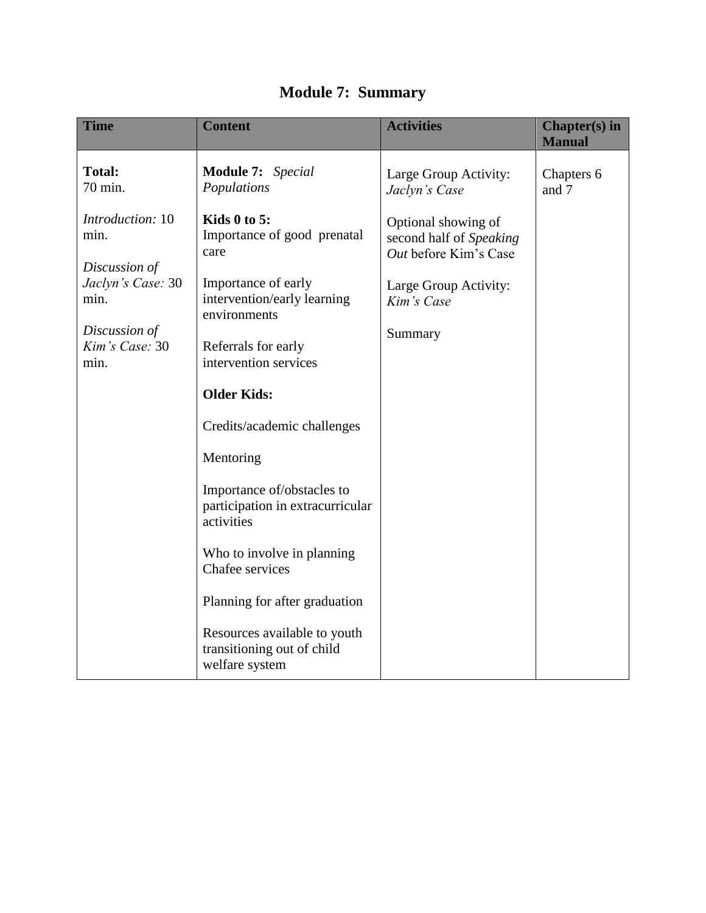# Module 7: Summary

| Time | Content | Activities | Chapter(s) in Manual |
|---|---|---|---|
| **Total:** 70 min.<br><br>*Introduction:* 10 min.<br><br>*Discussion of Jaclyn's Case:* 30 min.<br><br>*Discussion of Kim's Case:* 30 min. | **Module 7:** *Special Populations*<br><br>**Kids 0 to 5:**<br>Importance of good prenatal care<br><br>Importance of early intervention/early learning environments<br><br>Referrals for early intervention services<br><br>**Older Kids:**<br><br>Credits/academic challenges<br><br>Mentoring<br><br>Importance of/obstacles to participation in extracurricular activities<br><br>Who to involve in planning Chafee services<br><br>Planning for after graduation<br><br>Resources available to youth transitioning out of child welfare system | Large Group Activity: *Jaclyn's Case*<br><br>Optional showing of second half of *Speaking Out* before Kim's Case<br><br>Large Group Activity: *Kim's Case*<br><br>Summary | Chapters 6 and 7 |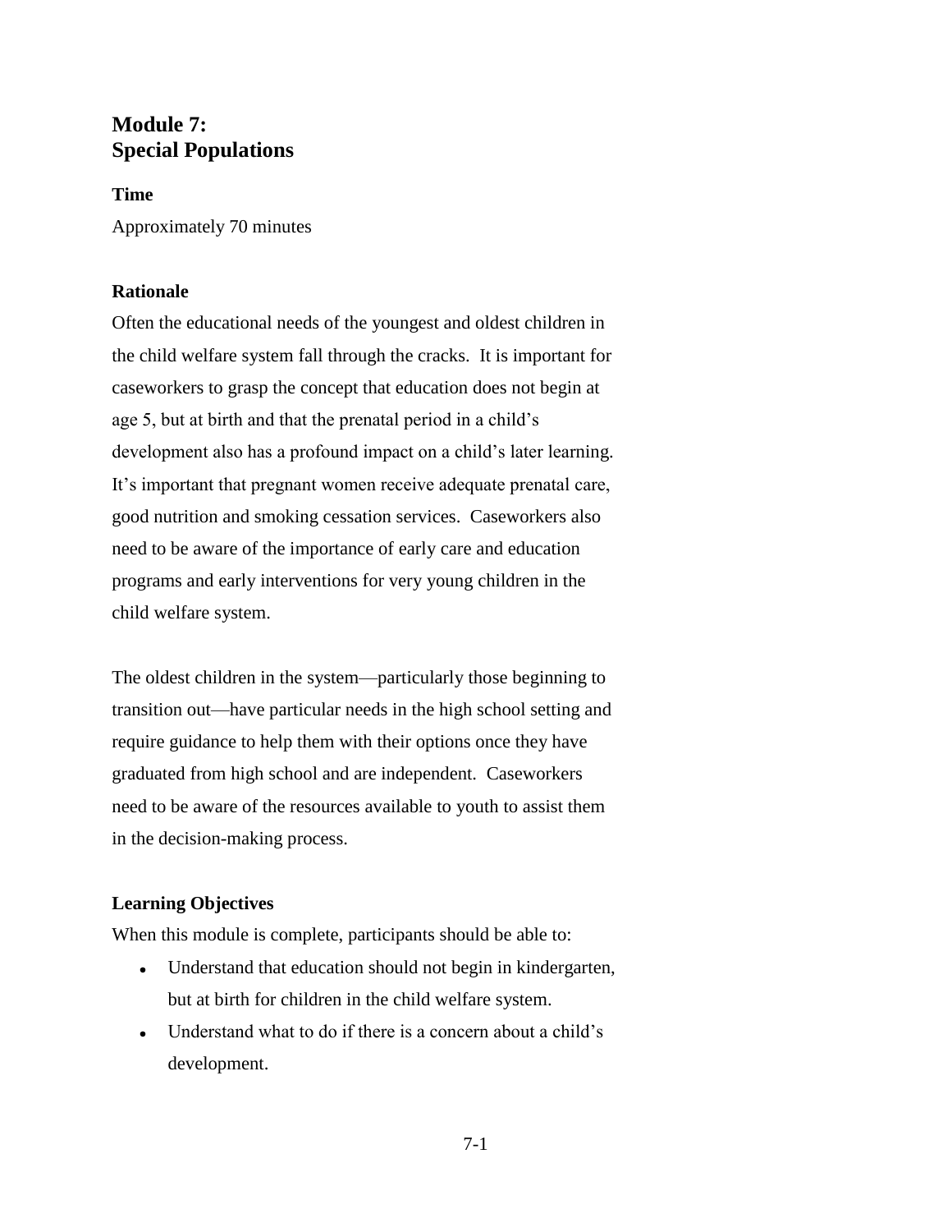# Module 7: Special Populations

### Time

Approximately 70 minutes

### Rationale

Often the educational needs of the youngest and oldest children in the child welfare system fall through the cracks. It is important for caseworkers to grasp the concept that education does not begin at age 5, but at birth and that the prenatal period in a child's development also has a profound impact on a child's later learning. It's important that pregnant women receive adequate prenatal care, good nutrition and smoking cessation services. Caseworkers also need to be aware of the importance of early care and education programs and early interventions for very young children in the child welfare system.

The oldest children in the system—particularly those beginning to transition out—have particular needs in the high school setting and require guidance to help them with their options once they have graduated from high school and are independent. Caseworkers need to be aware of the resources available to youth to assist them in the decision-making process.

### Learning Objectives

When this module is complete, participants should be able to:

- Understand that education should not begin in kindergarten, but at birth for children in the child welfare system.
- Understand what to do if there is a concern about a child's development.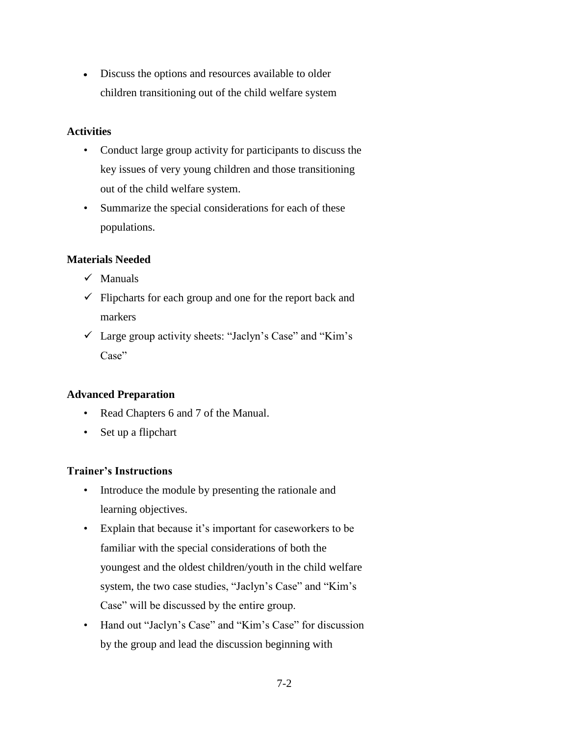- Discuss the options and resources available to older children transitioning out of the child welfare system

**Activities**

- Conduct large group activity for participants to discuss the key issues of very young children and those transitioning out of the child welfare system.
- Summarize the special considerations for each of these populations.

**Materials Needed**

- ✓ Manuals
- ✓ Flipcharts for each group and one for the report back and markers
- ✓ Large group activity sheets: "Jaclyn's Case" and "Kim's Case"

**Advanced Preparation**

- Read Chapters 6 and 7 of the Manual.
- Set up a flipchart

**Trainer's Instructions**

- Introduce the module by presenting the rationale and learning objectives.
- Explain that because it's important for caseworkers to be familiar with the special considerations of both the youngest and the oldest children/youth in the child welfare system, the two case studies, "Jaclyn's Case" and "Kim's Case" will be discussed by the entire group.
- Hand out "Jaclyn's Case" and "Kim's Case" for discussion by the group and lead the discussion beginning with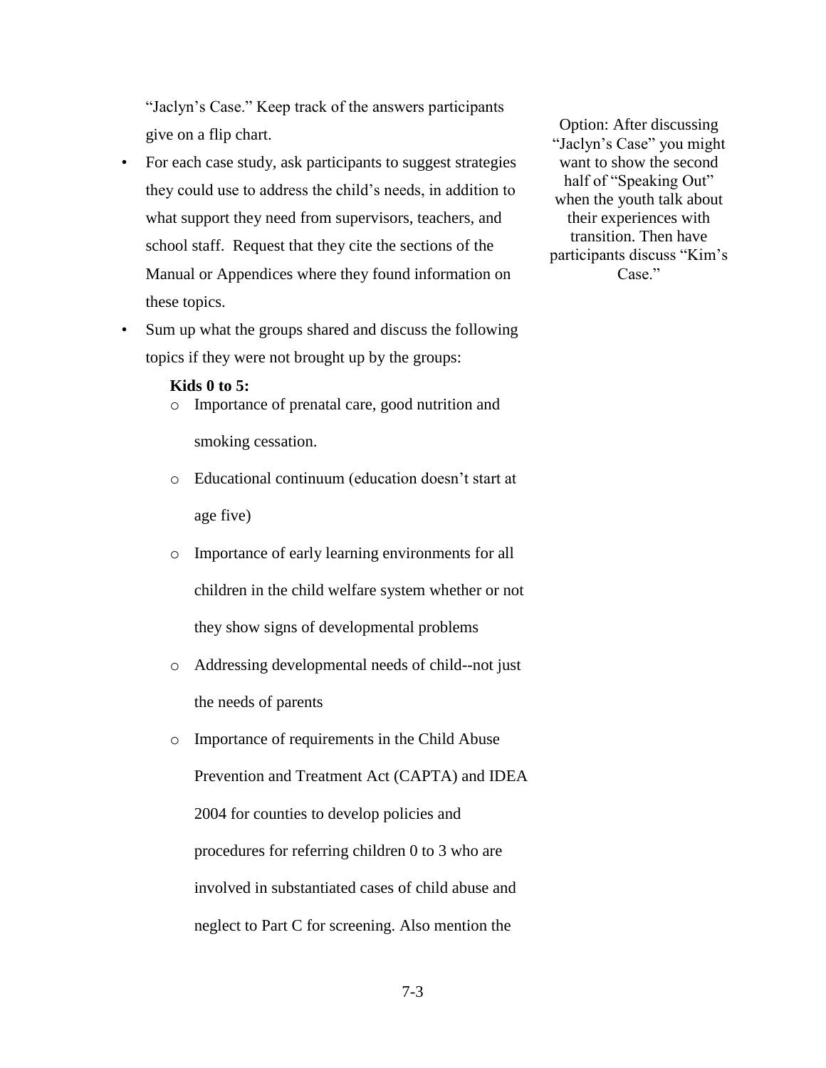"Jaclyn's Case." Keep track of the answers participants give on a flip chart.

- For each case study, ask participants to suggest strategies they could use to address the child's needs, in addition to what support they need from supervisors, teachers, and school staff. Request that they cite the sections of the Manual or Appendices where they found information on these topics.
- Sum up what the groups shared and discuss the following topics if they were not brought up by the groups:

  **Kids 0 to 5:**

  - Importance of prenatal care, good nutrition and smoking cessation.
  - Educational continuum (education doesn't start at age five)
  - Importance of early learning environments for all children in the child welfare system whether or not they show signs of developmental problems
  - Addressing developmental needs of child--not just the needs of parents
  - Importance of requirements in the Child Abuse Prevention and Treatment Act (CAPTA) and IDEA 2004 for counties to develop policies and procedures for referring children 0 to 3 who are involved in substantiated cases of child abuse and neglect to Part C for screening. Also mention the

Option: After discussing "Jaclyn's Case" you might want to show the second half of "Speaking Out" when the youth talk about their experiences with transition. Then have participants discuss "Kim's Case."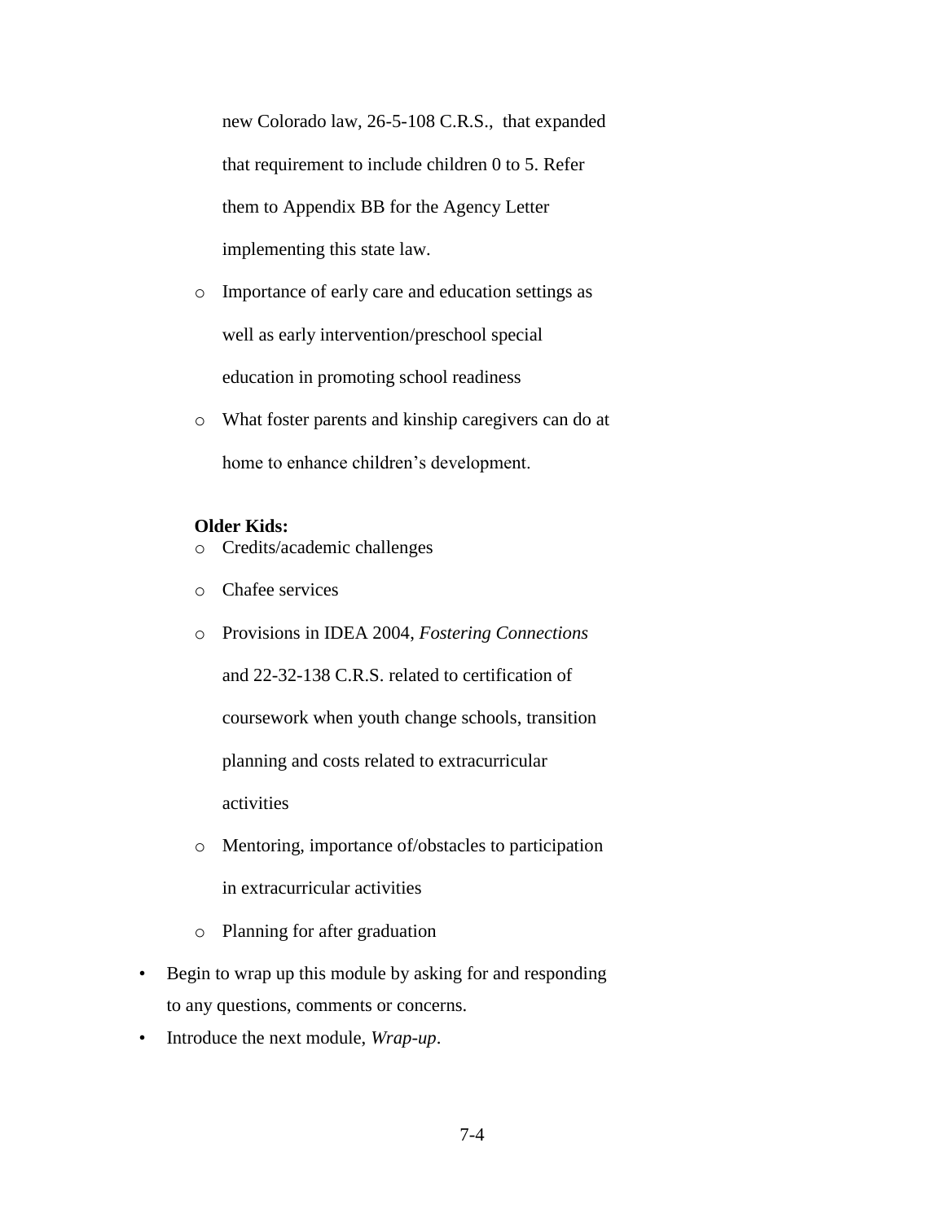new Colorado law, 26-5-108 C.R.S., that expanded that requirement to include children 0 to 5. Refer them to Appendix BB for the Agency Letter implementing this state law.

- Importance of early care and education settings as well as early intervention/preschool special education in promoting school readiness
- What foster parents and kinship caregivers can do at home to enhance children's development.

**Older Kids:**

- Credits/academic challenges
- Chafee services
- Provisions in IDEA 2004, *Fostering Connections* and 22-32-138 C.R.S. related to certification of coursework when youth change schools, transition planning and costs related to extracurricular activities
- Mentoring, importance of/obstacles to participation in extracurricular activities
- Planning for after graduation

- Begin to wrap up this module by asking for and responding to any questions, comments or concerns.
- Introduce the next module, *Wrap-up*.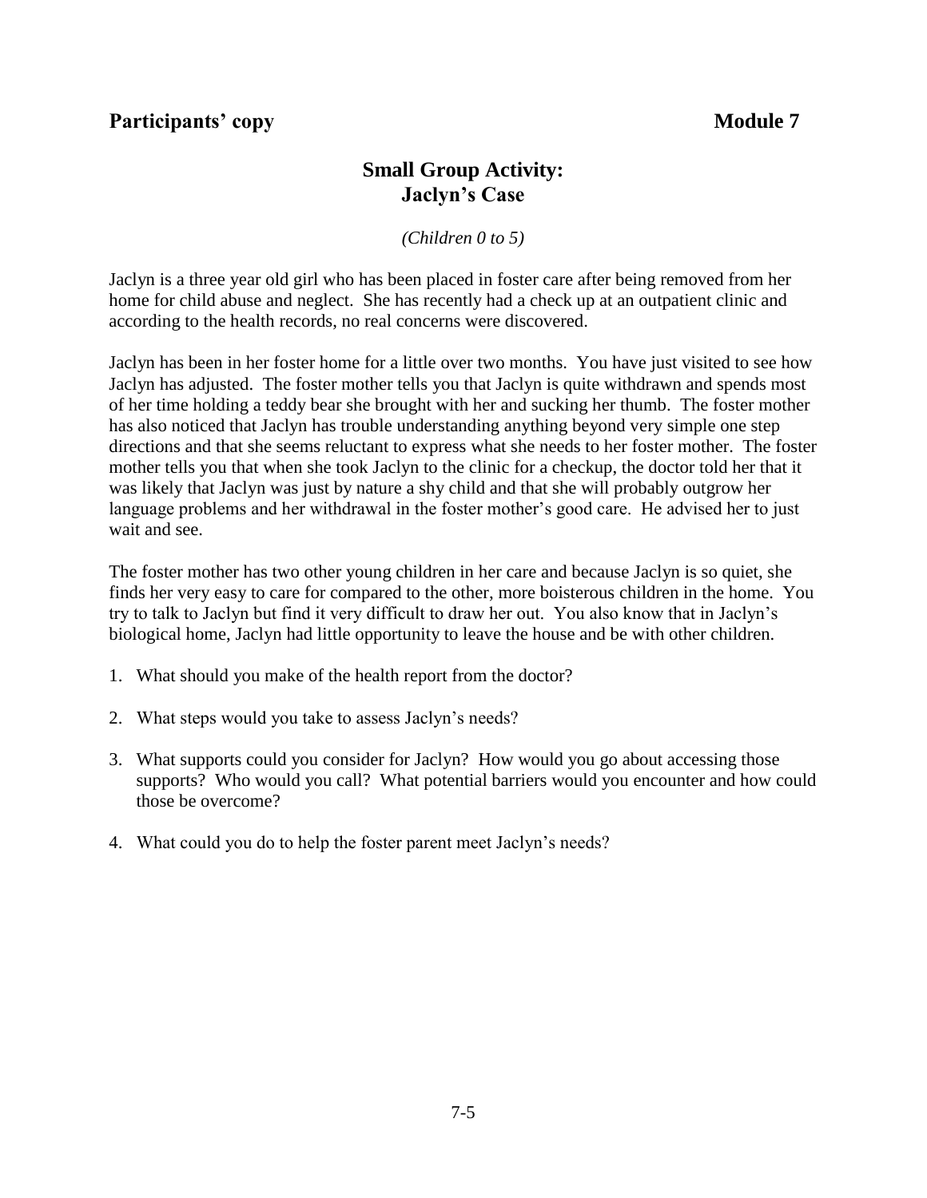**Participants' copy** **Module 7**

## Small Group Activity: Jaclyn's Case

*(Children 0 to 5)*

Jaclyn is a three year old girl who has been placed in foster care after being removed from her home for child abuse and neglect. She has recently had a check up at an outpatient clinic and according to the health records, no real concerns were discovered.

Jaclyn has been in her foster home for a little over two months. You have just visited to see how Jaclyn has adjusted. The foster mother tells you that Jaclyn is quite withdrawn and spends most of her time holding a teddy bear she brought with her and sucking her thumb. The foster mother has also noticed that Jaclyn has trouble understanding anything beyond very simple one step directions and that she seems reluctant to express what she needs to her foster mother. The foster mother tells you that when she took Jaclyn to the clinic for a checkup, the doctor told her that it was likely that Jaclyn was just by nature a shy child and that she will probably outgrow her language problems and her withdrawal in the foster mother's good care. He advised her to just wait and see.

The foster mother has two other young children in her care and because Jaclyn is so quiet, she finds her very easy to care for compared to the other, more boisterous children in the home. You try to talk to Jaclyn but find it very difficult to draw her out. You also know that in Jaclyn's biological home, Jaclyn had little opportunity to leave the house and be with other children.

1. What should you make of the health report from the doctor?
2. What steps would you take to assess Jaclyn's needs?
3. What supports could you consider for Jaclyn? How would you go about accessing those supports? Who would you call? What potential barriers would you encounter and how could those be overcome?
4. What could you do to help the foster parent meet Jaclyn's needs?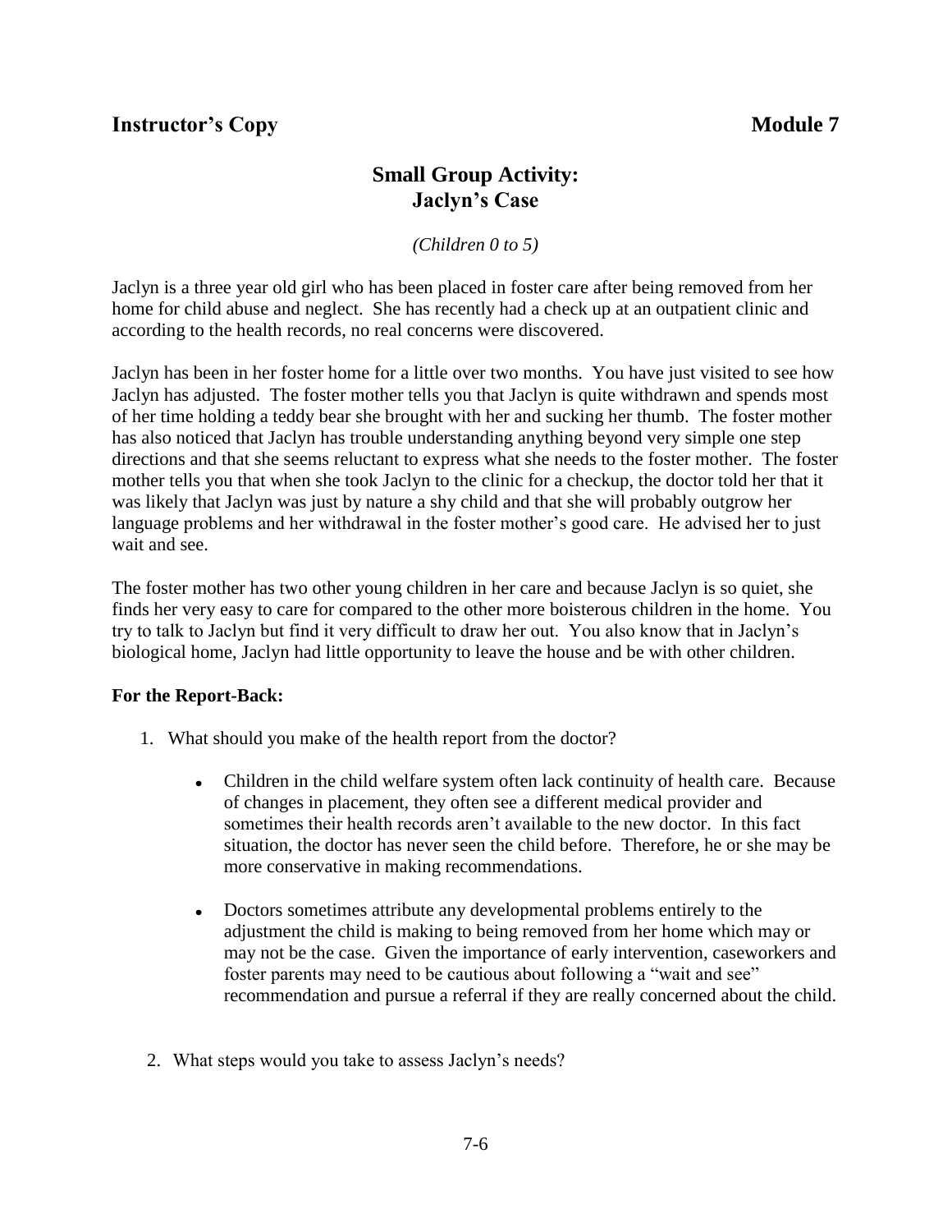**Instructor's Copy** **Module 7**

## Small Group Activity: Jaclyn's Case

*(Children 0 to 5)*

Jaclyn is a three year old girl who has been placed in foster care after being removed from her home for child abuse and neglect. She has recently had a check up at an outpatient clinic and according to the health records, no real concerns were discovered.

Jaclyn has been in her foster home for a little over two months. You have just visited to see how Jaclyn has adjusted. The foster mother tells you that Jaclyn is quite withdrawn and spends most of her time holding a teddy bear she brought with her and sucking her thumb. The foster mother has also noticed that Jaclyn has trouble understanding anything beyond very simple one step directions and that she seems reluctant to express what she needs to the foster mother. The foster mother tells you that when she took Jaclyn to the clinic for a checkup, the doctor told her that it was likely that Jaclyn was just by nature a shy child and that she will probably outgrow her language problems and her withdrawal in the foster mother's good care. He advised her to just wait and see.

The foster mother has two other young children in her care and because Jaclyn is so quiet, she finds her very easy to care for compared to the other more boisterous children in the home. You try to talk to Jaclyn but find it very difficult to draw her out. You also know that in Jaclyn's biological home, Jaclyn had little opportunity to leave the house and be with other children.

**For the Report-Back:**

1. What should you make of the health report from the doctor?

   - Children in the child welfare system often lack continuity of health care. Because of changes in placement, they often see a different medical provider and sometimes their health records aren't available to the new doctor. In this fact situation, the doctor has never seen the child before. Therefore, he or she may be more conservative in making recommendations.

   - Doctors sometimes attribute any developmental problems entirely to the adjustment the child is making to being removed from her home which may or may not be the case. Given the importance of early intervention, caseworkers and foster parents may need to be cautious about following a "wait and see" recommendation and pursue a referral if they are really concerned about the child.

2. What steps would you take to assess Jaclyn's needs?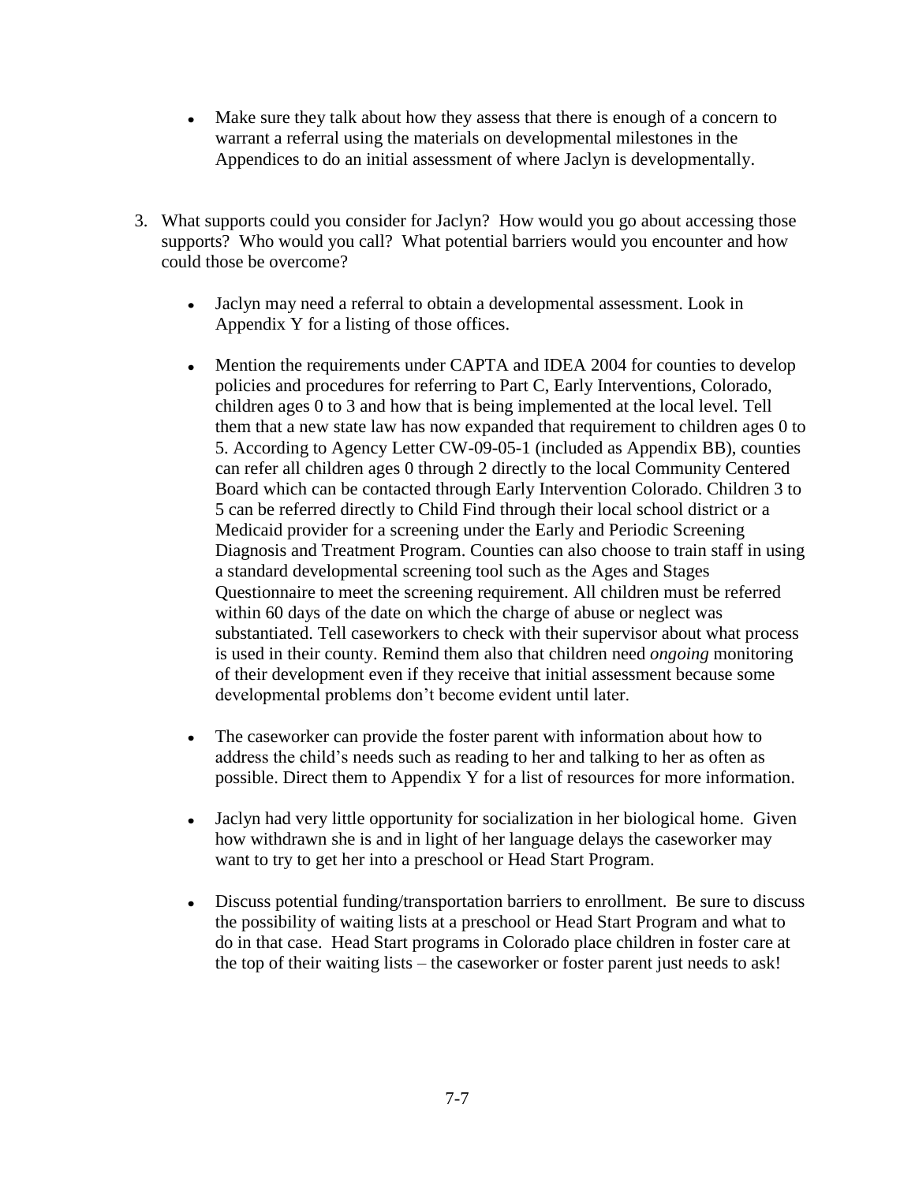- Make sure they talk about how they assess that there is enough of a concern to warrant a referral using the materials on developmental milestones in the Appendices to do an initial assessment of where Jaclyn is developmentally.

3. What supports could you consider for Jaclyn? How would you go about accessing those supports? Who would you call? What potential barriers would you encounter and how could those be overcome?

   - Jaclyn may need a referral to obtain a developmental assessment. Look in Appendix Y for a listing of those offices.

   - Mention the requirements under CAPTA and IDEA 2004 for counties to develop policies and procedures for referring to Part C, Early Interventions, Colorado, children ages 0 to 3 and how that is being implemented at the local level. Tell them that a new state law has now expanded that requirement to children ages 0 to 5. According to Agency Letter CW-09-05-1 (included as Appendix BB), counties can refer all children ages 0 through 2 directly to the local Community Centered Board which can be contacted through Early Intervention Colorado. Children 3 to 5 can be referred directly to Child Find through their local school district or a Medicaid provider for a screening under the Early and Periodic Screening Diagnosis and Treatment Program. Counties can also choose to train staff in using a standard developmental screening tool such as the Ages and Stages Questionnaire to meet the screening requirement. All children must be referred within 60 days of the date on which the charge of abuse or neglect was substantiated. Tell caseworkers to check with their supervisor about what process is used in their county. Remind them also that children need *ongoing* monitoring of their development even if they receive that initial assessment because some developmental problems don't become evident until later.

   - The caseworker can provide the foster parent with information about how to address the child's needs such as reading to her and talking to her as often as possible. Direct them to Appendix Y for a list of resources for more information.

   - Jaclyn had very little opportunity for socialization in her biological home. Given how withdrawn she is and in light of her language delays the caseworker may want to try to get her into a preschool or Head Start Program.

   - Discuss potential funding/transportation barriers to enrollment. Be sure to discuss the possibility of waiting lists at a preschool or Head Start Program and what to do in that case. Head Start programs in Colorado place children in foster care at the top of their waiting lists – the caseworker or foster parent just needs to ask!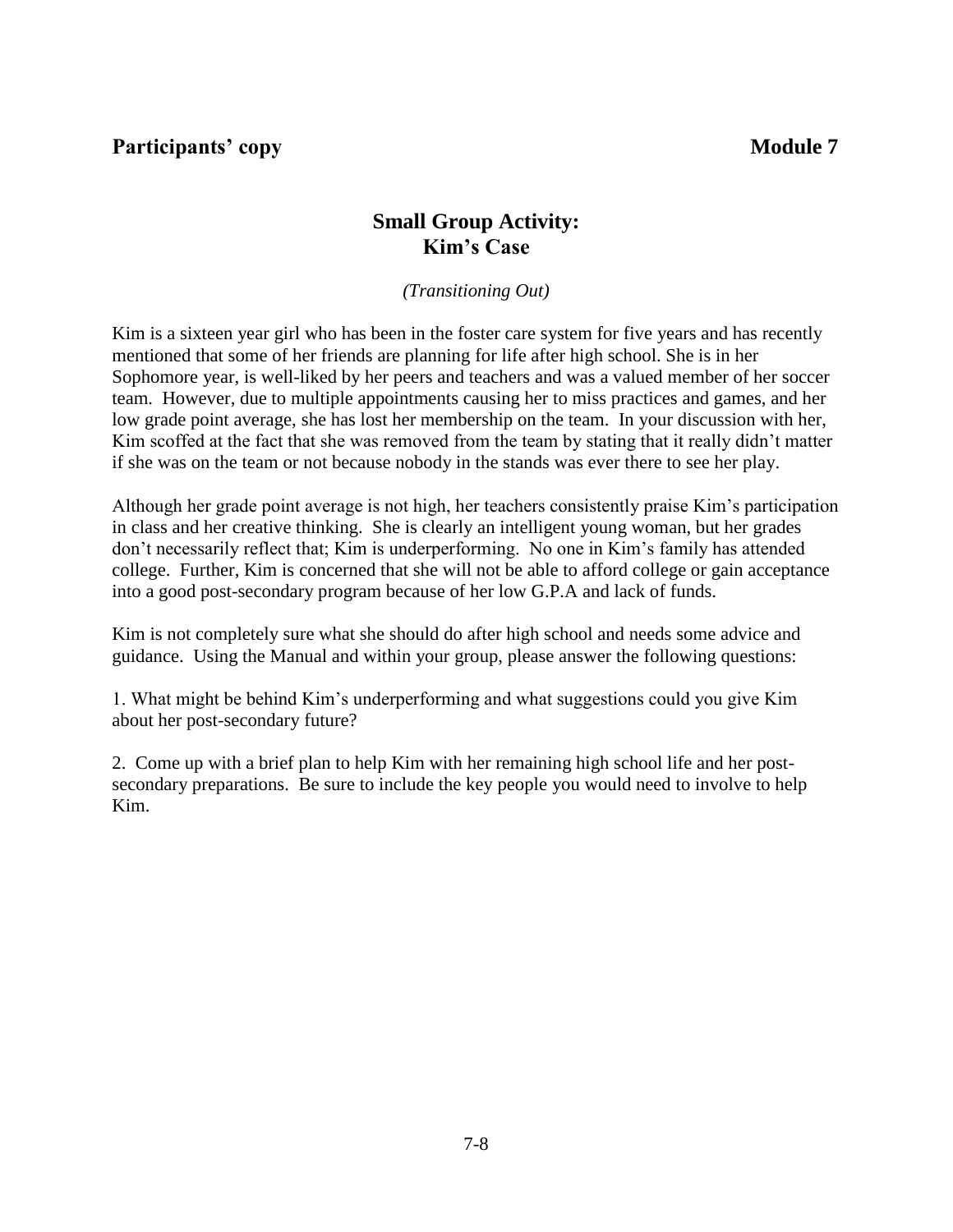**Participants' copy** **Module 7**

## Small Group Activity: Kim's Case

*(Transitioning Out)*

Kim is a sixteen year girl who has been in the foster care system for five years and has recently mentioned that some of her friends are planning for life after high school. She is in her Sophomore year, is well-liked by her peers and teachers and was a valued member of her soccer team. However, due to multiple appointments causing her to miss practices and games, and her low grade point average, she has lost her membership on the team. In your discussion with her, Kim scoffed at the fact that she was removed from the team by stating that it really didn't matter if she was on the team or not because nobody in the stands was ever there to see her play.

Although her grade point average is not high, her teachers consistently praise Kim's participation in class and her creative thinking. She is clearly an intelligent young woman, but her grades don't necessarily reflect that; Kim is underperforming. No one in Kim's family has attended college. Further, Kim is concerned that she will not be able to afford college or gain acceptance into a good post-secondary program because of her low G.P.A and lack of funds.

Kim is not completely sure what she should do after high school and needs some advice and guidance. Using the Manual and within your group, please answer the following questions:

1. What might be behind Kim's underperforming and what suggestions could you give Kim about her post-secondary future?

2. Come up with a brief plan to help Kim with her remaining high school life and her post-secondary preparations. Be sure to include the key people you would need to involve to help Kim.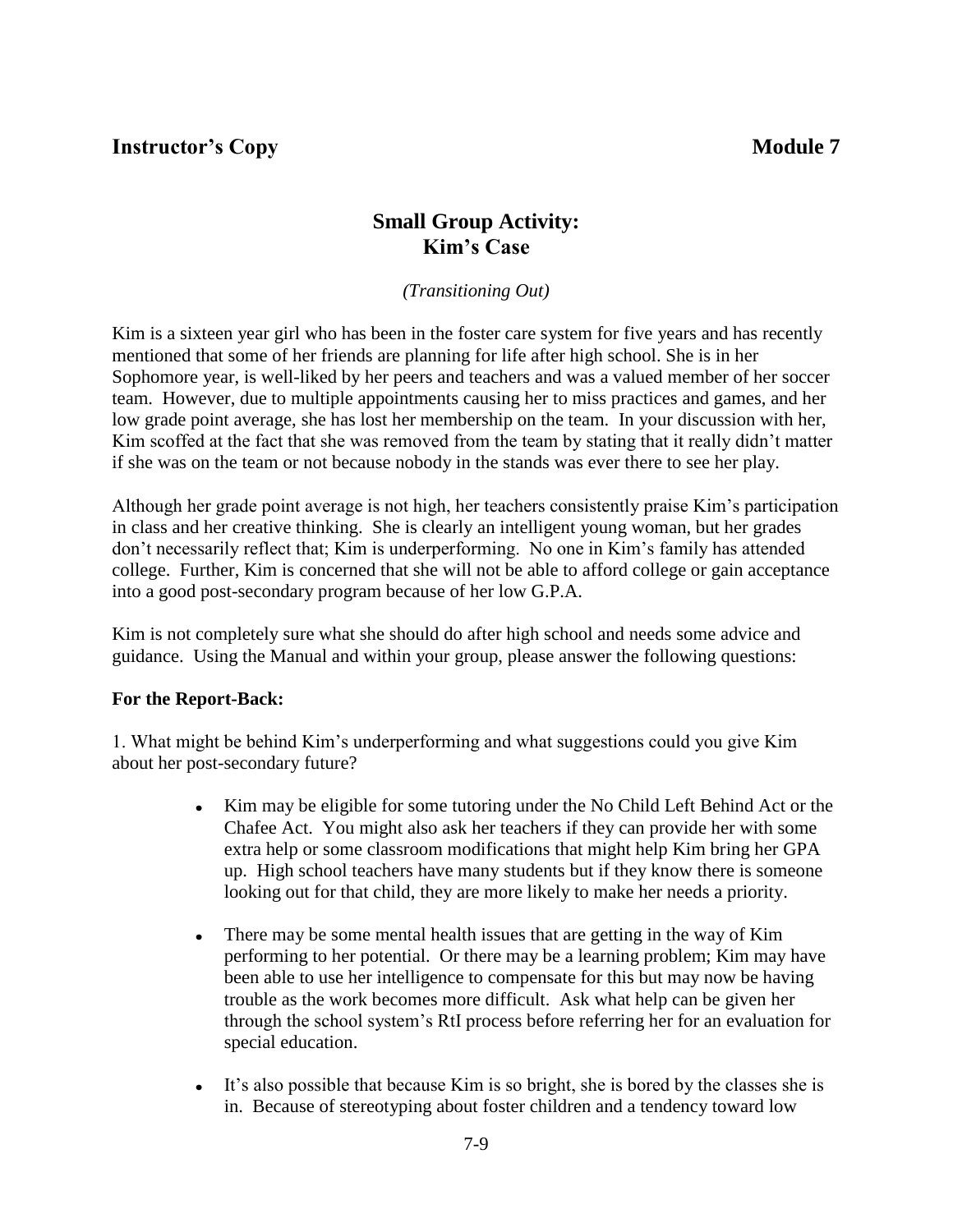**Instructor's Copy** **Module 7**

## Small Group Activity: Kim's Case

*(Transitioning Out)*

Kim is a sixteen year girl who has been in the foster care system for five years and has recently mentioned that some of her friends are planning for life after high school. She is in her Sophomore year, is well-liked by her peers and teachers and was a valued member of her soccer team. However, due to multiple appointments causing her to miss practices and games, and her low grade point average, she has lost her membership on the team. In your discussion with her, Kim scoffed at the fact that she was removed from the team by stating that it really didn't matter if she was on the team or not because nobody in the stands was ever there to see her play.

Although her grade point average is not high, her teachers consistently praise Kim's participation in class and her creative thinking. She is clearly an intelligent young woman, but her grades don't necessarily reflect that; Kim is underperforming. No one in Kim's family has attended college. Further, Kim is concerned that she will not be able to afford college or gain acceptance into a good post-secondary program because of her low G.P.A.

Kim is not completely sure what she should do after high school and needs some advice and guidance. Using the Manual and within your group, please answer the following questions:

**For the Report-Back:**

1. What might be behind Kim's underperforming and what suggestions could you give Kim about her post-secondary future?

- Kim may be eligible for some tutoring under the No Child Left Behind Act or the Chafee Act. You might also ask her teachers if they can provide her with some extra help or some classroom modifications that might help Kim bring her GPA up. High school teachers have many students but if they know there is someone looking out for that child, they are more likely to make her needs a priority.

- There may be some mental health issues that are getting in the way of Kim performing to her potential. Or there may be a learning problem; Kim may have been able to use her intelligence to compensate for this but may now be having trouble as the work becomes more difficult. Ask what help can be given her through the school system's RtI process before referring her for an evaluation for special education.

- It's also possible that because Kim is so bright, she is bored by the classes she is in. Because of stereotyping about foster children and a tendency toward low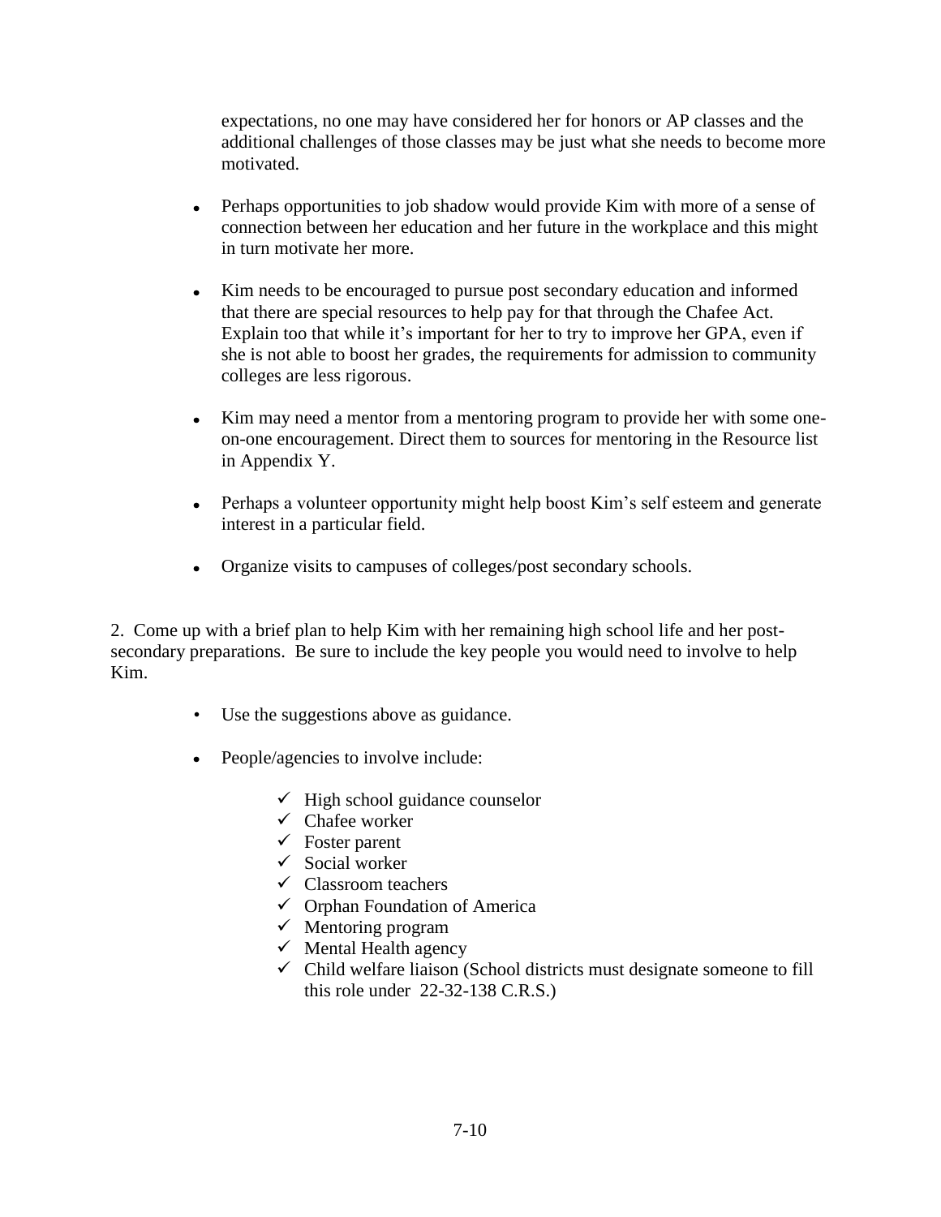expectations, no one may have considered her for honors or AP classes and the additional challenges of those classes may be just what she needs to become more motivated.

- Perhaps opportunities to job shadow would provide Kim with more of a sense of connection between her education and her future in the workplace and this might in turn motivate her more.
- Kim needs to be encouraged to pursue post secondary education and informed that there are special resources to help pay for that through the Chafee Act. Explain too that while it's important for her to try to improve her GPA, even if she is not able to boost her grades, the requirements for admission to community colleges are less rigorous.
- Kim may need a mentor from a mentoring program to provide her with some one-on-one encouragement. Direct them to sources for mentoring in the Resource list in Appendix Y.
- Perhaps a volunteer opportunity might help boost Kim's self esteem and generate interest in a particular field.
- Organize visits to campuses of colleges/post secondary schools.

2. Come up with a brief plan to help Kim with her remaining high school life and her post-secondary preparations. Be sure to include the key people you would need to involve to help Kim.

- Use the suggestions above as guidance.
- People/agencies to involve include:
  - ✓ High school guidance counselor
  - ✓ Chafee worker
  - ✓ Foster parent
  - ✓ Social worker
  - ✓ Classroom teachers
  - ✓ Orphan Foundation of America
  - ✓ Mentoring program
  - ✓ Mental Health agency
  - ✓ Child welfare liaison (School districts must designate someone to fill this role under 22-32-138 C.R.S.)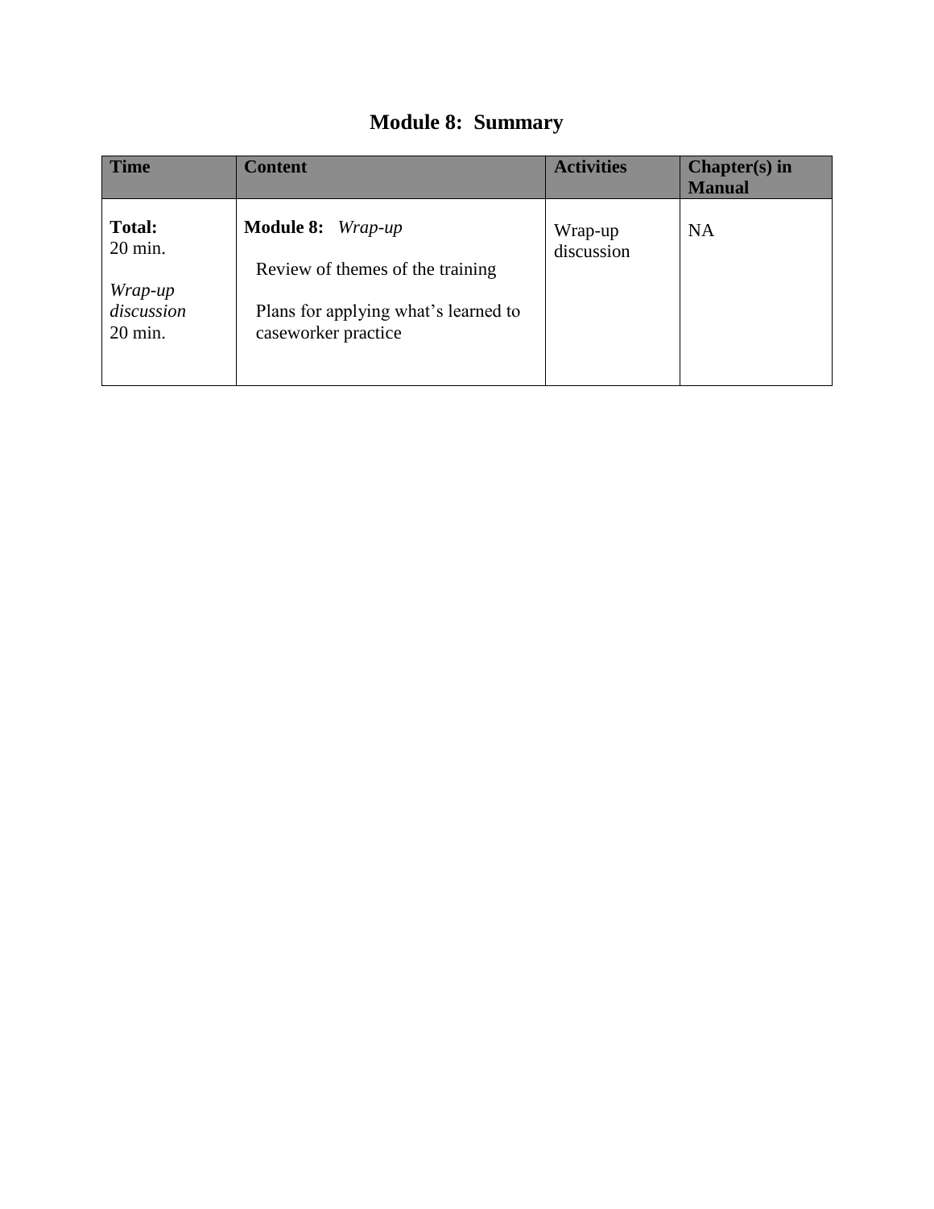# Module 8: Summary

| Time | Content | Activities | Chapter(s) in Manual |
|---|---|---|---|
| **Total:** 20 min.<br><br>*Wrap-up discussion* 20 min. | **Module 8:** *Wrap-up*<br><br>Review of themes of the training<br><br>Plans for applying what's learned to caseworker practice | Wrap-up discussion | NA |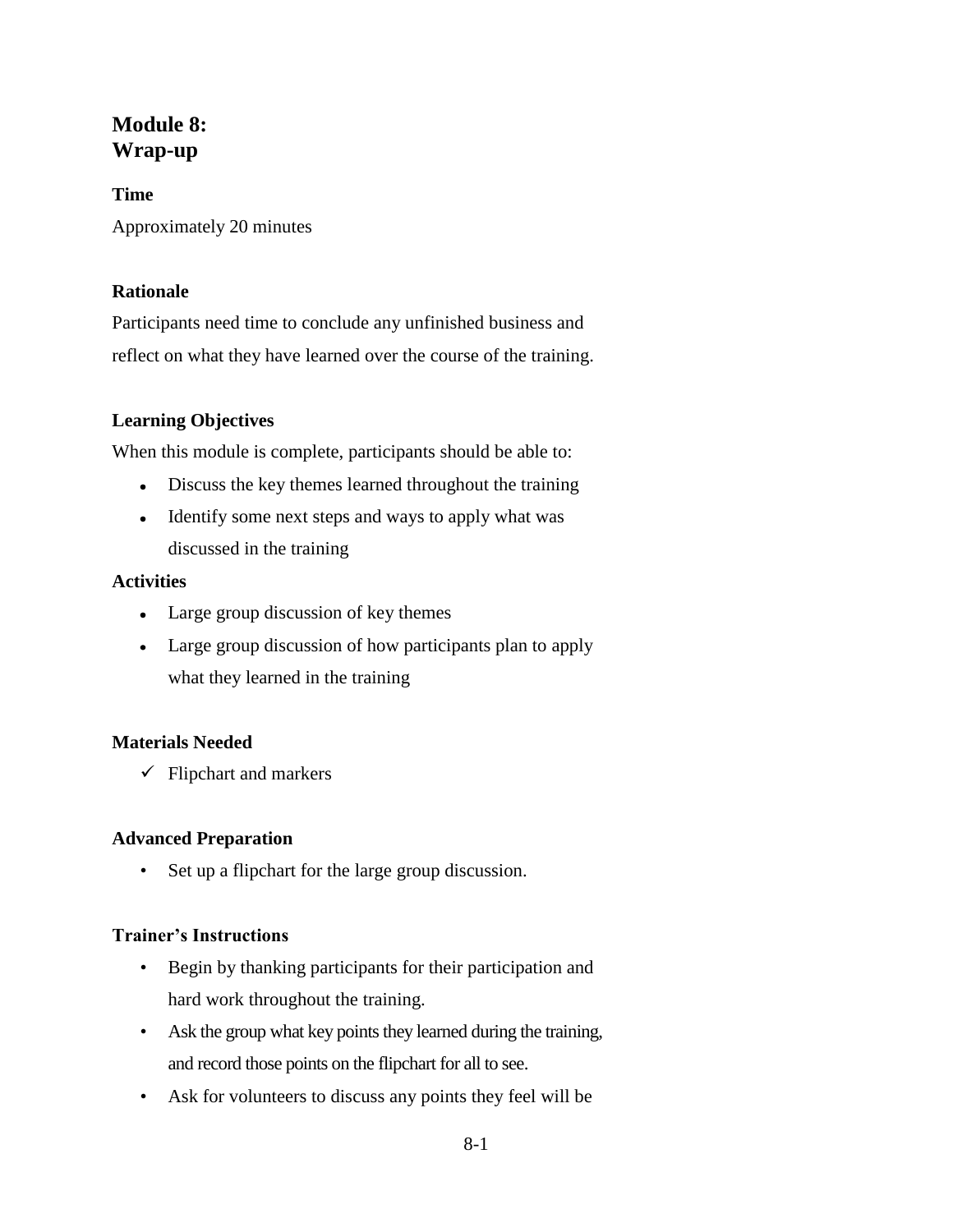# Module 8: Wrap-up

**Time**

Approximately 20 minutes

**Rationale**

Participants need time to conclude any unfinished business and reflect on what they have learned over the course of the training.

**Learning Objectives**

When this module is complete, participants should be able to:

- Discuss the key themes learned throughout the training
- Identify some next steps and ways to apply what was discussed in the training

**Activities**

- Large group discussion of key themes
- Large group discussion of how participants plan to apply what they learned in the training

**Materials Needed**

- ✓ Flipchart and markers

**Advanced Preparation**

- Set up a flipchart for the large group discussion.

**Trainer's Instructions**

- Begin by thanking participants for their participation and hard work throughout the training.
- Ask the group what key points they learned during the training, and record those points on the flipchart for all to see.
- Ask for volunteers to discuss any points they feel will be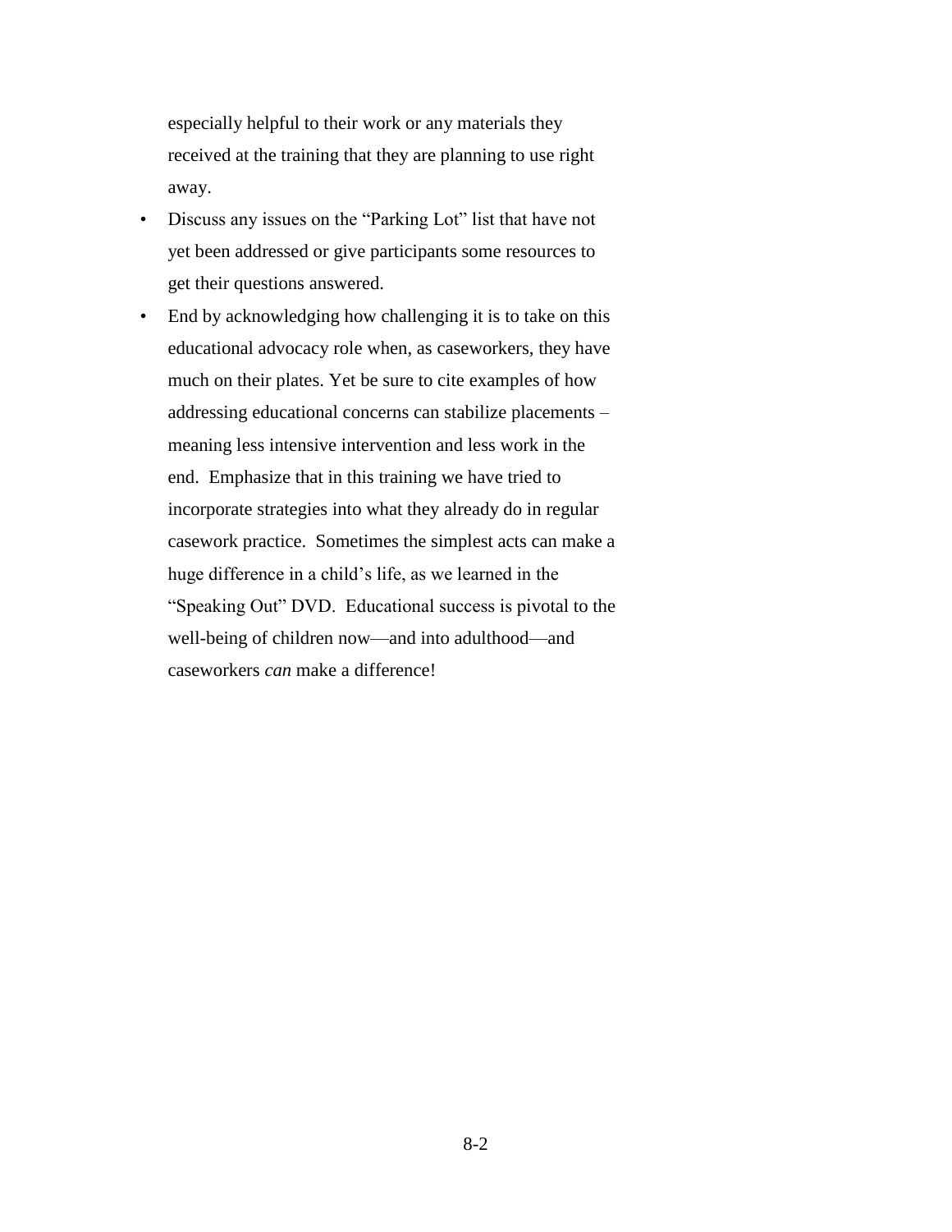especially helpful to their work or any materials they received at the training that they are planning to use right away.

- Discuss any issues on the "Parking Lot" list that have not yet been addressed or give participants some resources to get their questions answered.
- End by acknowledging how challenging it is to take on this educational advocacy role when, as caseworkers, they have much on their plates. Yet be sure to cite examples of how addressing educational concerns can stabilize placements – meaning less intensive intervention and less work in the end. Emphasize that in this training we have tried to incorporate strategies into what they already do in regular casework practice. Sometimes the simplest acts can make a huge difference in a child's life, as we learned in the "Speaking Out" DVD. Educational success is pivotal to the well-being of children now—and into adulthood—and caseworkers *can* make a difference!